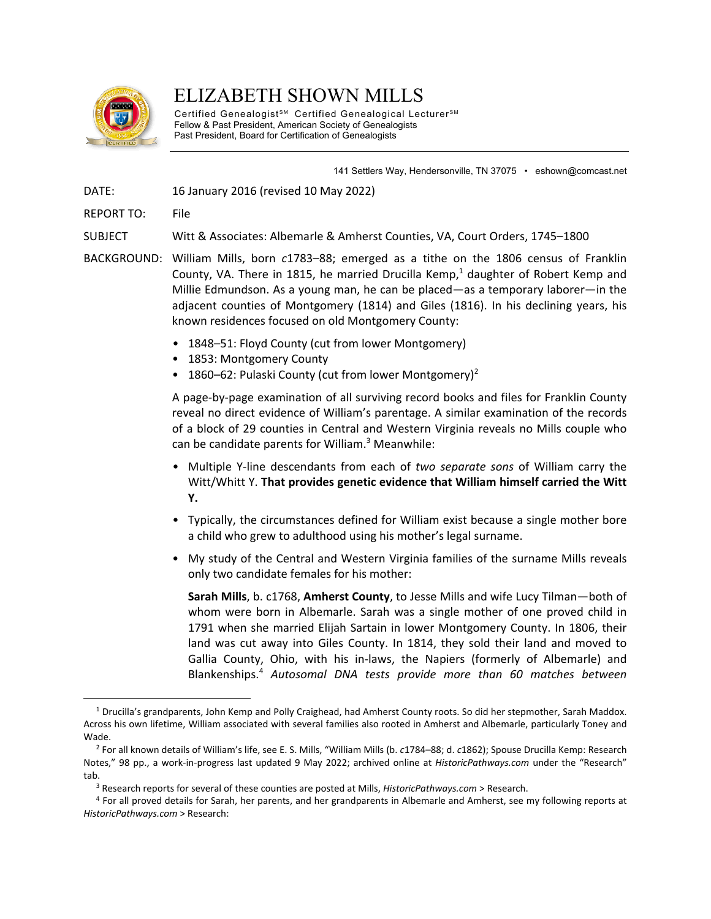# ELIZABETH SHOWN MILLS

Certified Genealogist℠ Certified Genealogical Lecturer℠
Fellow & Past President, American Society of Genealogists
Past President, Board for Certification of Genealogists

141 Settlers Way, Hendersonville, TN 37075 • eshown@comcast.net

DATE: 16 January 2016 (revised 10 May 2022)

REPORT TO: File

SUBJECT Witt & Associates: Albemarle & Amherst Counties, VA, Court Orders, 1745–1800

BACKGROUND: William Mills, born *c*1783–88; emerged as a tithe on the 1806 census of Franklin County, VA. There in 1815, he married Drucilla Kemp,[1] daughter of Robert Kemp and Millie Edmundson. As a young man, he can be placed—as a temporary laborer—in the adjacent counties of Montgomery (1814) and Giles (1816). In his declining years, his known residences focused on old Montgomery County:

- 1848–51: Floyd County (cut from lower Montgomery)
- 1853: Montgomery County
- 1860–62: Pulaski County (cut from lower Montgomery)[2]

A page-by-page examination of all surviving record books and files for Franklin County reveal no direct evidence of William's parentage. A similar examination of the records of a block of 29 counties in Central and Western Virginia reveals no Mills couple who can be candidate parents for William.[3] Meanwhile:

- Multiple Y-line descendants from each of *two separate sons* of William carry the Witt/Whitt Y. **That provides genetic evidence that William himself carried the Witt Y.**
- Typically, the circumstances defined for William exist because a single mother bore a child who grew to adulthood using his mother's legal surname.
- My study of the Central and Western Virginia families of the surname Mills reveals only two candidate females for his mother:

  **Sarah Mills**, b. c1768, **Amherst County**, to Jesse Mills and wife Lucy Tilman—both of whom were born in Albemarle. Sarah was a single mother of one proved child in 1791 when she married Elijah Sartain in lower Montgomery County. In 1806, their land was cut away into Giles County. In 1814, they sold their land and moved to Gallia County, Ohio, with his in-laws, the Napiers (formerly of Albemarle) and Blankenships.[4] *Autosomal DNA tests provide more than 60 matches between*

---

[1] Drucilla's grandparents, John Kemp and Polly Craighead, had Amherst County roots. So did her stepmother, Sarah Maddox. Across his own lifetime, William associated with several families also rooted in Amherst and Albemarle, particularly Toney and Wade.

[2] For all known details of William's life, see E. S. Mills, "William Mills (b. *c*1784–88; d. *c*1862); Spouse Drucilla Kemp: Research Notes," 98 pp., a work-in-progress last updated 9 May 2022; archived online at *HistoricPathways.com* under the "Research" tab.

[3] Research reports for several of these counties are posted at Mills, *HistoricPathways.com* > Research.

[4] For all proved details for Sarah, her parents, and her grandparents in Albemarle and Amherst, see my following reports at *HistoricPathways.com* > Research: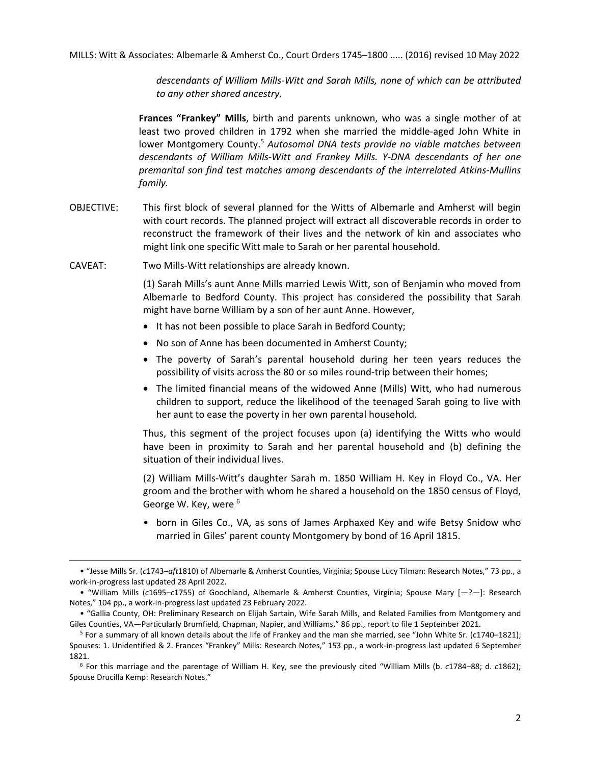*descendants of William Mills-Witt and Sarah Mills, none of which can be attributed to any other shared ancestry.*

**Frances "Frankey" Mills**, birth and parents unknown, who was a single mother of at least two proved children in 1792 when she married the middle-aged John White in lower Montgomery County.[5] *Autosomal DNA tests provide no viable matches between descendants of William Mills-Witt and Frankey Mills. Y-DNA descendants of her one premarital son find test matches among descendants of the interrelated Atkins-Mullins family.*

OBJECTIVE: This first block of several planned for the Witts of Albemarle and Amherst will begin with court records. The planned project will extract all discoverable records in order to reconstruct the framework of their lives and the network of kin and associates who might link one specific Witt male to Sarah or her parental household.

CAVEAT: Two Mills-Witt relationships are already known.

(1) Sarah Mills's aunt Anne Mills married Lewis Witt, son of Benjamin who moved from Albemarle to Bedford County. This project has considered the possibility that Sarah might have borne William by a son of her aunt Anne. However,

- It has not been possible to place Sarah in Bedford County;
- No son of Anne has been documented in Amherst County;
- The poverty of Sarah's parental household during her teen years reduces the possibility of visits across the 80 or so miles round-trip between their homes;
- The limited financial means of the widowed Anne (Mills) Witt, who had numerous children to support, reduce the likelihood of the teenaged Sarah going to live with her aunt to ease the poverty in her own parental household.

Thus, this segment of the project focuses upon (a) identifying the Witts who would have been in proximity to Sarah and her parental household and (b) defining the situation of their individual lives.

(2) William Mills-Witt's daughter Sarah m. 1850 William H. Key in Floyd Co., VA. Her groom and the brother with whom he shared a household on the 1850 census of Floyd, George W. Key, were [6]

- born in Giles Co., VA, as sons of James Arphaxed Key and wife Betsy Snidow who married in Giles' parent county Montgomery by bond of 16 April 1815.

---

- "Jesse Mills Sr. (*c*1743–*aft*1810) of Albemarle & Amherst Counties, Virginia; Spouse Lucy Tilman: Research Notes," 73 pp., a work-in-progress last updated 28 April 2022.
- "William Mills (*c*1695–*c*1755) of Goochland, Albemarle & Amherst Counties, Virginia; Spouse Mary [—?—]: Research Notes," 104 pp., a work-in-progress last updated 23 February 2022.
- "Gallia County, OH: Preliminary Research on Elijah Sartain, Wife Sarah Mills, and Related Families from Montgomery and Giles Counties, VA—Particularly Brumfield, Chapman, Napier, and Williams," 86 pp., report to file 1 September 2021.

[5] For a summary of all known details about the life of Frankey and the man she married, see "John White Sr. (c1740–1821); Spouses: 1. Unidentified & 2. Frances "Frankey" Mills: Research Notes," 153 pp., a work-in-progress last updated 6 September 1821.

[6] For this marriage and the parentage of William H. Key, see the previously cited "William Mills (b. *c*1784–88; d. *c*1862); Spouse Drucilla Kemp: Research Notes."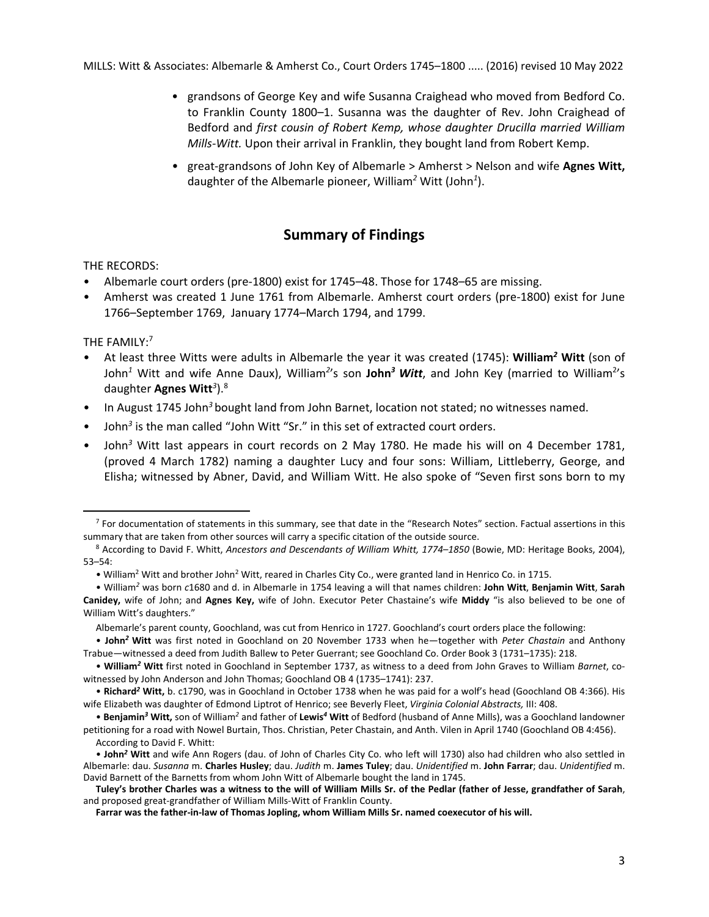- grandsons of George Key and wife Susanna Craighead who moved from Bedford Co. to Franklin County 1800–1. Susanna was the daughter of Rev. John Craighead of Bedford and *first cousin of Robert Kemp, whose daughter Drucilla married William Mills-Witt.* Upon their arrival in Franklin, they bought land from Robert Kemp.
- great-grandsons of John Key of Albemarle > Amherst > Nelson and wife **Agnes Witt,** daughter of the Albemarle pioneer, William*²* Witt (John*¹*).

## Summary of Findings

THE RECORDS:

- Albemarle court orders (pre-1800) exist for 1745–48. Those for 1748–65 are missing.
- Amherst was created 1 June 1761 from Albemarle. Amherst court orders (pre-1800) exist for June 1766–September 1769, January 1774–March 1794, and 1799.

THE FAMILY:[7]

- At least three Witts were adults in Albemarle the year it was created (1745): **William*²* Witt** (son of John*¹* Witt and wife Anne Daux), William*²*'s son **John*³* *Witt***, and John Key (married to William²'s daughter **Agnes Witt*³***).[8]
- In August 1745 John*³* bought land from John Barnet, location not stated; no witnesses named.
- John*³* is the man called "John Witt "Sr." in this set of extracted court orders.
- John*³* Witt last appears in court records on 2 May 1780. He made his will on 4 December 1781, (proved 4 March 1782) naming a daughter Lucy and four sons: William, Littleberry, George, and Elisha; witnessed by Abner, David, and William Witt. He also spoke of "Seven first sons born to my

---

[7] For documentation of statements in this summary, see that date in the "Research Notes" section. Factual assertions in this summary that are taken from other sources will carry a specific citation of the outside source.

[8] According to David F. Whitt, *Ancestors and Descendants of William Whitt, 1774–1850* (Bowie, MD: Heritage Books, 2004), 53–54:

- William² Witt and brother John² Witt, reared in Charles City Co., were granted land in Henrico Co. in 1715.
- William*²* was born *c*1680 and d. in Albemarle in 1754 leaving a will that names children: **John Witt**, **Benjamin Witt**, **Sarah Canidey,** wife of John; and **Agnes Key,** wife of John. Executor Peter Chastaine's wife **Middy** "is also believed to be one of William Witt's daughters."

Albemarle's parent county, Goochland, was cut from Henrico in 1727. Goochland's court orders place the following:

- **John*²* Witt** was first noted in Goochland on 20 November 1733 when he—together with *Peter Chastain* and Anthony Trabue—witnessed a deed from Judith Ballew to Peter Guerrant; see Goochland Co. Order Book 3 (1731–1735): 218.
- **William*²* Witt** first noted in Goochland in September 1737, as witness to a deed from John Graves to William *Barnet*, co-witnessed by John Anderson and John Thomas; Goochland OB 4 (1735–1741): 237.
- **Richard*²* Witt,** b. c1790, was in Goochland in October 1738 when he was paid for a wolf's head (Goochland OB 4:366). His wife Elizabeth was daughter of Edmond Liptrot of Henrico; see Beverly Fleet, *Virginia Colonial Abstracts,* III: 408.
- **Benjamin*³* Witt,** son of William*²* and father of **Lewis*⁴* Witt** of Bedford (husband of Anne Mills), was a Goochland landowner petitioning for a road with Nowel Burtain, Thos. Christian, Peter Chastain, and Anth. Vilen in April 1740 (Goochland OB 4:456).

According to David F. Whitt:

- **John*²* Witt** and wife Ann Rogers (dau. of John of Charles City Co. who left will 1730) also had children who also settled in Albemarle: dau. *Susanna* m. **Charles Husley**; dau. *Judith* m. **James Tuley**; dau. *Unidentified* m. **John Farrar**; dau. *Unidentified* m. David Barnett of the Barnetts from whom John Witt of Albemarle bought the land in 1745.

**Tuley's brother Charles was a witness to the will of William Mills Sr. of the Pedlar (father of Jesse, grandfather of Sarah**, and proposed great-grandfather of William Mills-Witt of Franklin County.

**Farrar was the father-in-law of Thomas Jopling, whom William Mills Sr. named coexecutor of his will.**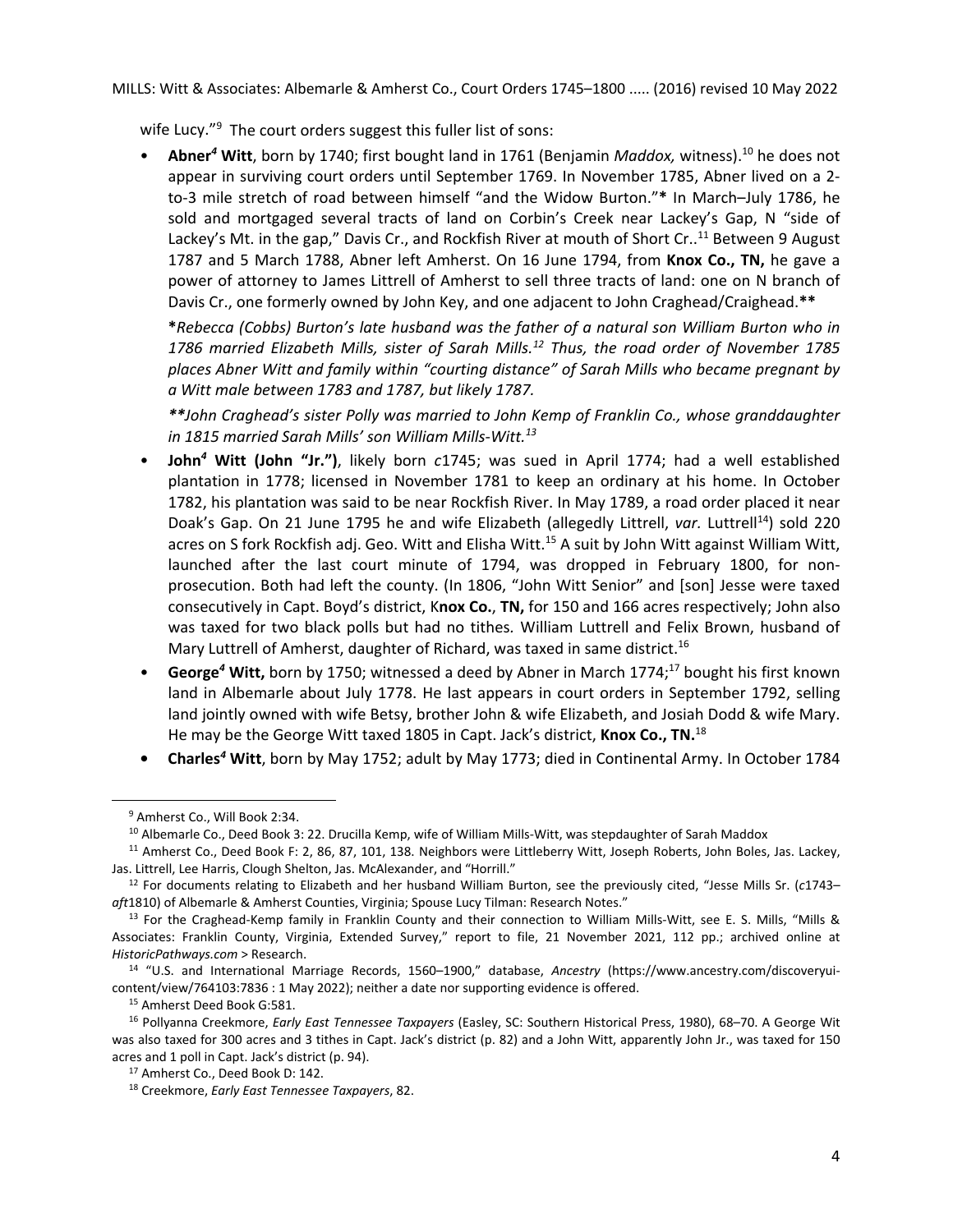wife Lucy."[9] The court orders suggest this fuller list of sons:

- **Abner[4] Witt**, born by 1740; first bought land in 1761 (Benjamin *Maddox,* witness).[10] he does not appear in surviving court orders until September 1769. In November 1785, Abner lived on a 2-to-3 mile stretch of road between himself "and the Widow Burton."* In March–July 1786, he sold and mortgaged several tracts of land on Corbin's Creek near Lackey's Gap, N "side of Lackey's Mt. in the gap," Davis Cr., and Rockfish River at mouth of Short Cr..[11] Between 9 August 1787 and 5 March 1788, Abner left Amherst. On 16 June 1794, from **Knox Co., TN,** he gave a power of attorney to James Littrell of Amherst to sell three tracts of land: one on N branch of Davis Cr., one formerly owned by John Key, and one adjacent to John Craghead/Craighead.**

  ***Rebecca (Cobbs) Burton's late husband was the father of a natural son William Burton who in 1786 married Elizabeth Mills, sister of Sarah Mills.[12] Thus, the road order of November 1785 places Abner Witt and family within "courting distance" of Sarah Mills who became pregnant by a Witt male between 1783 and 1787, but likely 1787.*

  ***\*\*John Craghead's sister Polly was married to John Kemp of Franklin Co., whose granddaughter in 1815 married Sarah Mills' son William Mills-Witt.[13]***

- **John[4] Witt (John "Jr.")**, likely born *c*1745; was sued in April 1774; had a well established plantation in 1778; licensed in November 1781 to keep an ordinary at his home. In October 1782, his plantation was said to be near Rockfish River. In May 1789, a road order placed it near Doak's Gap. On 21 June 1795 he and wife Elizabeth (allegedly Littrell, *var.* Luttrell[14]) sold 220 acres on S fork Rockfish adj. Geo. Witt and Elisha Witt.[15] A suit by John Witt against William Witt, launched after the last court minute of 1794, was dropped in February 1800, for non-prosecution. Both had left the county. (In 1806, "John Witt Senior" and [son] Jesse were taxed consecutively in Capt. Boyd's district, K**nox Co., TN,** for 150 and 166 acres respectively; John also was taxed for two black polls but had no tithes. William Luttrell and Felix Brown, husband of Mary Luttrell of Amherst, daughter of Richard, was taxed in same district.[16]

- **George[4] Witt,** born by 1750; witnessed a deed by Abner in March 1774;[17] bought his first known land in Albemarle about July 1778. He last appears in court orders in September 1792, selling land jointly owned with wife Betsy, brother John & wife Elizabeth, and Josiah Dodd & wife Mary. He may be the George Witt taxed 1805 in Capt. Jack's district, **Knox Co., TN.**[18]

- **Charles[4] Witt**, born by May 1752; adult by May 1773; died in Continental Army. In October 1784

---

[9] Amherst Co., Will Book 2:34.

[10] Albemarle Co., Deed Book 3: 22. Drucilla Kemp, wife of William Mills-Witt, was stepdaughter of Sarah Maddox

[11] Amherst Co., Deed Book F: 2, 86, 87, 101, 138. Neighbors were Littleberry Witt, Joseph Roberts, John Boles, Jas. Lackey, Jas. Littrell, Lee Harris, Clough Shelton, Jas. McAlexander, and "Horrill."

[12] For documents relating to Elizabeth and her husband William Burton, see the previously cited, "Jesse Mills Sr. (*c*1743–*aft*1810) of Albemarle & Amherst Counties, Virginia; Spouse Lucy Tilman: Research Notes."

[13] For the Craghead-Kemp family in Franklin County and their connection to William Mills-Witt, see E. S. Mills, "Mills & Associates: Franklin County, Virginia, Extended Survey," report to file, 21 November 2021, 112 pp.; archived online at *HistoricPathways.com* > Research.

[14] "U.S. and International Marriage Records, 1560–1900," database, *Ancestry* (https://www.ancestry.com/discoveryui-content/view/764103:7836 : 1 May 2022); neither a date nor supporting evidence is offered.

[15] Amherst Deed Book G:581.

[16] Pollyanna Creekmore, *Early East Tennessee Taxpayers* (Easley, SC: Southern Historical Press, 1980), 68–70. A George Wit was also taxed for 300 acres and 3 tithes in Capt. Jack's district (p. 82) and a John Witt, apparently John Jr., was taxed for 150 acres and 1 poll in Capt. Jack's district (p. 94).

[17] Amherst Co., Deed Book D: 142.

[18] Creekmore, *Early East Tennessee Taxpayers*, 82.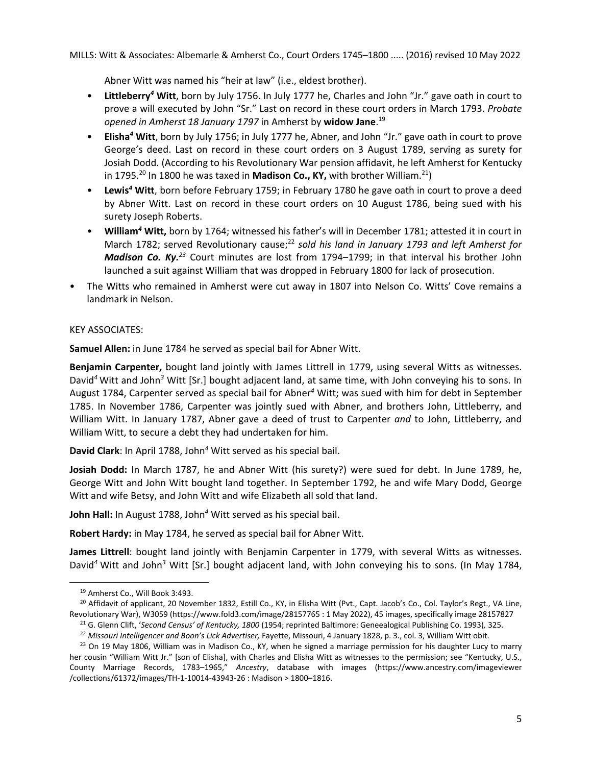Abner Witt was named his "heir at law" (i.e., eldest brother).

- **Littleberry$^4$ Witt**, born by July 1756. In July 1777 he, Charles and John "Jr." gave oath in court to prove a will executed by John "Sr." Last on record in these court orders in March 1793. *Probate opened in Amherst 18 January 1797* in Amherst by **widow Jane**.[19]
- **Elisha$^4$ Witt**, born by July 1756; in July 1777 he, Abner, and John "Jr." gave oath in court to prove George's deed. Last on record in these court orders on 3 August 1789, serving as surety for Josiah Dodd. (According to his Revolutionary War pension affidavit, he left Amherst for Kentucky in 1795.[20] In 1800 he was taxed in **Madison Co., KY,** with brother William.[21])
- **Lewis$^4$ Witt**, born before February 1759; in February 1780 he gave oath in court to prove a deed by Abner Witt. Last on record in these court orders on 10 August 1786, being sued with his surety Joseph Roberts.
- **William$^4$ Witt,** born by 1764; witnessed his father's will in December 1781; attested it in court in March 1782; served Revolutionary cause;[22] *sold his land in January 1793 and left Amherst for* ***Madison Co. Ky.***[23] Court minutes are lost from 1794–1799; in that interval his brother John launched a suit against William that was dropped in February 1800 for lack of prosecution.

- The Witts who remained in Amherst were cut away in 1807 into Nelson Co. Witts' Cove remains a landmark in Nelson.

KEY ASSOCIATES:

**Samuel Allen:** in June 1784 he served as special bail for Abner Witt.

**Benjamin Carpenter,** bought land jointly with James Littrell in 1779, using several Witts as witnesses. David$^4$ Witt and John$^3$ Witt [Sr.] bought adjacent land, at same time, with John conveying his to sons. In August 1784, Carpenter served as special bail for Abner$^4$ Witt; was sued with him for debt in September 1785. In November 1786, Carpenter was jointly sued with Abner, and brothers John, Littleberry, and William Witt. In January 1787, Abner gave a deed of trust to Carpenter *and* to John, Littleberry, and William Witt, to secure a debt they had undertaken for him.

**David Clark**: In April 1788, John$^4$ Witt served as his special bail.

**Josiah Dodd:** In March 1787, he and Abner Witt (his surety?) were sued for debt. In June 1789, he, George Witt and John Witt bought land together. In September 1792, he and wife Mary Dodd, George Witt and wife Betsy, and John Witt and wife Elizabeth all sold that land.

**John Hall:** In August 1788, John$^4$ Witt served as his special bail.

**Robert Hardy:** in May 1784, he served as special bail for Abner Witt.

**James Littrell**: bought land jointly with Benjamin Carpenter in 1779, with several Witts as witnesses. David$^4$ Witt and John$^3$ Witt [Sr.] bought adjacent land, with John conveying his to sons. (In May 1784,

---

[19] Amherst Co., Will Book 3:493.

[20] Affidavit of applicant, 20 November 1832, Estill Co., KY, in Elisha Witt (Pvt., Capt. Jacob's Co., Col. Taylor's Regt., VA Line, Revolutionary War), W3059 (https://www.fold3.com/image/28157765 : 1 May 2022), 45 images, specifically image 28157827

[21] G. Glenn Clift, '*Second Census' of Kentucky, 1800* (1954; reprinted Baltimore: Geneealogical Publishing Co. 1993), 325.

[22] *Missouri Intelligencer and Boon's Lick Advertiser,* Fayette, Missouri, 4 January 1828, p. 3., col. 3, William Witt obit.

[23] On 19 May 1806, William was in Madison Co., KY, when he signed a marriage permission for his daughter Lucy to marry her cousin "William Witt Jr." [son of Elisha], with Charles and Elisha Witt as witnesses to the permission; see "Kentucky, U.S., County Marriage Records, 1783–1965," *Ancestry*, database with images (https://www.ancestry.com/imageviewer /collections/61372/images/TH-1-10014-43943-26 : Madison > 1800–1816.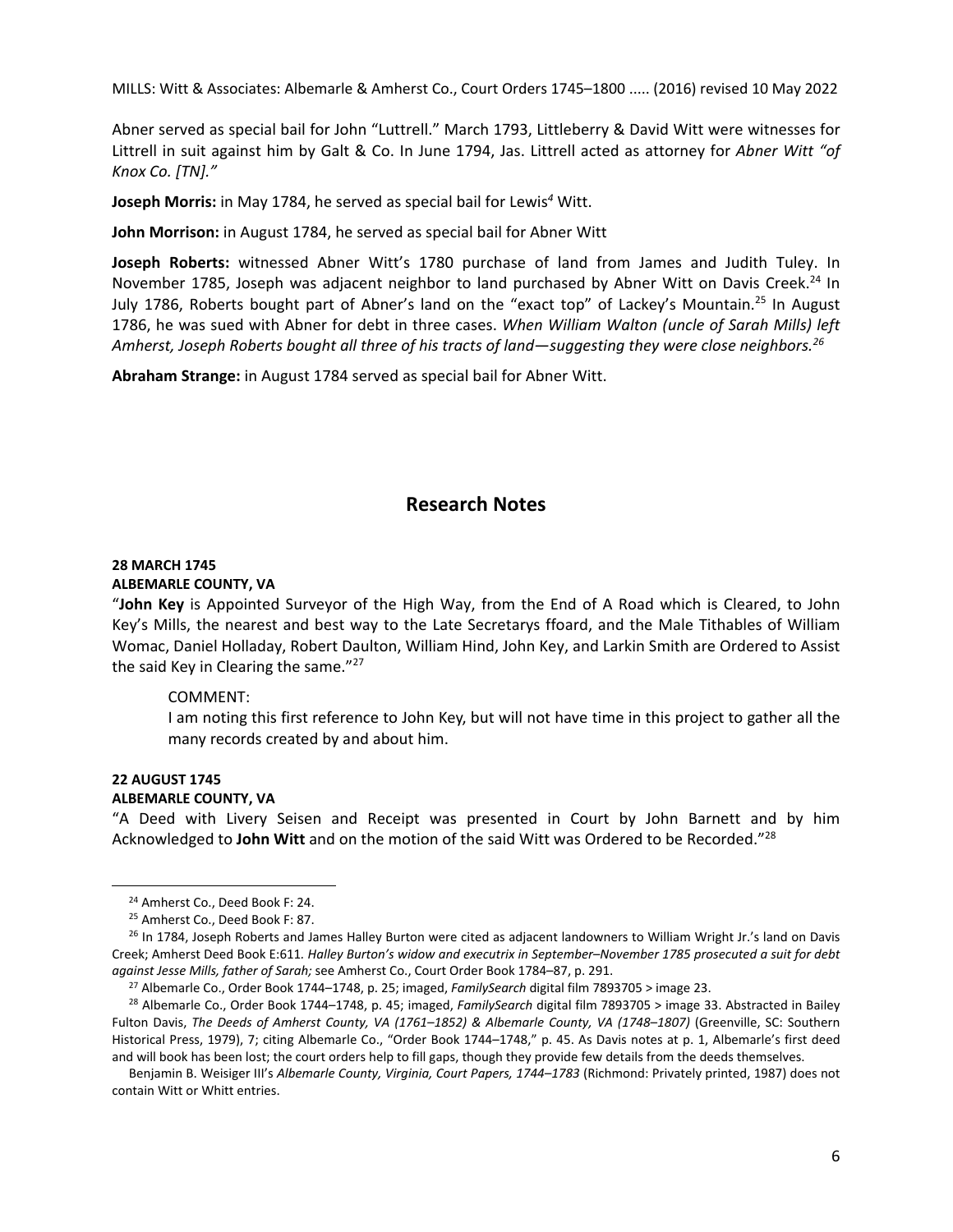Abner served as special bail for John "Luttrell." March 1793, Littleberry & David Witt were witnesses for Littrell in suit against him by Galt & Co. In June 1794, Jas. Littrell acted as attorney for *Abner Witt "of Knox Co. [TN]."*

**Joseph Morris:** in May 1784, he served as special bail for Lewis[4] Witt.

**John Morrison:** in August 1784, he served as special bail for Abner Witt

**Joseph Roberts:** witnessed Abner Witt's 1780 purchase of land from James and Judith Tuley. In November 1785, Joseph was adjacent neighbor to land purchased by Abner Witt on Davis Creek.[24] In July 1786, Roberts bought part of Abner's land on the "exact top" of Lackey's Mountain.[25] In August 1786, he was sued with Abner for debt in three cases. *When William Walton (uncle of Sarah Mills) left Amherst, Joseph Roberts bought all three of his tracts of land—suggesting they were close neighbors.[26]*

**Abraham Strange:** in August 1784 served as special bail for Abner Witt.

## Research Notes

**28 MARCH 1745**
**ALBEMARLE COUNTY, VA**

"**John Key** is Appointed Surveyor of the High Way, from the End of A Road which is Cleared, to John Key's Mills, the nearest and best way to the Late Secretarys ffoard, and the Male Tithables of William Womac, Daniel Holladay, Robert Daulton, William Hind, John Key, and Larkin Smith are Ordered to Assist the said Key in Clearing the same."[27]

> COMMENT:
> I am noting this first reference to John Key, but will not have time in this project to gather all the many records created by and about him.

**22 AUGUST 1745**
**ALBEMARLE COUNTY, VA**

"A Deed with Livery Seisen and Receipt was presented in Court by John Barnett and by him Acknowledged to **John Witt** and on the motion of the said Witt was Ordered to be Recorded."[28]

---

[24] Amherst Co., Deed Book F: 24.

[25] Amherst Co., Deed Book F: 87.

[26] In 1784, Joseph Roberts and James Halley Burton were cited as adjacent landowners to William Wright Jr.'s land on Davis Creek; Amherst Deed Book E:611. *Halley Burton's widow and executrix in September–November 1785 prosecuted a suit for debt against Jesse Mills, father of Sarah;* see Amherst Co., Court Order Book 1784–87, p. 291.

[27] Albemarle Co., Order Book 1744–1748, p. 25; imaged, *FamilySearch* digital film 7893705 > image 23.

[28] Albemarle Co., Order Book 1744–1748, p. 45; imaged, *FamilySearch* digital film 7893705 > image 33. Abstracted in Bailey Fulton Davis, *The Deeds of Amherst County, VA (1761–1852) & Albemarle County, VA (1748–1807)* (Greenville, SC: Southern Historical Press, 1979), 7; citing Albemarle Co., "Order Book 1744–1748," p. 45. As Davis notes at p. 1, Albemarle's first deed and will book has been lost; the court orders help to fill gaps, though they provide few details from the deeds themselves.

Benjamin B. Weisiger III's *Albemarle County, Virginia, Court Papers, 1744–1783* (Richmond: Privately printed, 1987) does not contain Witt or Whitt entries.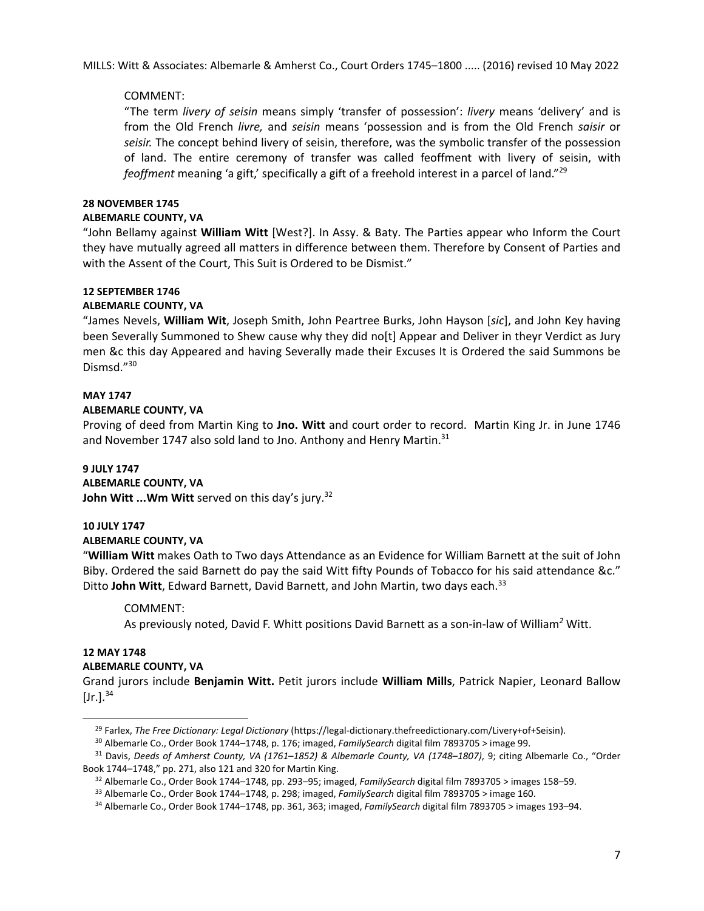COMMENT:

"The term *livery of seisin* means simply 'transfer of possession': *livery* means 'delivery' and is from the Old French *livre,* and *seisin* means 'possession and is from the Old French *saisir* or *seisir.* The concept behind livery of seisin, therefore, was the symbolic transfer of the possession of land. The entire ceremony of transfer was called feoffment with livery of seisin, with *feoffment* meaning 'a gift,' specifically a gift of a freehold interest in a parcel of land."[29]

**28 NOVEMBER 1745**

**ALBEMARLE COUNTY, VA**

"John Bellamy against **William Witt** [West?]. In Assy. & Baty. The Parties appear who Inform the Court they have mutually agreed all matters in difference between them. Therefore by Consent of Parties and with the Assent of the Court, This Suit is Ordered to be Dismist."

**12 SEPTEMBER 1746**

**ALBEMARLE COUNTY, VA**

"James Nevels, **William Wit**, Joseph Smith, John Peartree Burks, John Hayson [*sic*], and John Key having been Severally Summoned to Shew cause why they did no[t] Appear and Deliver in theyr Verdict as Jury men &c this day Appeared and having Severally made their Excuses It is Ordered the said Summons be Dismsd."[30]

**MAY 1747**

**ALBEMARLE COUNTY, VA**

Proving of deed from Martin King to **Jno. Witt** and court order to record. Martin King Jr. in June 1746 and November 1747 also sold land to Jno. Anthony and Henry Martin.[31]

**9 JULY 1747**

**ALBEMARLE COUNTY, VA**

**John Witt ...Wm Witt** served on this day's jury.[32]

**10 JULY 1747**

**ALBEMARLE COUNTY, VA**

"**William Witt** makes Oath to Two days Attendance as an Evidence for William Barnett at the suit of John Biby. Ordered the said Barnett do pay the said Witt fifty Pounds of Tobacco for his said attendance &c." Ditto **John Witt**, Edward Barnett, David Barnett, and John Martin, two days each.[33]

COMMENT:

As previously noted, David F. Whitt positions David Barnett as a son-in-law of William*[2]* Witt.

**12 MAY 1748**

**ALBEMARLE COUNTY, VA**

Grand jurors include **Benjamin Witt.** Petit jurors include **William Mills**, Patrick Napier, Leonard Ballow [Jr.].[34]

---

[29] Farlex, *The Free Dictionary: Legal Dictionary* (https://legal-dictionary.thefreedictionary.com/Livery+of+Seisin).

[30] Albemarle Co., Order Book 1744–1748, p. 176; imaged, *FamilySearch* digital film 7893705 > image 99.

[31] Davis, *Deeds of Amherst County, VA (1761–1852) & Albemarle County, VA (1748–1807)*, 9; citing Albemarle Co., "Order Book 1744–1748," pp. 271, also 121 and 320 for Martin King.

[32] Albemarle Co., Order Book 1744–1748, pp. 293–95; imaged, *FamilySearch* digital film 7893705 > images 158–59.

[33] Albemarle Co., Order Book 1744–1748, p. 298; imaged, *FamilySearch* digital film 7893705 > image 160.

[34] Albemarle Co., Order Book 1744–1748, pp. 361, 363; imaged, *FamilySearch* digital film 7893705 > images 193–94.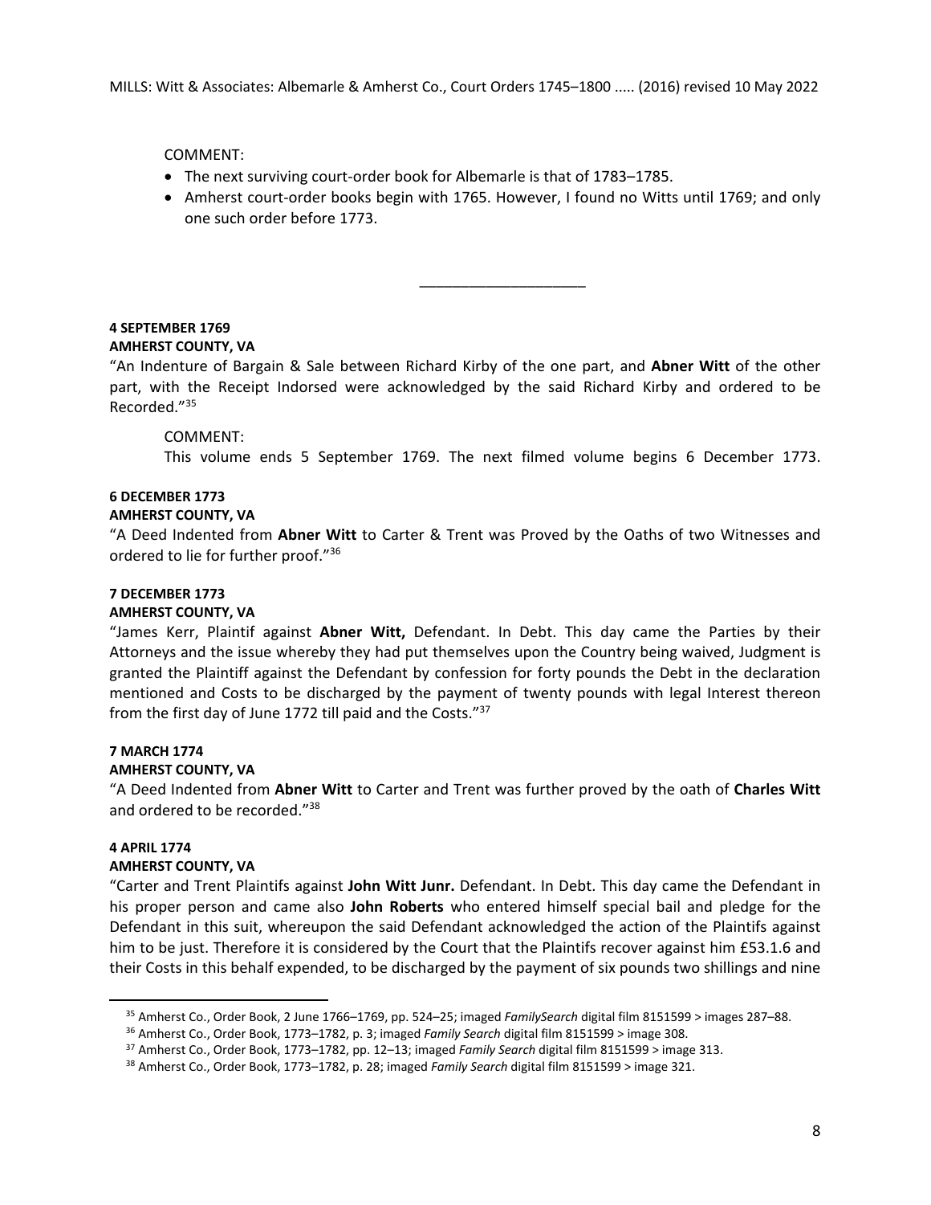COMMENT:

- The next surviving court-order book for Albemarle is that of 1783–1785.
- Amherst court-order books begin with 1765. However, I found no Witts until 1769; and only one such order before 1773.

____________________

**4 SEPTEMBER 1769**
**AMHERST COUNTY, VA**

"An Indenture of Bargain & Sale between Richard Kirby of the one part, and **Abner Witt** of the other part, with the Receipt Indorsed were acknowledged by the said Richard Kirby and ordered to be Recorded."[35]

COMMENT:
This volume ends 5 September 1769. The next filmed volume begins 6 December 1773.

**6 DECEMBER 1773**
**AMHERST COUNTY, VA**

"A Deed Indented from **Abner Witt** to Carter & Trent was Proved by the Oaths of two Witnesses and ordered to lie for further proof."[36]

**7 DECEMBER 1773**
**AMHERST COUNTY, VA**

"James Kerr, Plaintif against **Abner Witt,** Defendant. In Debt. This day came the Parties by their Attorneys and the issue whereby they had put themselves upon the Country being waived, Judgment is granted the Plaintiff against the Defendant by confession for forty pounds the Debt in the declaration mentioned and Costs to be discharged by the payment of twenty pounds with legal Interest thereon from the first day of June 1772 till paid and the Costs."[37]

**7 MARCH 1774**
**AMHERST COUNTY, VA**

"A Deed Indented from **Abner Witt** to Carter and Trent was further proved by the oath of **Charles Witt** and ordered to be recorded."[38]

**4 APRIL 1774**
**AMHERST COUNTY, VA**

"Carter and Trent Plaintifs against **John Witt Junr.** Defendant. In Debt. This day came the Defendant in his proper person and came also **John Roberts** who entered himself special bail and pledge for the Defendant in this suit, whereupon the said Defendant acknowledged the action of the Plaintifs against him to be just. Therefore it is considered by the Court that the Plaintifs recover against him £53.1.6 and their Costs in this behalf expended, to be discharged by the payment of six pounds two shillings and nine

---

[35] Amherst Co., Order Book, 2 June 1766–1769, pp. 524–25; imaged *FamilySearch* digital film 8151599 > images 287–88.

[36] Amherst Co., Order Book, 1773–1782, p. 3; imaged *Family Search* digital film 8151599 > image 308.

[37] Amherst Co., Order Book, 1773–1782, pp. 12–13; imaged *Family Search* digital film 8151599 > image 313.

[38] Amherst Co., Order Book, 1773–1782, p. 28; imaged *Family Search* digital film 8151599 > image 321.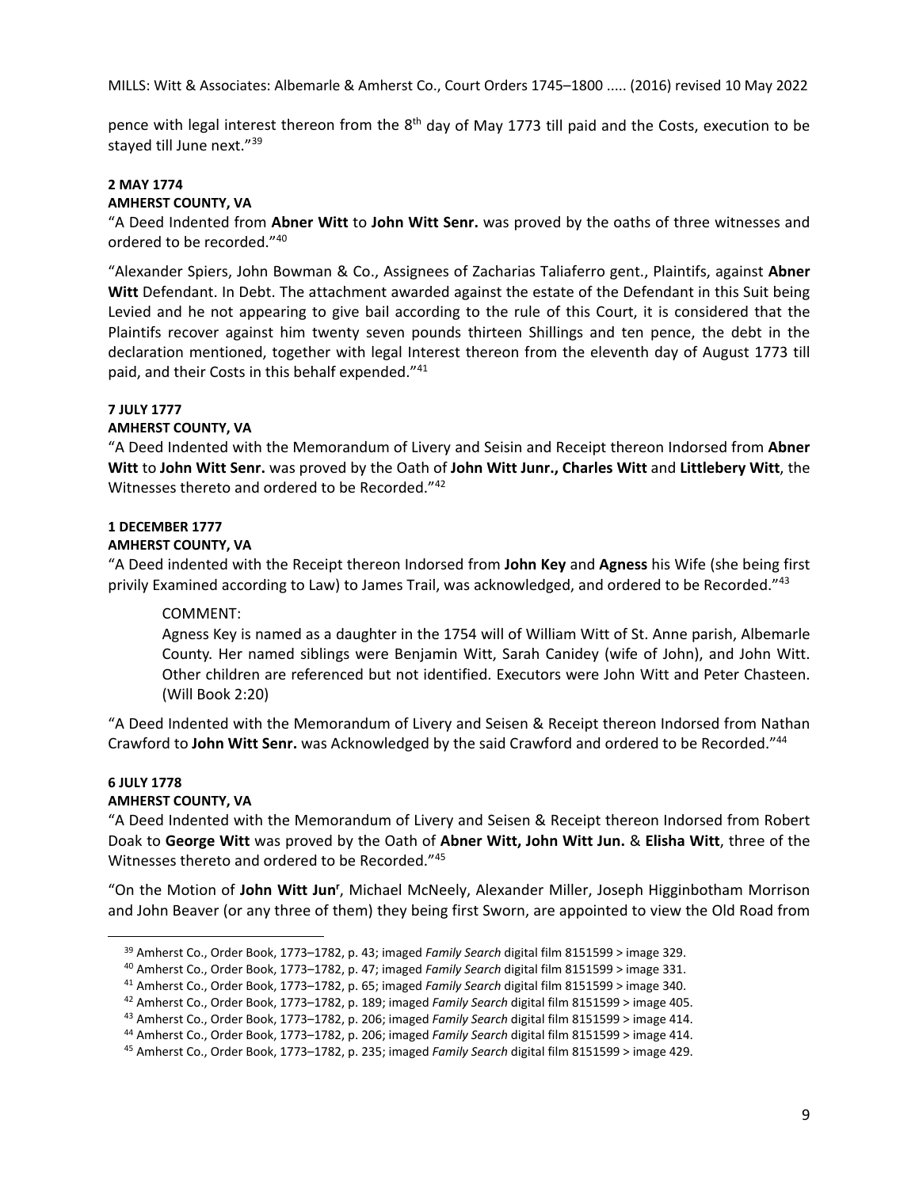pence with legal interest thereon from the 8th day of May 1773 till paid and the Costs, execution to be stayed till June next."[39]

**2 MAY 1774**
**AMHERST COUNTY, VA**

"A Deed Indented from **Abner Witt** to **John Witt Senr.** was proved by the oaths of three witnesses and ordered to be recorded."[40]

"Alexander Spiers, John Bowman & Co., Assignees of Zacharias Taliaferro gent., Plaintifs, against **Abner Witt** Defendant. In Debt. The attachment awarded against the estate of the Defendant in this Suit being Levied and he not appearing to give bail according to the rule of this Court, it is considered that the Plaintifs recover against him twenty seven pounds thirteen Shillings and ten pence, the debt in the declaration mentioned, together with legal Interest thereon from the eleventh day of August 1773 till paid, and their Costs in this behalf expended."[41]

**7 JULY 1777**
**AMHERST COUNTY, VA**

"A Deed Indented with the Memorandum of Livery and Seisin and Receipt thereon Indorsed from **Abner Witt** to **John Witt Senr.** was proved by the Oath of **John Witt Junr., Charles Witt** and **Littlebery Witt**, the Witnesses thereto and ordered to be Recorded."[42]

**1 DECEMBER 1777**
**AMHERST COUNTY, VA**

"A Deed indented with the Receipt thereon Indorsed from **John Key** and **Agness** his Wife (she being first privily Examined according to Law) to James Trail, was acknowledged, and ordered to be Recorded."[43]

> COMMENT:
> Agness Key is named as a daughter in the 1754 will of William Witt of St. Anne parish, Albemarle County. Her named siblings were Benjamin Witt, Sarah Canidey (wife of John), and John Witt. Other children are referenced but not identified. Executors were John Witt and Peter Chasteen. (Will Book 2:20)

"A Deed Indented with the Memorandum of Livery and Seisen & Receipt thereon Indorsed from Nathan Crawford to **John Witt Senr.** was Acknowledged by the said Crawford and ordered to be Recorded."[44]

**6 JULY 1778**
**AMHERST COUNTY, VA**

"A Deed Indented with the Memorandum of Livery and Seisen & Receipt thereon Indorsed from Robert Doak to **George Witt** was proved by the Oath of **Abner Witt, John Witt Jun.** & **Elisha Witt**, three of the Witnesses thereto and ordered to be Recorded."[45]

"On the Motion of **John Witt Junr**, Michael McNeely, Alexander Miller, Joseph Higginbotham Morrison and John Beaver (or any three of them) they being first Sworn, are appointed to view the Old Road from

---

[39] Amherst Co., Order Book, 1773–1782, p. 43; imaged *Family Search* digital film 8151599 > image 329.
[40] Amherst Co., Order Book, 1773–1782, p. 47; imaged *Family Search* digital film 8151599 > image 331.
[41] Amherst Co., Order Book, 1773–1782, p. 65; imaged *Family Search* digital film 8151599 > image 340.
[42] Amherst Co., Order Book, 1773–1782, p. 189; imaged *Family Search* digital film 8151599 > image 405.
[43] Amherst Co., Order Book, 1773–1782, p. 206; imaged *Family Search* digital film 8151599 > image 414.
[44] Amherst Co., Order Book, 1773–1782, p. 206; imaged *Family Search* digital film 8151599 > image 414.
[45] Amherst Co., Order Book, 1773–1782, p. 235; imaged *Family Search* digital film 8151599 > image 429.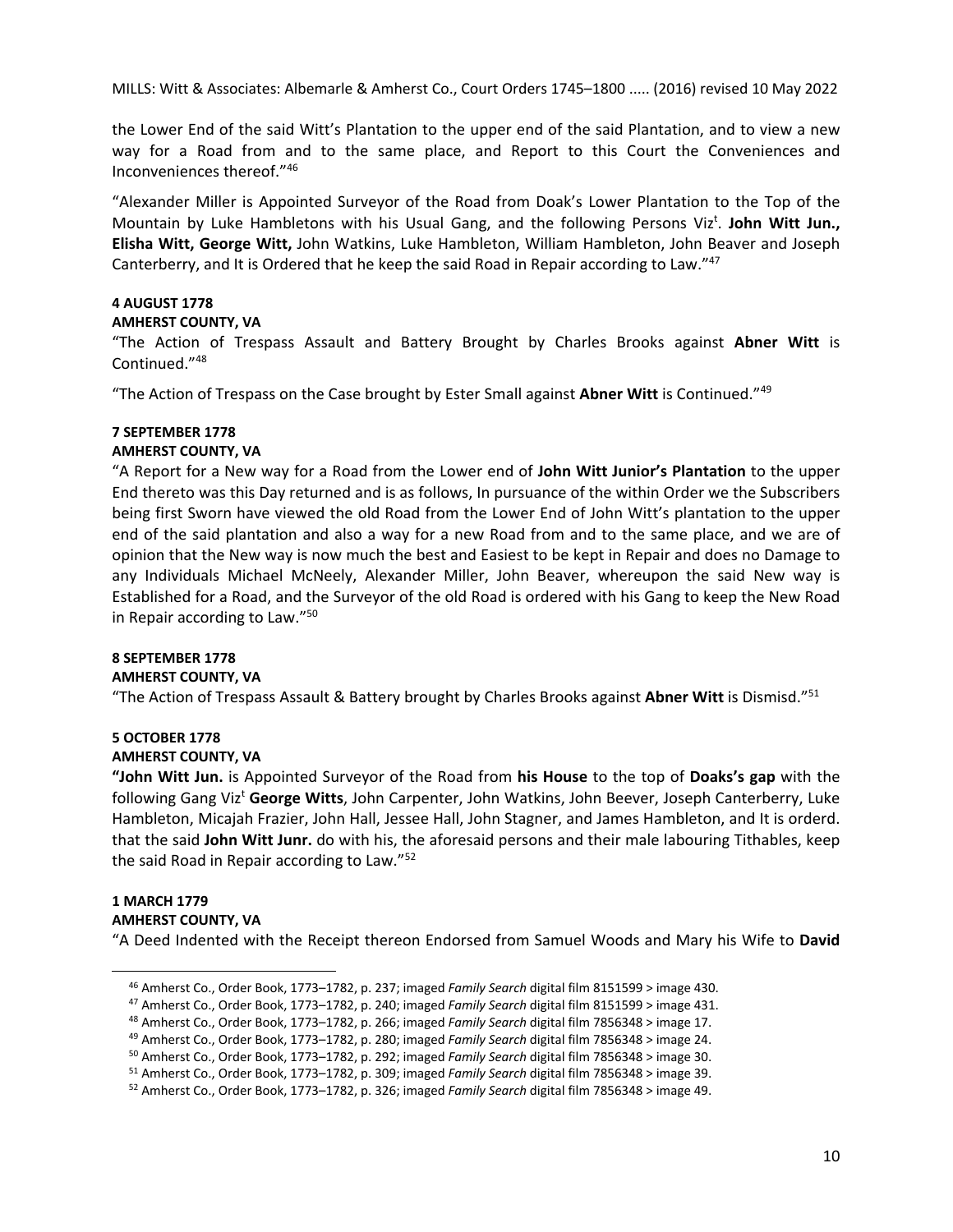the Lower End of the said Witt's Plantation to the upper end of the said Plantation, and to view a new way for a Road from and to the same place, and Report to this Court the Conveniences and Inconveniences thereof."[46]

"Alexander Miller is Appointed Surveyor of the Road from Doak's Lower Plantation to the Top of the Mountain by Luke Hambletons with his Usual Gang, and the following Persons Viz[t]. **John Witt Jun., Elisha Witt, George Witt,** John Watkins, Luke Hambleton, William Hambleton, John Beaver and Joseph Canterberry, and It is Ordered that he keep the said Road in Repair according to Law."[47]

**4 AUGUST 1778**
**AMHERST COUNTY, VA**
"The Action of Trespass Assault and Battery Brought by Charles Brooks against **Abner Witt** is Continued."[48]

"The Action of Trespass on the Case brought by Ester Small against **Abner Witt** is Continued."[49]

**7 SEPTEMBER 1778**
**AMHERST COUNTY, VA**
"A Report for a New way for a Road from the Lower end of **John Witt Junior's Plantation** to the upper End thereto was this Day returned and is as follows, In pursuance of the within Order we the Subscribers being first Sworn have viewed the old Road from the Lower End of John Witt's plantation to the upper end of the said plantation and also a way for a new Road from and to the same place, and we are of opinion that the New way is now much the best and Easiest to be kept in Repair and does no Damage to any Individuals Michael McNeely, Alexander Miller, John Beaver, whereupon the said New way is Established for a Road, and the Surveyor of the old Road is ordered with his Gang to keep the New Road in Repair according to Law."[50]

**8 SEPTEMBER 1778**
**AMHERST COUNTY, VA**
"The Action of Trespass Assault & Battery brought by Charles Brooks against **Abner Witt** is Dismisd."[51]

**5 OCTOBER 1778**
**AMHERST COUNTY, VA**
**"John Witt Jun.** is Appointed Surveyor of the Road from **his House** to the top of **Doaks's gap** with the following Gang Viz[t] **George Witts**, John Carpenter, John Watkins, John Beever, Joseph Canterberry, Luke Hambleton, Micajah Frazier, John Hall, Jessee Hall, John Stagner, and James Hambleton, and It is orderd. that the said **John Witt Junr.** do with his, the aforesaid persons and their male labouring Tithables, keep the said Road in Repair according to Law."[52]

**1 MARCH 1779**
**AMHERST COUNTY, VA**
"A Deed Indented with the Receipt thereon Endorsed from Samuel Woods and Mary his Wife to **David**

---

[46] Amherst Co., Order Book, 1773–1782, p. 237; imaged *Family Search* digital film 8151599 > image 430.
[47] Amherst Co., Order Book, 1773–1782, p. 240; imaged *Family Search* digital film 8151599 > image 431.
[48] Amherst Co., Order Book, 1773–1782, p. 266; imaged *Family Search* digital film 7856348 > image 17.
[49] Amherst Co., Order Book, 1773–1782, p. 280; imaged *Family Search* digital film 7856348 > image 24.
[50] Amherst Co., Order Book, 1773–1782, p. 292; imaged *Family Search* digital film 7856348 > image 30.
[51] Amherst Co., Order Book, 1773–1782, p. 309; imaged *Family Search* digital film 7856348 > image 39.
[52] Amherst Co., Order Book, 1773–1782, p. 326; imaged *Family Search* digital film 7856348 > image 49.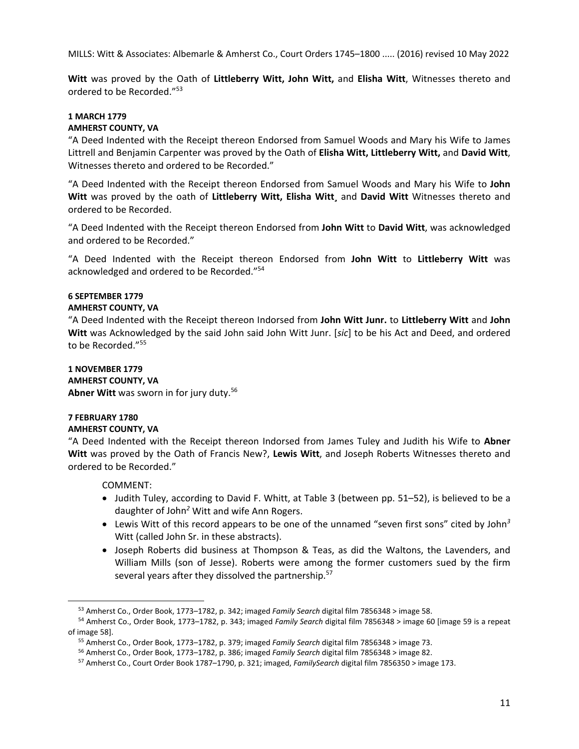**Witt** was proved by the Oath of **Littleberry Witt, John Witt,** and **Elisha Witt**, Witnesses thereto and ordered to be Recorded."[53]

**1 MARCH 1779**
**AMHERST COUNTY, VA**

"A Deed Indented with the Receipt thereon Endorsed from Samuel Woods and Mary his Wife to James Littrell and Benjamin Carpenter was proved by the Oath of **Elisha Witt, Littleberry Witt,** and **David Witt**, Witnesses thereto and ordered to be Recorded."

"A Deed Indented with the Receipt thereon Endorsed from Samuel Woods and Mary his Wife to **John Witt** was proved by the oath of **Littleberry Witt, Elisha Witt¸** and **David Witt** Witnesses thereto and ordered to be Recorded.

"A Deed Indented with the Receipt thereon Endorsed from **John Witt** to **David Witt**, was acknowledged and ordered to be Recorded."

"A Deed Indented with the Receipt thereon Endorsed from **John Witt** to **Littleberry Witt** was acknowledged and ordered to be Recorded."[54]

**6 SEPTEMBER 1779**
**AMHERST COUNTY, VA**

"A Deed Indented with the Receipt thereon Indorsed from **John Witt Junr.** to **Littleberry Witt** and **John Witt** was Acknowledged by the said John said John Witt Junr. [*sic*] to be his Act and Deed, and ordered to be Recorded."[55]

**1 NOVEMBER 1779**
**AMHERST COUNTY, VA**
**Abner Witt** was sworn in for jury duty.[56]

**7 FEBRUARY 1780**
**AMHERST COUNTY, VA**

"A Deed Indented with the Receipt thereon Indorsed from James Tuley and Judith his Wife to **Abner Witt** was proved by the Oath of Francis New?, **Lewis Witt**, and Joseph Roberts Witnesses thereto and ordered to be Recorded."

COMMENT:

- Judith Tuley, according to David F. Whitt, at Table 3 (between pp. 51–52), is believed to be a daughter of John*²* Witt and wife Ann Rogers.
- Lewis Witt of this record appears to be one of the unnamed "seven first sons" cited by John*³* Witt (called John Sr. in these abstracts).
- Joseph Roberts did business at Thompson & Teas, as did the Waltons, the Lavenders, and William Mills (son of Jesse). Roberts were among the former customers sued by the firm several years after they dissolved the partnership.[57]

---

[53] Amherst Co., Order Book, 1773–1782, p. 342; imaged *Family Search* digital film 7856348 > image 58.

[54] Amherst Co., Order Book, 1773–1782, p. 343; imaged *Family Search* digital film 7856348 > image 60 [image 59 is a repeat of image 58].

[55] Amherst Co., Order Book, 1773–1782, p. 379; imaged *Family Search* digital film 7856348 > image 73.

[56] Amherst Co., Order Book, 1773–1782, p. 386; imaged *Family Search* digital film 7856348 > image 82.

[57] Amherst Co., Court Order Book 1787–1790, p. 321; imaged, *FamilySearch* digital film 7856350 > image 173.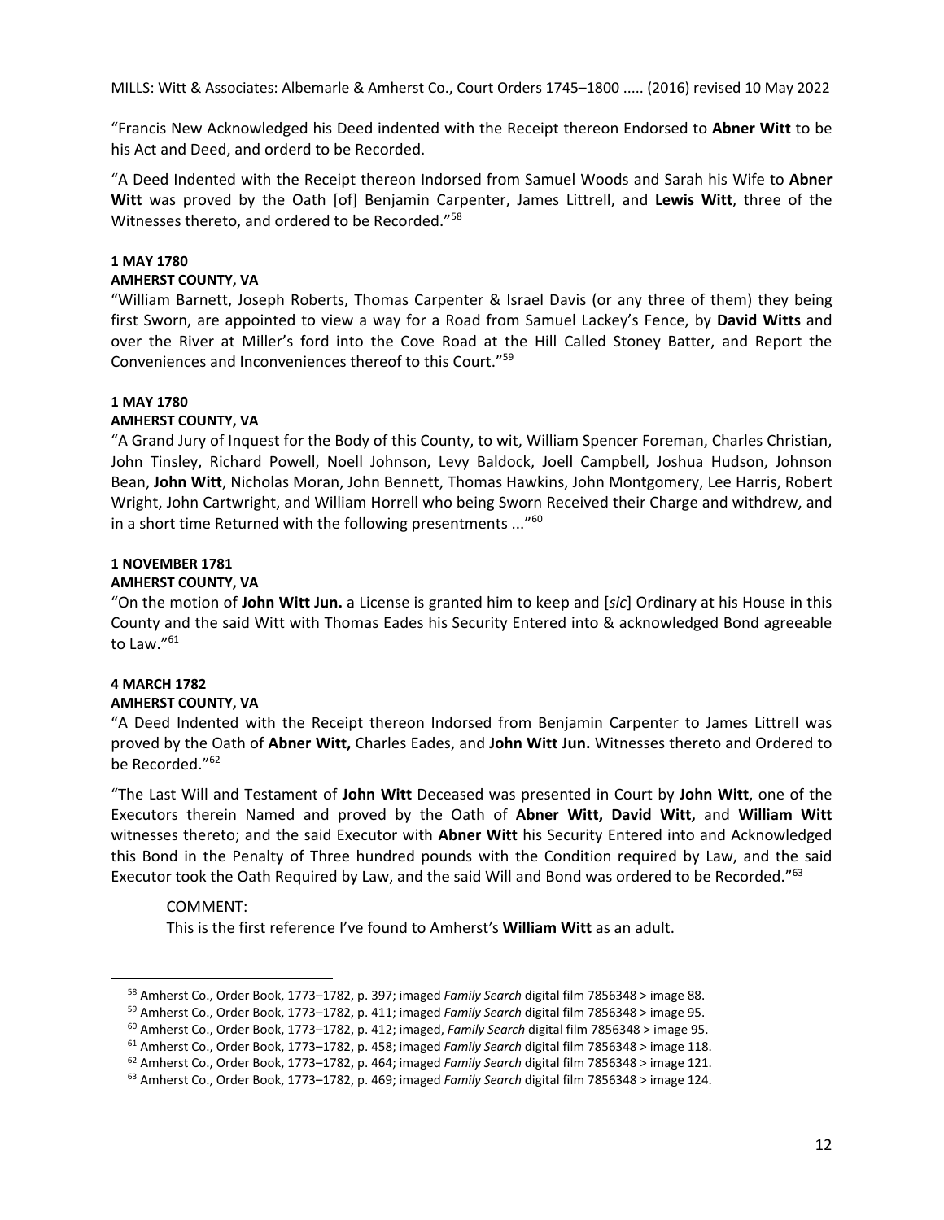"Francis New Acknowledged his Deed indented with the Receipt thereon Endorsed to **Abner Witt** to be his Act and Deed, and orderd to be Recorded.

"A Deed Indented with the Receipt thereon Indorsed from Samuel Woods and Sarah his Wife to **Abner Witt** was proved by the Oath [of] Benjamin Carpenter, James Littrell, and **Lewis Witt**, three of the Witnesses thereto, and ordered to be Recorded."[58]

**1 MAY 1780**
**AMHERST COUNTY, VA**
"William Barnett, Joseph Roberts, Thomas Carpenter & Israel Davis (or any three of them) they being first Sworn, are appointed to view a way for a Road from Samuel Lackey's Fence, by **David Witts** and over the River at Miller's ford into the Cove Road at the Hill Called Stoney Batter, and Report the Conveniences and Inconveniences thereof to this Court."[59]

**1 MAY 1780**
**AMHERST COUNTY, VA**
"A Grand Jury of Inquest for the Body of this County, to wit, William Spencer Foreman, Charles Christian, John Tinsley, Richard Powell, Noell Johnson, Levy Baldock, Joell Campbell, Joshua Hudson, Johnson Bean, **John Witt**, Nicholas Moran, John Bennett, Thomas Hawkins, John Montgomery, Lee Harris, Robert Wright, John Cartwright, and William Horrell who being Sworn Received their Charge and withdrew, and in a short time Returned with the following presentments ..."[60]

**1 NOVEMBER 1781**
**AMHERST COUNTY, VA**
"On the motion of **John Witt Jun.** a License is granted him to keep and [*sic*] Ordinary at his House in this County and the said Witt with Thomas Eades his Security Entered into & acknowledged Bond agreeable to Law."[61]

**4 MARCH 1782**
**AMHERST COUNTY, VA**
"A Deed Indented with the Receipt thereon Indorsed from Benjamin Carpenter to James Littrell was proved by the Oath of **Abner Witt,** Charles Eades, and **John Witt Jun.** Witnesses thereto and Ordered to be Recorded."[62]

"The Last Will and Testament of **John Witt** Deceased was presented in Court by **John Witt**, one of the Executors therein Named and proved by the Oath of **Abner Witt, David Witt,** and **William Witt** witnesses thereto; and the said Executor with **Abner Witt** his Security Entered into and Acknowledged this Bond in the Penalty of Three hundred pounds with the Condition required by Law, and the said Executor took the Oath Required by Law, and the said Will and Bond was ordered to be Recorded."[63]

> COMMENT:
> This is the first reference I've found to Amherst's **William Witt** as an adult.

---

[58] Amherst Co., Order Book, 1773–1782, p. 397; imaged *Family Search* digital film 7856348 > image 88.
[59] Amherst Co., Order Book, 1773–1782, p. 411; imaged *Family Search* digital film 7856348 > image 95.
[60] Amherst Co., Order Book, 1773–1782, p. 412; imaged, *Family Search* digital film 7856348 > image 95.
[61] Amherst Co., Order Book, 1773–1782, p. 458; imaged *Family Search* digital film 7856348 > image 118.
[62] Amherst Co., Order Book, 1773–1782, p. 464; imaged *Family Search* digital film 7856348 > image 121.
[63] Amherst Co., Order Book, 1773–1782, p. 469; imaged *Family Search* digital film 7856348 > image 124.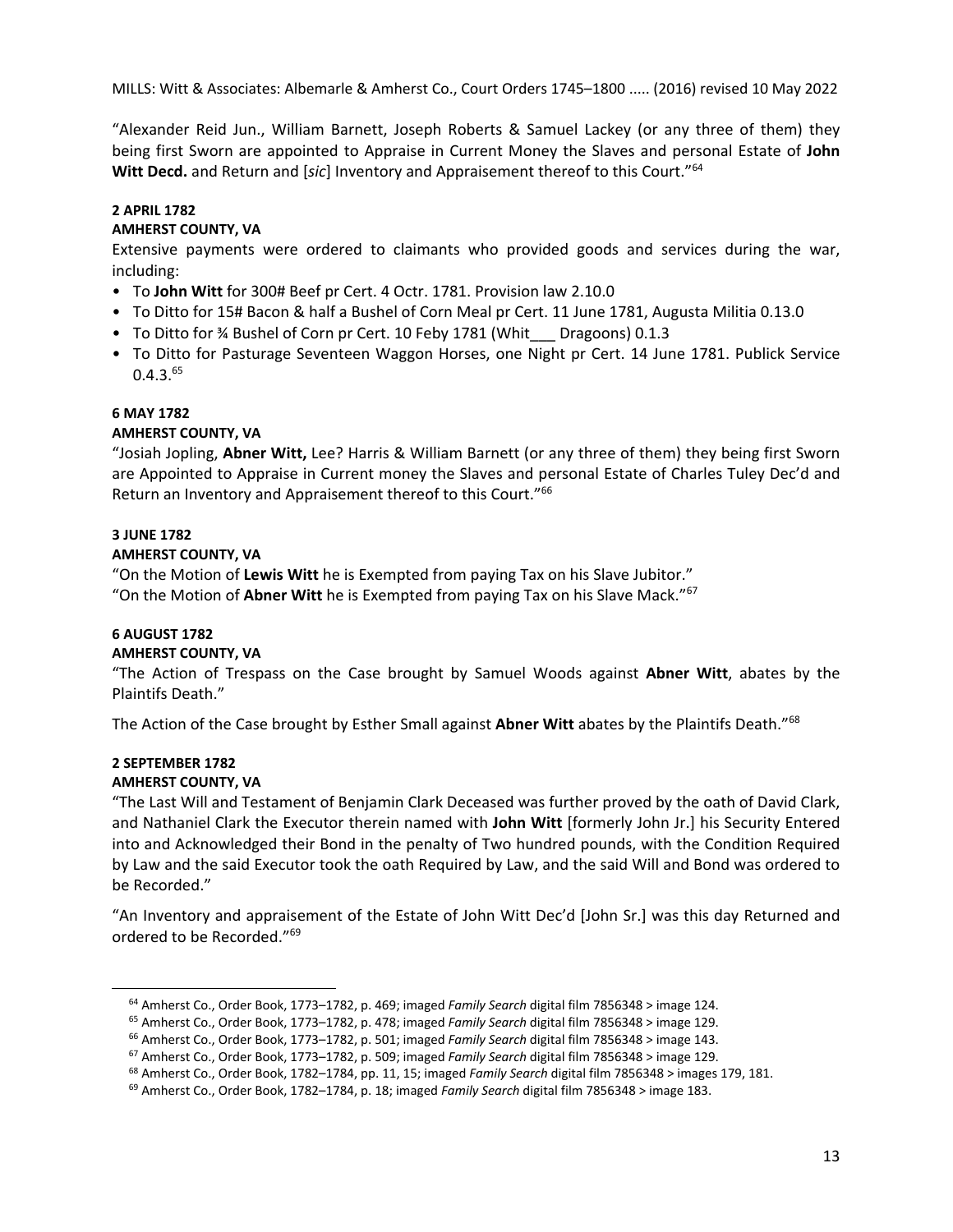"Alexander Reid Jun., William Barnett, Joseph Roberts & Samuel Lackey (or any three of them) they being first Sworn are appointed to Appraise in Current Money the Slaves and personal Estate of **John Witt Decd.** and Return and [*sic*] Inventory and Appraisement thereof to this Court."[64]

**2 APRIL 1782**
**AMHERST COUNTY, VA**

Extensive payments were ordered to claimants who provided goods and services during the war, including:

- To **John Witt** for 300# Beef pr Cert. 4 Octr. 1781. Provision law 2.10.0
- To Ditto for 15# Bacon & half a Bushel of Corn Meal pr Cert. 11 June 1781, Augusta Militia 0.13.0
- To Ditto for ¾ Bushel of Corn pr Cert. 10 Feby 1781 (Whit___ Dragoons) 0.1.3
- To Ditto for Pasturage Seventeen Waggon Horses, one Night pr Cert. 14 June 1781. Publick Service 0.4.3.[65]

**6 MAY 1782**
**AMHERST COUNTY, VA**

"Josiah Jopling, **Abner Witt,** Lee? Harris & William Barnett (or any three of them) they being first Sworn are Appointed to Appraise in Current money the Slaves and personal Estate of Charles Tuley Dec'd and Return an Inventory and Appraisement thereof to this Court."[66]

**3 JUNE 1782**
**AMHERST COUNTY, VA**

"On the Motion of **Lewis Witt** he is Exempted from paying Tax on his Slave Jubitor."
"On the Motion of **Abner Witt** he is Exempted from paying Tax on his Slave Mack."[67]

**6 AUGUST 1782**
**AMHERST COUNTY, VA**

"The Action of Trespass on the Case brought by Samuel Woods against **Abner Witt**, abates by the Plaintifs Death."

The Action of the Case brought by Esther Small against **Abner Witt** abates by the Plaintifs Death."[68]

**2 SEPTEMBER 1782**
**AMHERST COUNTY, VA**

"The Last Will and Testament of Benjamin Clark Deceased was further proved by the oath of David Clark, and Nathaniel Clark the Executor therein named with **John Witt** [formerly John Jr.] his Security Entered into and Acknowledged their Bond in the penalty of Two hundred pounds, with the Condition Required by Law and the said Executor took the oath Required by Law, and the said Will and Bond was ordered to be Recorded."

"An Inventory and appraisement of the Estate of John Witt Dec'd [John Sr.] was this day Returned and ordered to be Recorded."[69]

---

[64] Amherst Co., Order Book, 1773–1782, p. 469; imaged *Family Search* digital film 7856348 > image 124.
[65] Amherst Co., Order Book, 1773–1782, p. 478; imaged *Family Search* digital film 7856348 > image 129.
[66] Amherst Co., Order Book, 1773–1782, p. 501; imaged *Family Search* digital film 7856348 > image 143.
[67] Amherst Co., Order Book, 1773–1782, p. 509; imaged *Family Search* digital film 7856348 > image 129.
[68] Amherst Co., Order Book, 1782–1784, pp. 11, 15; imaged *Family Search* digital film 7856348 > images 179, 181.
[69] Amherst Co., Order Book, 1782–1784, p. 18; imaged *Family Search* digital film 7856348 > image 183.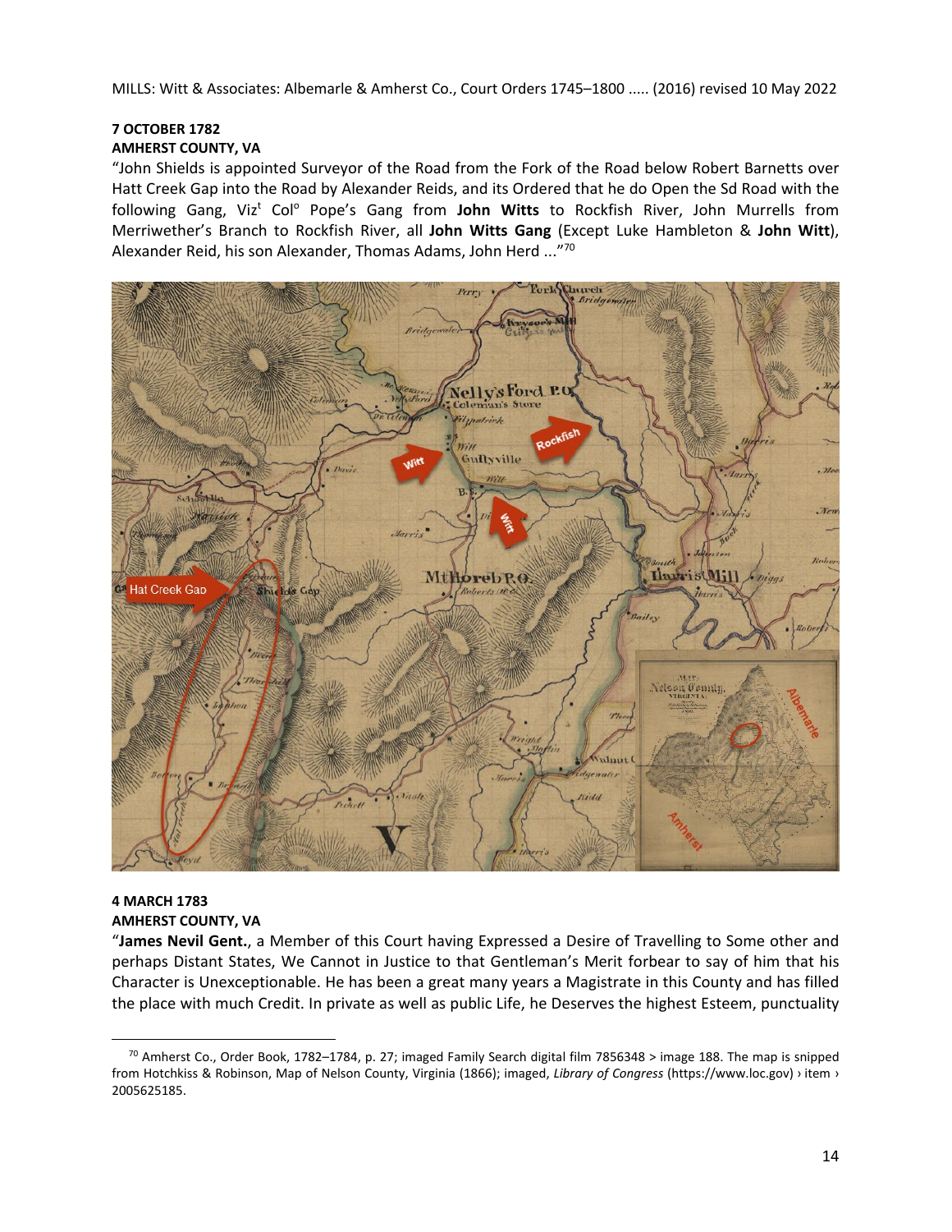**7 OCTOBER 1782**
**AMHERST COUNTY, VA**

"John Shields is appointed Surveyor of the Road from the Fork of the Road below Robert Barnetts over Hatt Creek Gap into the Road by Alexander Reids, and its Ordered that he do Open the Sd Road with the following Gang, Viz[t] Col[o] Pope's Gang from **John Witts** to Rockfish River, John Murrells from Merriwether's Branch to Rockfish River, all **John Witts Gang** (Except Luke Hambleton & **John Witt**), Alexander Reid, his son Alexander, Thomas Adams, John Herd ..."[70]

**4 MARCH 1783**
**AMHERST COUNTY, VA**

"**James Nevil Gent.**, a Member of this Court having Expressed a Desire of Travelling to Some other and perhaps Distant States, We Cannot in Justice to that Gentleman's Merit forbear to say of him that his Character is Unexceptionable. He has been a great many years a Magistrate in this County and has filled the place with much Credit. In private as well as public Life, he Deserves the highest Esteem, punctuality

---

[70] Amherst Co., Order Book, 1782–1784, p. 27; imaged Family Search digital film 7856348 > image 188. The map is snipped from Hotchkiss & Robinson, Map of Nelson County, Virginia (1866); imaged, *Library of Congress* (https://www.loc.gov) › item › 2005625185.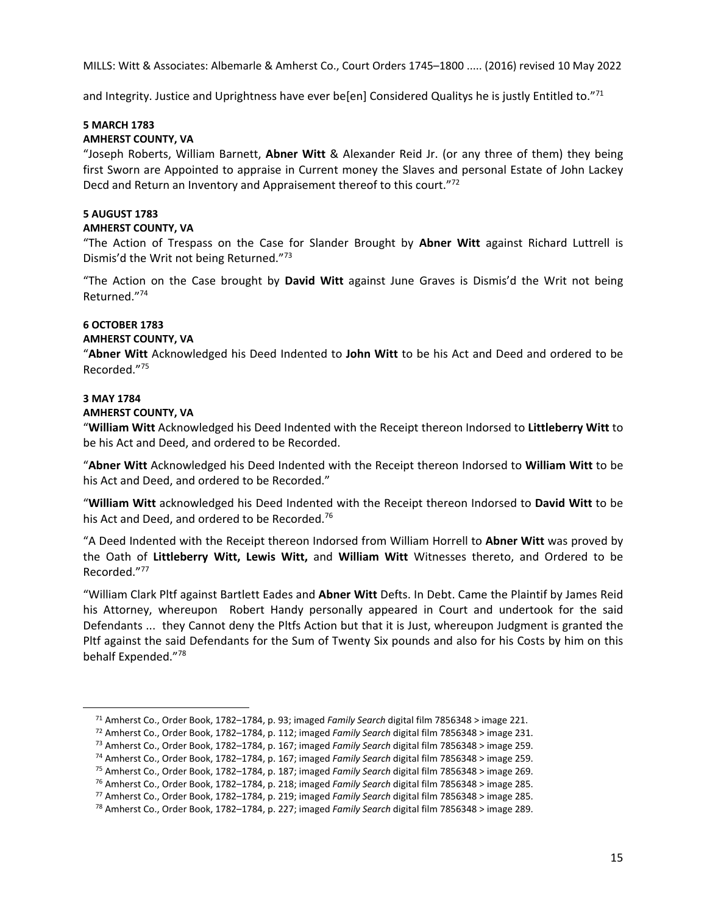and Integrity. Justice and Uprightness have ever be[en] Considered Qualitys he is justly Entitled to."[71]

**5 MARCH 1783**
**AMHERST COUNTY, VA**

"Joseph Roberts, William Barnett, **Abner Witt** & Alexander Reid Jr. (or any three of them) they being first Sworn are Appointed to appraise in Current money the Slaves and personal Estate of John Lackey Decd and Return an Inventory and Appraisement thereof to this court."[72]

**5 AUGUST 1783**
**AMHERST COUNTY, VA**

"The Action of Trespass on the Case for Slander Brought by **Abner Witt** against Richard Luttrell is Dismis'd the Writ not being Returned."[73]

"The Action on the Case brought by **David Witt** against June Graves is Dismis'd the Writ not being Returned."[74]

**6 OCTOBER 1783**
**AMHERST COUNTY, VA**

"**Abner Witt** Acknowledged his Deed Indented to **John Witt** to be his Act and Deed and ordered to be Recorded."[75]

**3 MAY 1784**
**AMHERST COUNTY, VA**

"**William Witt** Acknowledged his Deed Indented with the Receipt thereon Indorsed to **Littleberry Witt** to be his Act and Deed, and ordered to be Recorded.

"**Abner Witt** Acknowledged his Deed Indented with the Receipt thereon Indorsed to **William Witt** to be his Act and Deed, and ordered to be Recorded."

"**William Witt** acknowledged his Deed Indented with the Receipt thereon Indorsed to **David Witt** to be his Act and Deed, and ordered to be Recorded.[76]

"A Deed Indented with the Receipt thereon Indorsed from William Horrell to **Abner Witt** was proved by the Oath of **Littleberry Witt, Lewis Witt,** and **William Witt** Witnesses thereto, and Ordered to be Recorded."[77]

"William Clark Pltf against Bartlett Eades and **Abner Witt** Defts. In Debt. Came the Plaintif by James Reid his Attorney, whereupon Robert Handy personally appeared in Court and undertook for the said Defendants ... they Cannot deny the Pltfs Action but that it is Just, whereupon Judgment is granted the Pltf against the said Defendants for the Sum of Twenty Six pounds and also for his Costs by him on this behalf Expended."[78]

---

[71] Amherst Co., Order Book, 1782–1784, p. 93; imaged *Family Search* digital film 7856348 > image 221.

[72] Amherst Co., Order Book, 1782–1784, p. 112; imaged *Family Search* digital film 7856348 > image 231.

[73] Amherst Co., Order Book, 1782–1784, p. 167; imaged *Family Search* digital film 7856348 > image 259.

[74] Amherst Co., Order Book, 1782–1784, p. 167; imaged *Family Search* digital film 7856348 > image 259.

[75] Amherst Co., Order Book, 1782–1784, p. 187; imaged *Family Search* digital film 7856348 > image 269.

[76] Amherst Co., Order Book, 1782–1784, p. 218; imaged *Family Search* digital film 7856348 > image 285.

[77] Amherst Co., Order Book, 1782–1784, p. 219; imaged *Family Search* digital film 7856348 > image 285.

[78] Amherst Co., Order Book, 1782–1784, p. 227; imaged *Family Search* digital film 7856348 > image 289.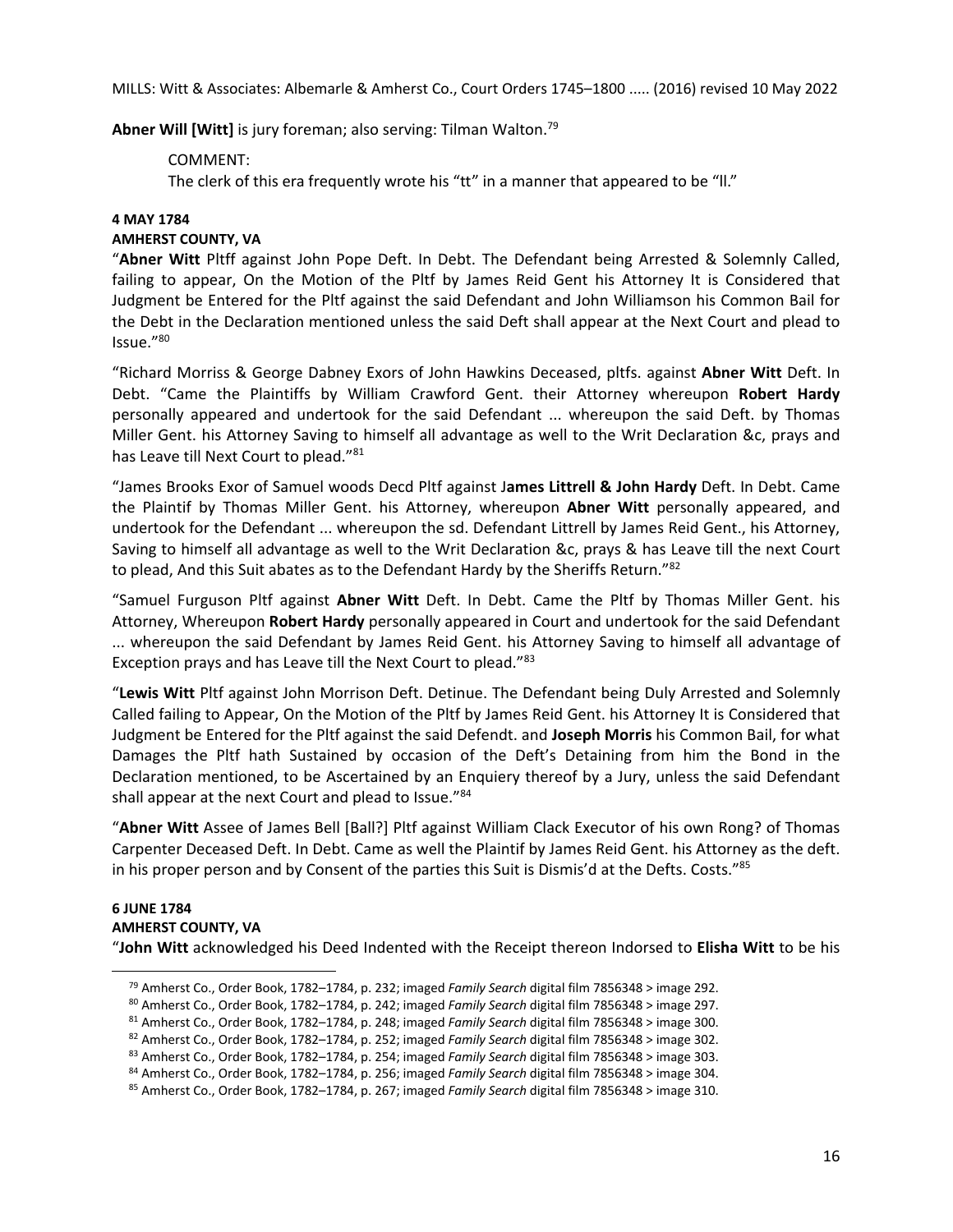**Abner Will [Witt]** is jury foreman; also serving: Tilman Walton.[79]

> COMMENT:
> The clerk of this era frequently wrote his "tt" in a manner that appeared to be "ll."

**4 MAY 1784**
**AMHERST COUNTY, VA**

"**Abner Witt** Pltff against John Pope Deft. In Debt. The Defendant being Arrested & Solemnly Called, failing to appear, On the Motion of the Pltf by James Reid Gent his Attorney It is Considered that Judgment be Entered for the Pltf against the said Defendant and John Williamson his Common Bail for the Debt in the Declaration mentioned unless the said Deft shall appear at the Next Court and plead to Issue."[80]

"Richard Morriss & George Dabney Exors of John Hawkins Deceased, pltfs. against **Abner Witt** Deft. In Debt. "Came the Plaintiffs by William Crawford Gent. their Attorney whereupon **Robert Hardy** personally appeared and undertook for the said Defendant ... whereupon the said Deft. by Thomas Miller Gent. his Attorney Saving to himself all advantage as well to the Writ Declaration &c, prays and has Leave till Next Court to plead."[81]

"James Brooks Exor of Samuel woods Decd Pltf against J**ames Littrell & John Hardy** Deft. In Debt. Came the Plaintif by Thomas Miller Gent. his Attorney, whereupon **Abner Witt** personally appeared, and undertook for the Defendant ... whereupon the sd. Defendant Littrell by James Reid Gent., his Attorney, Saving to himself all advantage as well to the Writ Declaration &c, prays & has Leave till the next Court to plead, And this Suit abates as to the Defendant Hardy by the Sheriffs Return."[82]

"Samuel Furguson Pltf against **Abner Witt** Deft. In Debt. Came the Pltf by Thomas Miller Gent. his Attorney, Whereupon **Robert Hardy** personally appeared in Court and undertook for the said Defendant ... whereupon the said Defendant by James Reid Gent. his Attorney Saving to himself all advantage of Exception prays and has Leave till the Next Court to plead."[83]

"**Lewis Witt** Pltf against John Morrison Deft. Detinue. The Defendant being Duly Arrested and Solemnly Called failing to Appear, On the Motion of the Pltf by James Reid Gent. his Attorney It is Considered that Judgment be Entered for the Pltf against the said Defendt. and **Joseph Morris** his Common Bail, for what Damages the Pltf hath Sustained by occasion of the Deft's Detaining from him the Bond in the Declaration mentioned, to be Ascertained by an Enquiery thereof by a Jury, unless the said Defendant shall appear at the next Court and plead to Issue."[84]

"**Abner Witt** Assee of James Bell [Ball?] Pltf against William Clack Executor of his own Rong? of Thomas Carpenter Deceased Deft. In Debt. Came as well the Plaintif by James Reid Gent. his Attorney as the deft. in his proper person and by Consent of the parties this Suit is Dismis'd at the Defts. Costs."[85]

**6 JUNE 1784**
**AMHERST COUNTY, VA**

"**John Witt** acknowledged his Deed Indented with the Receipt thereon Indorsed to **Elisha Witt** to be his

---

[79] Amherst Co., Order Book, 1782–1784, p. 232; imaged *Family Search* digital film 7856348 > image 292.
[80] Amherst Co., Order Book, 1782–1784, p. 242; imaged *Family Search* digital film 7856348 > image 297.
[81] Amherst Co., Order Book, 1782–1784, p. 248; imaged *Family Search* digital film 7856348 > image 300.
[82] Amherst Co., Order Book, 1782–1784, p. 252; imaged *Family Search* digital film 7856348 > image 302.
[83] Amherst Co., Order Book, 1782–1784, p. 254; imaged *Family Search* digital film 7856348 > image 303.
[84] Amherst Co., Order Book, 1782–1784, p. 256; imaged *Family Search* digital film 7856348 > image 304.
[85] Amherst Co., Order Book, 1782–1784, p. 267; imaged *Family Search* digital film 7856348 > image 310.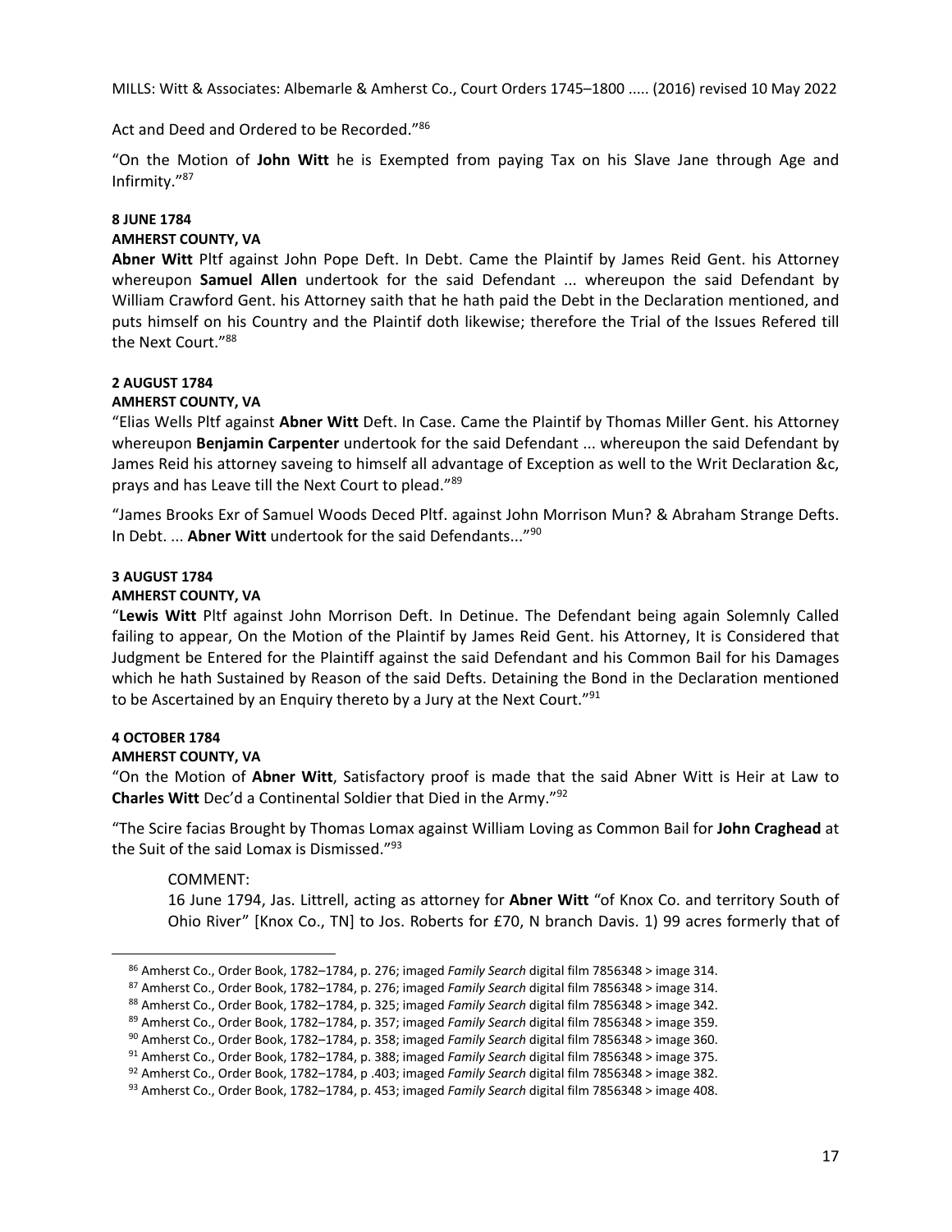Act and Deed and Ordered to be Recorded."[86]

"On the Motion of **John Witt** he is Exempted from paying Tax on his Slave Jane through Age and Infirmity."[87]

**8 JUNE 1784**
**AMHERST COUNTY, VA**

**Abner Witt** Pltf against John Pope Deft. In Debt. Came the Plaintif by James Reid Gent. his Attorney whereupon **Samuel Allen** undertook for the said Defendant ... whereupon the said Defendant by William Crawford Gent. his Attorney saith that he hath paid the Debt in the Declaration mentioned, and puts himself on his Country and the Plaintif doth likewise; therefore the Trial of the Issues Refered till the Next Court."[88]

**2 AUGUST 1784**
**AMHERST COUNTY, VA**

"Elias Wells Pltf against **Abner Witt** Deft. In Case. Came the Plaintif by Thomas Miller Gent. his Attorney whereupon **Benjamin Carpenter** undertook for the said Defendant ... whereupon the said Defendant by James Reid his attorney saveing to himself all advantage of Exception as well to the Writ Declaration &c, prays and has Leave till the Next Court to plead."[89]

"James Brooks Exr of Samuel Woods Deced Pltf. against John Morrison Mun? & Abraham Strange Defts. In Debt. ... **Abner Witt** undertook for the said Defendants..."[90]

**3 AUGUST 1784**
**AMHERST COUNTY, VA**

"**Lewis Witt** Pltf against John Morrison Deft. In Detinue. The Defendant being again Solemnly Called failing to appear, On the Motion of the Plaintif by James Reid Gent. his Attorney, It is Considered that Judgment be Entered for the Plaintiff against the said Defendant and his Common Bail for his Damages which he hath Sustained by Reason of the said Defts. Detaining the Bond in the Declaration mentioned to be Ascertained by an Enquiry thereto by a Jury at the Next Court."[91]

**4 OCTOBER 1784**
**AMHERST COUNTY, VA**

"On the Motion of **Abner Witt**, Satisfactory proof is made that the said Abner Witt is Heir at Law to **Charles Witt** Dec'd a Continental Soldier that Died in the Army."[92]

"The Scire facias Brought by Thomas Lomax against William Loving as Common Bail for **John Craghead** at the Suit of the said Lomax is Dismissed."[93]

> COMMENT:
> 16 June 1794, Jas. Littrell, acting as attorney for **Abner Witt** "of Knox Co. and territory South of Ohio River" [Knox Co., TN] to Jos. Roberts for £70, N branch Davis. 1) 99 acres formerly that of

---

[86] Amherst Co., Order Book, 1782–1784, p. 276; imaged *Family Search* digital film 7856348 > image 314.
[87] Amherst Co., Order Book, 1782–1784, p. 276; imaged *Family Search* digital film 7856348 > image 314.
[88] Amherst Co., Order Book, 1782–1784, p. 325; imaged *Family Search* digital film 7856348 > image 342.
[89] Amherst Co., Order Book, 1782–1784, p. 357; imaged *Family Search* digital film 7856348 > image 359.
[90] Amherst Co., Order Book, 1782–1784, p. 358; imaged *Family Search* digital film 7856348 > image 360.
[91] Amherst Co., Order Book, 1782–1784, p. 388; imaged *Family Search* digital film 7856348 > image 375.
[92] Amherst Co., Order Book, 1782–1784, p .403; imaged *Family Search* digital film 7856348 > image 382.
[93] Amherst Co., Order Book, 1782–1784, p. 453; imaged *Family Search* digital film 7856348 > image 408.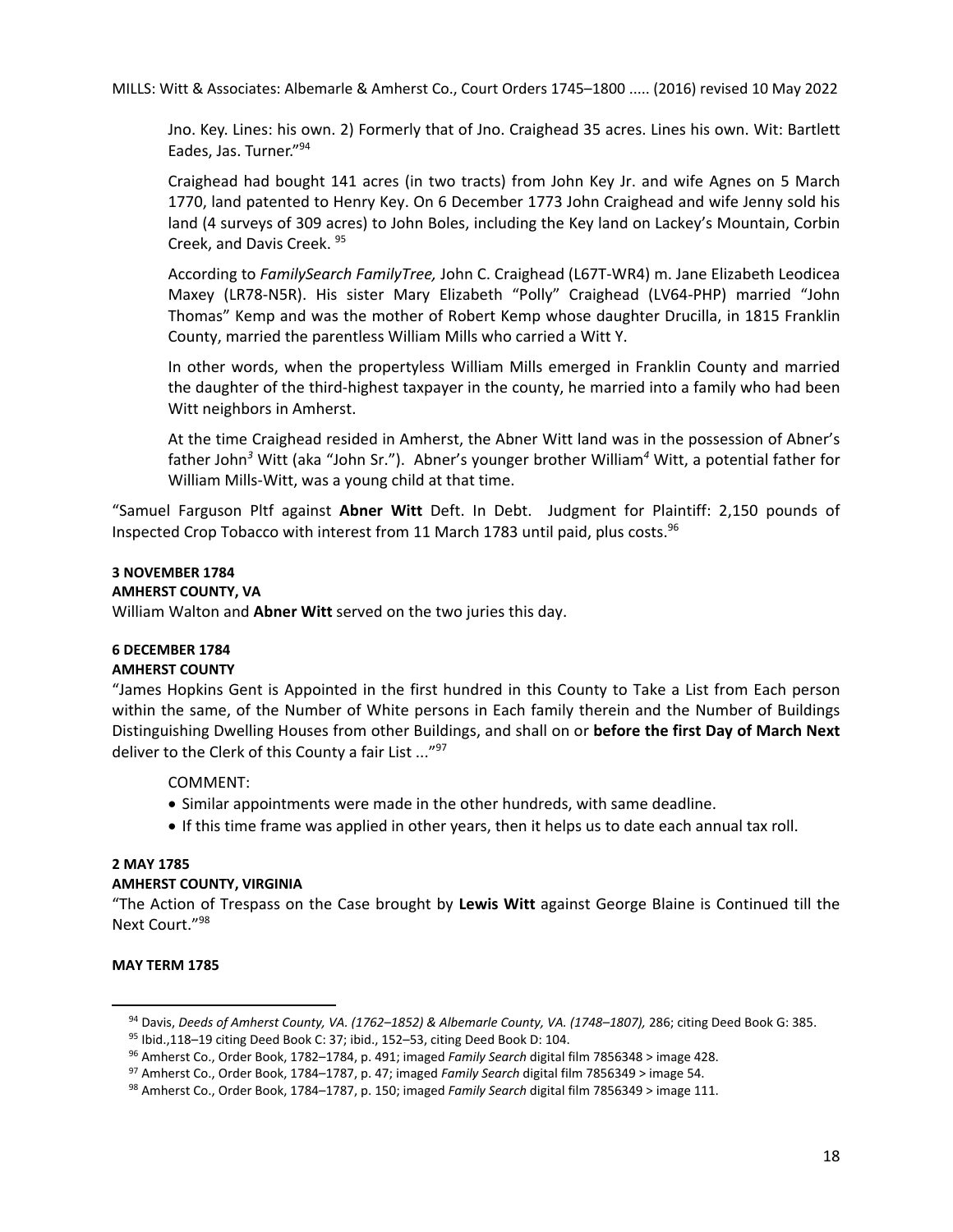Jno. Key. Lines: his own. 2) Formerly that of Jno. Craighead 35 acres. Lines his own. Wit: Bartlett Eades, Jas. Turner."[94]

Craighead had bought 141 acres (in two tracts) from John Key Jr. and wife Agnes on 5 March 1770, land patented to Henry Key. On 6 December 1773 John Craighead and wife Jenny sold his land (4 surveys of 309 acres) to John Boles, including the Key land on Lackey's Mountain, Corbin Creek, and Davis Creek. [95]

According to *FamilySearch FamilyTree,* John C. Craighead (L67T-WR4) m. Jane Elizabeth Leodicea Maxey (LR78-N5R). His sister Mary Elizabeth "Polly" Craighead (LV64-PHP) married "John Thomas" Kemp and was the mother of Robert Kemp whose daughter Drucilla, in 1815 Franklin County, married the parentless William Mills who carried a Witt Y.

In other words, when the propertyless William Mills emerged in Franklin County and married the daughter of the third-highest taxpayer in the county, he married into a family who had been Witt neighbors in Amherst.

At the time Craighead resided in Amherst, the Abner Witt land was in the possession of Abner's father John[3] Witt (aka "John Sr."). Abner's younger brother William[4] Witt, a potential father for William Mills-Witt, was a young child at that time.

"Samuel Farguson Pltf against **Abner Witt** Deft. In Debt. Judgment for Plaintiff: 2,150 pounds of Inspected Crop Tobacco with interest from 11 March 1783 until paid, plus costs.[96]

**3 NOVEMBER 1784**
**AMHERST COUNTY, VA**
William Walton and **Abner Witt** served on the two juries this day.

**6 DECEMBER 1784**
**AMHERST COUNTY**
"James Hopkins Gent is Appointed in the first hundred in this County to Take a List from Each person within the same, of the Number of White persons in Each family therein and the Number of Buildings Distinguishing Dwelling Houses from other Buildings, and shall on or **before the first Day of March Next** deliver to the Clerk of this County a fair List ..."[97]

COMMENT:

- Similar appointments were made in the other hundreds, with same deadline.
- If this time frame was applied in other years, then it helps us to date each annual tax roll.

**2 MAY 1785**
**AMHERST COUNTY, VIRGINIA**
"The Action of Trespass on the Case brought by **Lewis Witt** against George Blaine is Continued till the Next Court."[98]

**MAY TERM 1785**

---

[94] Davis, *Deeds of Amherst County, VA. (1762–1852) & Albemarle County, VA. (1748–1807),* 286; citing Deed Book G: 385.

[95] Ibid.,118–19 citing Deed Book C: 37; ibid., 152–53, citing Deed Book D: 104.

[96] Amherst Co., Order Book, 1782–1784, p. 491; imaged *Family Search* digital film 7856348 > image 428.

[97] Amherst Co., Order Book, 1784–1787, p. 47; imaged *Family Search* digital film 7856349 > image 54.

[98] Amherst Co., Order Book, 1784–1787, p. 150; imaged *Family Search* digital film 7856349 > image 111.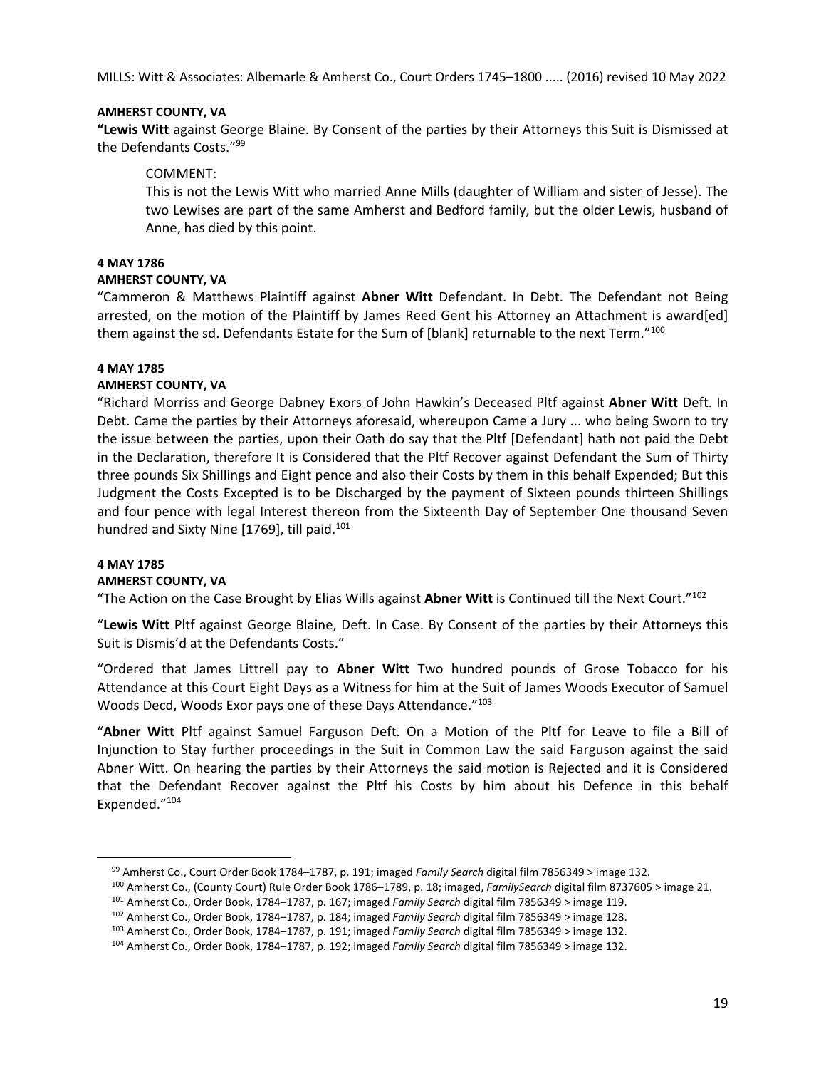**AMHERST COUNTY, VA**

**"Lewis Witt** against George Blaine. By Consent of the parties by their Attorneys this Suit is Dismissed at the Defendants Costs."[99]

> COMMENT:
> This is not the Lewis Witt who married Anne Mills (daughter of William and sister of Jesse). The two Lewises are part of the same Amherst and Bedford family, but the older Lewis, husband of Anne, has died by this point.

**4 MAY 1786**

**AMHERST COUNTY, VA**

"Cammeron & Matthews Plaintiff against **Abner Witt** Defendant. In Debt. The Defendant not Being arrested, on the motion of the Plaintiff by James Reed Gent his Attorney an Attachment is award[ed] them against the sd. Defendants Estate for the Sum of [blank] returnable to the next Term."[100]

**4 MAY 1785**

**AMHERST COUNTY, VA**

"Richard Morriss and George Dabney Exors of John Hawkin's Deceased Pltf against **Abner Witt** Deft. In Debt. Came the parties by their Attorneys aforesaid, whereupon Came a Jury ... who being Sworn to try the issue between the parties, upon their Oath do say that the Pltf [Defendant] hath not paid the Debt in the Declaration, therefore It is Considered that the Pltf Recover against Defendant the Sum of Thirty three pounds Six Shillings and Eight pence and also their Costs by them in this behalf Expended; But this Judgment the Costs Excepted is to be Discharged by the payment of Sixteen pounds thirteen Shillings and four pence with legal Interest thereon from the Sixteenth Day of September One thousand Seven hundred and Sixty Nine [1769], till paid.[101]

**4 MAY 1785**

**AMHERST COUNTY, VA**

"The Action on the Case Brought by Elias Wills against **Abner Witt** is Continued till the Next Court."[102]

"**Lewis Witt** Pltf against George Blaine, Deft. In Case. By Consent of the parties by their Attorneys this Suit is Dismis'd at the Defendants Costs."

"Ordered that James Littrell pay to **Abner Witt** Two hundred pounds of Grose Tobacco for his Attendance at this Court Eight Days as a Witness for him at the Suit of James Woods Executor of Samuel Woods Decd, Woods Exor pays one of these Days Attendance."[103]

"**Abner Witt** Pltf against Samuel Farguson Deft. On a Motion of the Pltf for Leave to file a Bill of Injunction to Stay further proceedings in the Suit in Common Law the said Farguson against the said Abner Witt. On hearing the parties by their Attorneys the said motion is Rejected and it is Considered that the Defendant Recover against the Pltf his Costs by him about his Defence in this behalf Expended."[104]

---

[99] Amherst Co., Court Order Book 1784–1787, p. 191; imaged *Family Search* digital film 7856349 > image 132.

[100] Amherst Co., (County Court) Rule Order Book 1786–1789, p. 18; imaged, *FamilySearch* digital film 8737605 > image 21.

[101] Amherst Co., Order Book, 1784–1787, p. 167; imaged *Family Search* digital film 7856349 > image 119.

[102] Amherst Co., Order Book, 1784–1787, p. 184; imaged *Family Search* digital film 7856349 > image 128.

[103] Amherst Co., Order Book, 1784–1787, p. 191; imaged *Family Search* digital film 7856349 > image 132.

[104] Amherst Co., Order Book, 1784–1787, p. 192; imaged *Family Search* digital film 7856349 > image 132.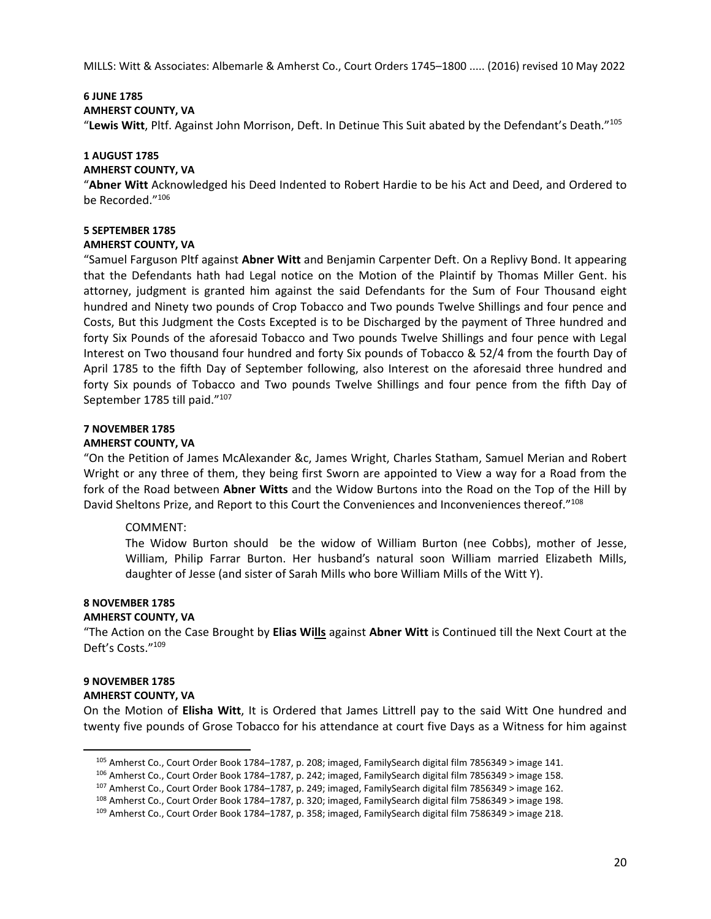**6 JUNE 1785**
**AMHERST COUNTY, VA**
"**Lewis Witt**, Pltf. Against John Morrison, Deft. In Detinue This Suit abated by the Defendant's Death."[105]

**1 AUGUST 1785**
**AMHERST COUNTY, VA**
"**Abner Witt** Acknowledged his Deed Indented to Robert Hardie to be his Act and Deed, and Ordered to be Recorded."[106]

**5 SEPTEMBER 1785**
**AMHERST COUNTY, VA**
"Samuel Farguson Pltf against **Abner Witt** and Benjamin Carpenter Deft. On a Replivy Bond. It appearing that the Defendants hath had Legal notice on the Motion of the Plaintif by Thomas Miller Gent. his attorney, judgment is granted him against the said Defendants for the Sum of Four Thousand eight hundred and Ninety two pounds of Crop Tobacco and Two pounds Twelve Shillings and four pence and Costs, But this Judgment the Costs Excepted is to be Discharged by the payment of Three hundred and forty Six Pounds of the aforesaid Tobacco and Two pounds Twelve Shillings and four pence with Legal Interest on Two thousand four hundred and forty Six pounds of Tobacco & 52/4 from the fourth Day of April 1785 to the fifth Day of September following, also Interest on the aforesaid three hundred and forty Six pounds of Tobacco and Two pounds Twelve Shillings and four pence from the fifth Day of September 1785 till paid."[107]

**7 NOVEMBER 1785**
**AMHERST COUNTY, VA**
"On the Petition of James McAlexander &c, James Wright, Charles Statham, Samuel Merian and Robert Wright or any three of them, they being first Sworn are appointed to View a way for a Road from the fork of the Road between **Abner Witts** and the Widow Burtons into the Road on the Top of the Hill by David Sheltons Prize, and Report to this Court the Conveniences and Inconveniences thereof."[108]

> COMMENT:
> The Widow Burton should be the widow of William Burton (nee Cobbs), mother of Jesse, William, Philip Farrar Burton. Her husband's natural soon William married Elizabeth Mills, daughter of Jesse (and sister of Sarah Mills who bore William Mills of the Witt Y).

**8 NOVEMBER 1785**
**AMHERST COUNTY, VA**
"The Action on the Case Brought by **Elias Wi<u>lls</u>** against **Abner Witt** is Continued till the Next Court at the Deft's Costs."[109]

**9 NOVEMBER 1785**
**AMHERST COUNTY, VA**
On the Motion of **Elisha Witt**, It is Ordered that James Littrell pay to the said Witt One hundred and twenty five pounds of Grose Tobacco for his attendance at court five Days as a Witness for him against

---

[105] Amherst Co., Court Order Book 1784–1787, p. 208; imaged, FamilySearch digital film 7856349 > image 141.
[106] Amherst Co., Court Order Book 1784–1787, p. 242; imaged, FamilySearch digital film 7856349 > image 158.
[107] Amherst Co., Court Order Book 1784–1787, p. 249; imaged, FamilySearch digital film 7856349 > image 162.
[108] Amherst Co., Court Order Book 1784–1787, p. 320; imaged, FamilySearch digital film 7586349 > image 198.
[109] Amherst Co., Court Order Book 1784–1787, p. 358; imaged, FamilySearch digital film 7586349 > image 218.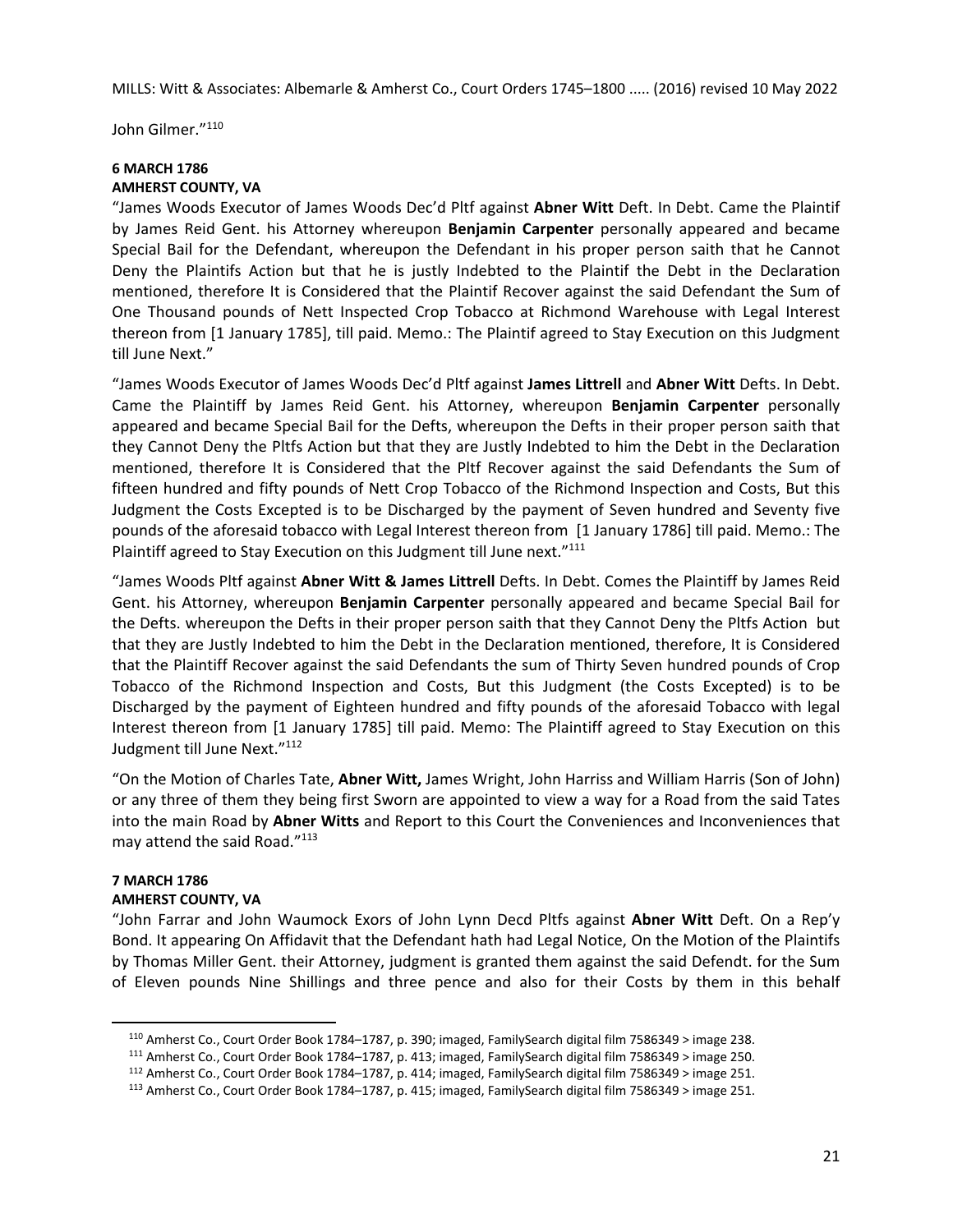John Gilmer."[110]

**6 MARCH 1786**
**AMHERST COUNTY, VA**

"James Woods Executor of James Woods Dec'd Pltf against **Abner Witt** Deft. In Debt. Came the Plaintif by James Reid Gent. his Attorney whereupon **Benjamin Carpenter** personally appeared and became Special Bail for the Defendant, whereupon the Defendant in his proper person saith that he Cannot Deny the Plaintifs Action but that he is justly Indebted to the Plaintif the Debt in the Declaration mentioned, therefore It is Considered that the Plaintif Recover against the said Defendant the Sum of One Thousand pounds of Nett Inspected Crop Tobacco at Richmond Warehouse with Legal Interest thereon from [1 January 1785], till paid. Memo.: The Plaintif agreed to Stay Execution on this Judgment till June Next."

"James Woods Executor of James Woods Dec'd Pltf against **James Littrell** and **Abner Witt** Defts. In Debt. Came the Plaintiff by James Reid Gent. his Attorney, whereupon **Benjamin Carpenter** personally appeared and became Special Bail for the Defts, whereupon the Defts in their proper person saith that they Cannot Deny the Pltfs Action but that they are Justly Indebted to him the Debt in the Declaration mentioned, therefore It is Considered that the Pltf Recover against the said Defendants the Sum of fifteen hundred and fifty pounds of Nett Crop Tobacco of the Richmond Inspection and Costs, But this Judgment the Costs Excepted is to be Discharged by the payment of Seven hundred and Seventy five pounds of the aforesaid tobacco with Legal Interest thereon from [1 January 1786] till paid. Memo.: The Plaintiff agreed to Stay Execution on this Judgment till June next."[111]

"James Woods Pltf against **Abner Witt & James Littrell** Defts. In Debt. Comes the Plaintiff by James Reid Gent. his Attorney, whereupon **Benjamin Carpenter** personally appeared and became Special Bail for the Defts. whereupon the Defts in their proper person saith that they Cannot Deny the Pltfs Action but that they are Justly Indebted to him the Debt in the Declaration mentioned, therefore, It is Considered that the Plaintiff Recover against the said Defendants the sum of Thirty Seven hundred pounds of Crop Tobacco of the Richmond Inspection and Costs, But this Judgment (the Costs Excepted) is to be Discharged by the payment of Eighteen hundred and fifty pounds of the aforesaid Tobacco with legal Interest thereon from [1 January 1785] till paid. Memo: The Plaintiff agreed to Stay Execution on this Judgment till June Next."[112]

"On the Motion of Charles Tate, **Abner Witt,** James Wright, John Harriss and William Harris (Son of John) or any three of them they being first Sworn are appointed to view a way for a Road from the said Tates into the main Road by **Abner Witts** and Report to this Court the Conveniences and Inconveniences that may attend the said Road."[113]

**7 MARCH 1786**
**AMHERST COUNTY, VA**

"John Farrar and John Waumock Exors of John Lynn Decd Pltfs against **Abner Witt** Deft. On a Rep'y Bond. It appearing On Affidavit that the Defendant hath had Legal Notice, On the Motion of the Plaintifs by Thomas Miller Gent. their Attorney, judgment is granted them against the said Defendt. for the Sum of Eleven pounds Nine Shillings and three pence and also for their Costs by them in this behalf

---

[110] Amherst Co., Court Order Book 1784–1787, p. 390; imaged, FamilySearch digital film 7586349 > image 238.

[111] Amherst Co., Court Order Book 1784–1787, p. 413; imaged, FamilySearch digital film 7586349 > image 250.

[112] Amherst Co., Court Order Book 1784–1787, p. 414; imaged, FamilySearch digital film 7586349 > image 251.

[113] Amherst Co., Court Order Book 1784–1787, p. 415; imaged, FamilySearch digital film 7586349 > image 251.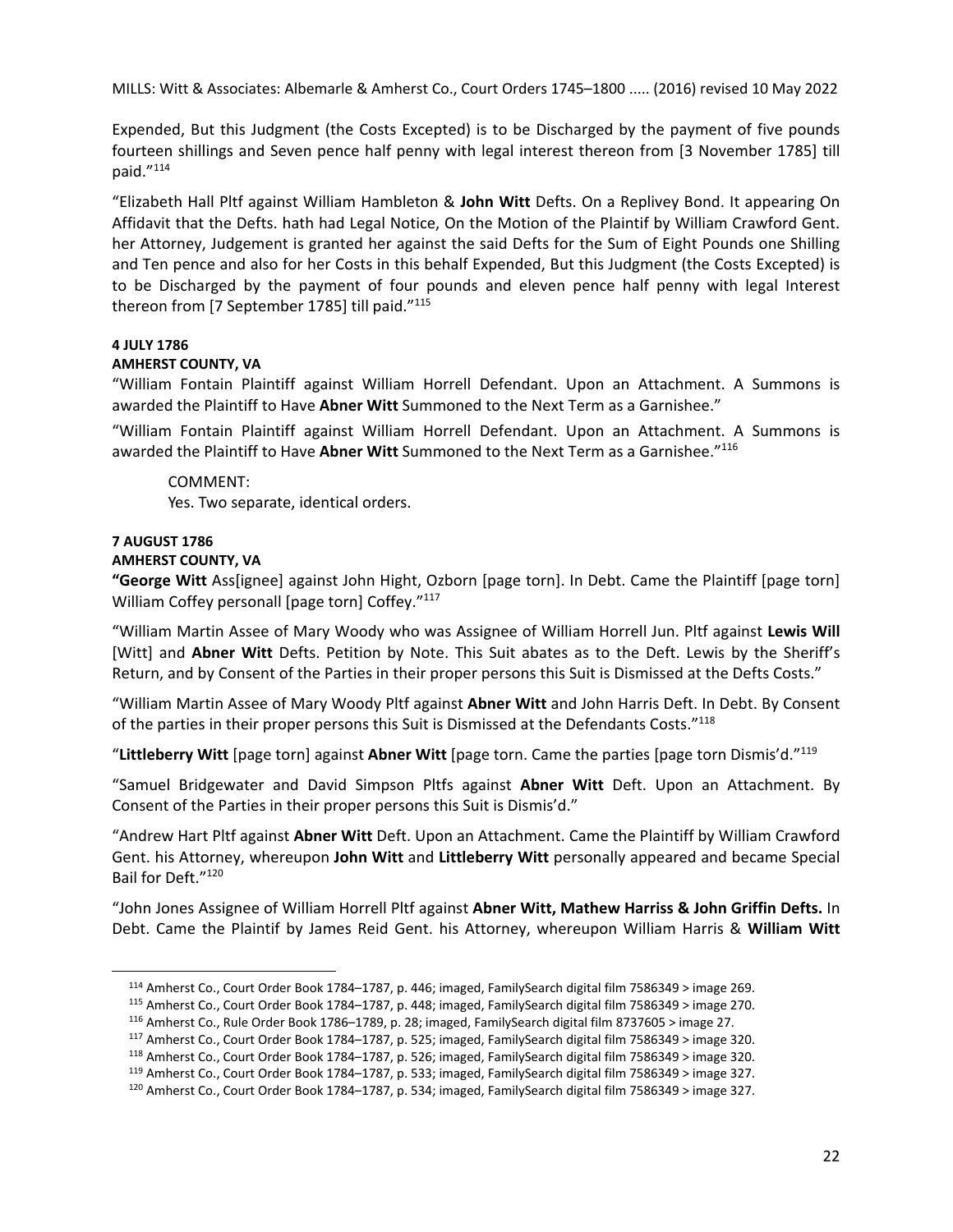Expended, But this Judgment (the Costs Excepted) is to be Discharged by the payment of five pounds fourteen shillings and Seven pence half penny with legal interest thereon from [3 November 1785] till paid."[114]

"Elizabeth Hall Pltf against William Hambleton & **John Witt** Defts. On a Replivey Bond. It appearing On Affidavit that the Defts. hath had Legal Notice, On the Motion of the Plaintif by William Crawford Gent. her Attorney, Judgement is granted her against the said Defts for the Sum of Eight Pounds one Shilling and Ten pence and also for her Costs in this behalf Expended, But this Judgment (the Costs Excepted) is to be Discharged by the payment of four pounds and eleven pence half penny with legal Interest thereon from [7 September 1785] till paid."[115]

**4 JULY 1786**
**AMHERST COUNTY, VA**

"William Fontain Plaintiff against William Horrell Defendant. Upon an Attachment. A Summons is awarded the Plaintiff to Have **Abner Witt** Summoned to the Next Term as a Garnishee."

"William Fontain Plaintiff against William Horrell Defendant. Upon an Attachment. A Summons is awarded the Plaintiff to Have **Abner Witt** Summoned to the Next Term as a Garnishee."[116]

> COMMENT:
> Yes. Two separate, identical orders.

**7 AUGUST 1786**
**AMHERST COUNTY, VA**

**"George Witt** Ass[ignee] against John Hight, Ozborn [page torn]. In Debt. Came the Plaintiff [page torn] William Coffey personall [page torn] Coffey."[117]

"William Martin Assee of Mary Woody who was Assignee of William Horrell Jun. Pltf against **Lewis Will** [Witt] and **Abner Witt** Defts. Petition by Note. This Suit abates as to the Deft. Lewis by the Sheriff's Return, and by Consent of the Parties in their proper persons this Suit is Dismissed at the Defts Costs."

"William Martin Assee of Mary Woody Pltf against **Abner Witt** and John Harris Deft. In Debt. By Consent of the parties in their proper persons this Suit is Dismissed at the Defendants Costs."[118]

"**Littleberry Witt** [page torn] against **Abner Witt** [page torn. Came the parties [page torn Dismis'd."[119]

"Samuel Bridgewater and David Simpson Pltfs against **Abner Witt** Deft. Upon an Attachment. By Consent of the Parties in their proper persons this Suit is Dismis'd."

"Andrew Hart Pltf against **Abner Witt** Deft. Upon an Attachment. Came the Plaintiff by William Crawford Gent. his Attorney, whereupon **John Witt** and **Littleberry Witt** personally appeared and became Special Bail for Deft."[120]

"John Jones Assignee of William Horrell Pltf against **Abner Witt, Mathew Harriss & John Griffin Defts.** In Debt. Came the Plaintif by James Reid Gent. his Attorney, whereupon William Harris & **William Witt**

---

[114] Amherst Co., Court Order Book 1784–1787, p. 446; imaged, FamilySearch digital film 7586349 > image 269.

[115] Amherst Co., Court Order Book 1784–1787, p. 448; imaged, FamilySearch digital film 7586349 > image 270.

[116] Amherst Co., Rule Order Book 1786–1789, p. 28; imaged, FamilySearch digital film 8737605 > image 27.

[117] Amherst Co., Court Order Book 1784–1787, p. 525; imaged, FamilySearch digital film 7586349 > image 320.

[118] Amherst Co., Court Order Book 1784–1787, p. 526; imaged, FamilySearch digital film 7586349 > image 320.

[119] Amherst Co., Court Order Book 1784–1787, p. 533; imaged, FamilySearch digital film 7586349 > image 327.

[120] Amherst Co., Court Order Book 1784–1787, p. 534; imaged, FamilySearch digital film 7586349 > image 327.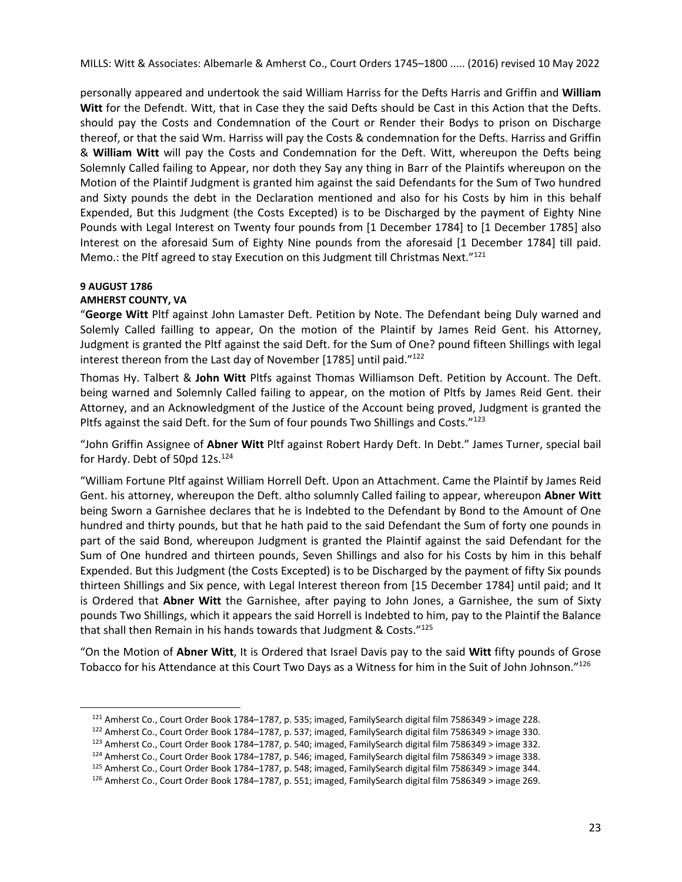personally appeared and undertook the said William Harriss for the Defts Harris and Griffin and **William Witt** for the Defendt. Witt, that in Case they the said Defts should be Cast in this Action that the Defts. should pay the Costs and Condemnation of the Court or Render their Bodys to prison on Discharge thereof, or that the said Wm. Harriss will pay the Costs & condemnation for the Defts. Harriss and Griffin & **William Witt** will pay the Costs and Condemnation for the Deft. Witt, whereupon the Defts being Solemnly Called failing to Appear, nor doth they Say any thing in Barr of the Plaintifs whereupon on the Motion of the Plaintif Judgment is granted him against the said Defendants for the Sum of Two hundred and Sixty pounds the debt in the Declaration mentioned and also for his Costs by him in this behalf Expended, But this Judgment (the Costs Excepted) is to be Discharged by the payment of Eighty Nine Pounds with Legal Interest on Twenty four pounds from [1 December 1784] to [1 December 1785] also Interest on the aforesaid Sum of Eighty Nine pounds from the aforesaid [1 December 1784] till paid. Memo.: the Pltf agreed to stay Execution on this Judgment till Christmas Next."[121]

**9 AUGUST 1786**
**AMHERST COUNTY, VA**

"**George Witt** Pltf against John Lamaster Deft. Petition by Note. The Defendant being Duly warned and Solemly Called failling to appear, On the motion of the Plaintif by James Reid Gent. his Attorney, Judgment is granted the Pltf against the said Deft. for the Sum of One? pound fifteen Shillings with legal interest thereon from the Last day of November [1785] until paid."[122]

Thomas Hy. Talbert & **John Witt** Pltfs against Thomas Williamson Deft. Petition by Account. The Deft. being warned and Solemnly Called failing to appear, on the motion of Pltfs by James Reid Gent. their Attorney, and an Acknowledgment of the Justice of the Account being proved, Judgment is granted the Pltfs against the said Deft. for the Sum of four pounds Two Shillings and Costs."[123]

"John Griffin Assignee of **Abner Witt** Pltf against Robert Hardy Deft. In Debt." James Turner, special bail for Hardy. Debt of 50pd 12s.[124]

"William Fortune Pltf against William Horrell Deft. Upon an Attachment. Came the Plaintif by James Reid Gent. his attorney, whereupon the Deft. altho solumnly Called failing to appear, whereupon **Abner Witt** being Sworn a Garnishee declares that he is Indebted to the Defendant by Bond to the Amount of One hundred and thirty pounds, but that he hath paid to the said Defendant the Sum of forty one pounds in part of the said Bond, whereupon Judgment is granted the Plaintif against the said Defendant for the Sum of One hundred and thirteen pounds, Seven Shillings and also for his Costs by him in this behalf Expended. But this Judgment (the Costs Excepted) is to be Discharged by the payment of fifty Six pounds thirteen Shillings and Six pence, with Legal Interest thereon from [15 December 1784] until paid; and It is Ordered that **Abner Witt** the Garnishee, after paying to John Jones, a Garnishee, the sum of Sixty pounds Two Shillings, which it appears the said Horrell is Indebted to him, pay to the Plaintif the Balance that shall then Remain in his hands towards that Judgment & Costs."[125]

"On the Motion of **Abner Witt**, It is Ordered that Israel Davis pay to the said **Witt** fifty pounds of Grose Tobacco for his Attendance at this Court Two Days as a Witness for him in the Suit of John Johnson."[126]

---

[121] Amherst Co., Court Order Book 1784–1787, p. 535; imaged, FamilySearch digital film 7586349 > image 228.

[122] Amherst Co., Court Order Book 1784–1787, p. 537; imaged, FamilySearch digital film 7586349 > image 330.

[123] Amherst Co., Court Order Book 1784–1787, p. 540; imaged, FamilySearch digital film 7586349 > image 332.

[124] Amherst Co., Court Order Book 1784–1787, p. 546; imaged, FamilySearch digital film 7586349 > image 338.

[125] Amherst Co., Court Order Book 1784–1787, p. 548; imaged, FamilySearch digital film 7586349 > image 344.

[126] Amherst Co., Court Order Book 1784–1787, p. 551; imaged, FamilySearch digital film 7586349 > image 269.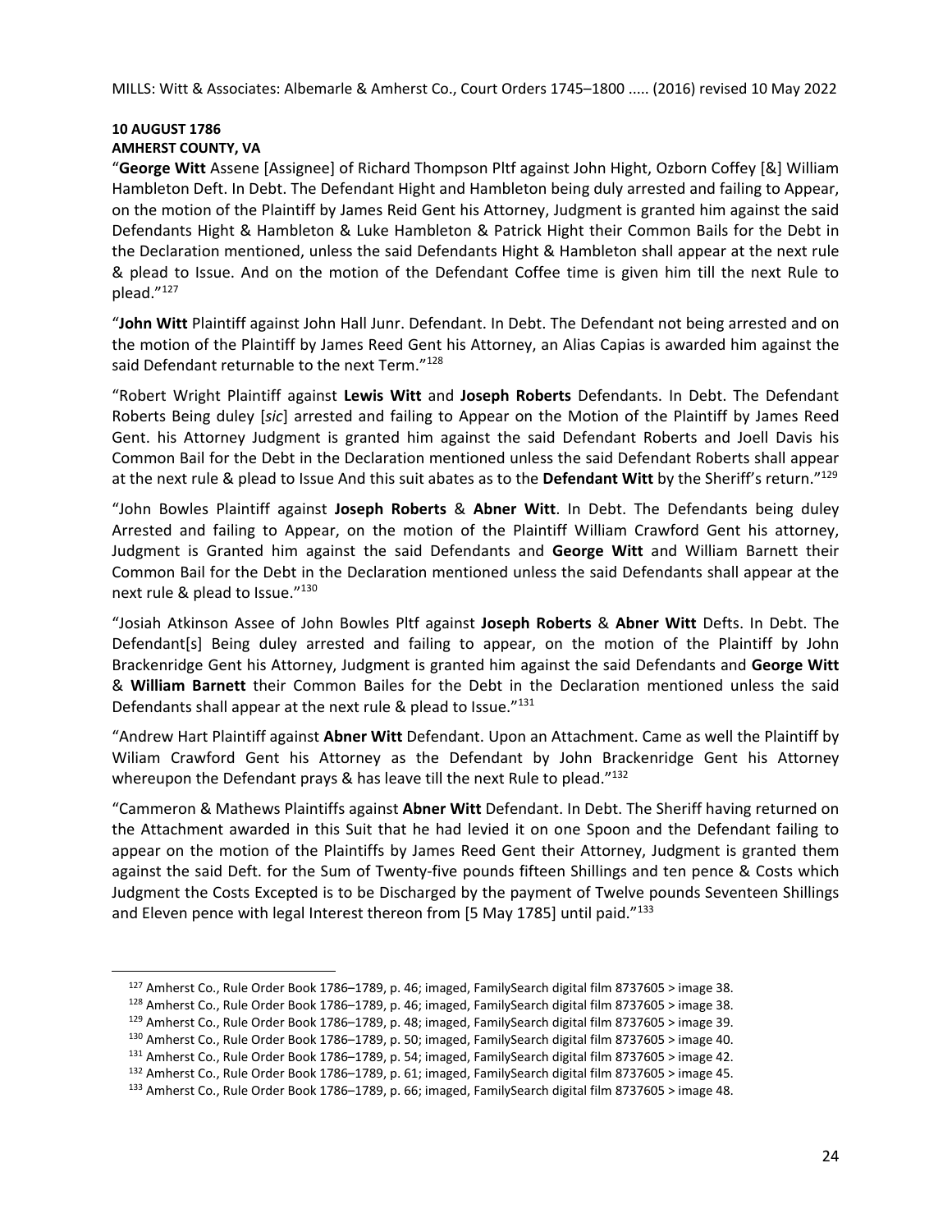**10 AUGUST 1786**
**AMHERST COUNTY, VA**

"**George Witt** Assene [Assignee] of Richard Thompson Pltf against John Hight, Ozborn Coffey [&] William Hambleton Deft. In Debt. The Defendant Hight and Hambleton being duly arrested and failing to Appear, on the motion of the Plaintiff by James Reid Gent his Attorney, Judgment is granted him against the said Defendants Hight & Hambleton & Luke Hambleton & Patrick Hight their Common Bails for the Debt in the Declaration mentioned, unless the said Defendants Hight & Hambleton shall appear at the next rule & plead to Issue. And on the motion of the Defendant Coffee time is given him till the next Rule to plead."[127]

"**John Witt** Plaintiff against John Hall Junr. Defendant. In Debt. The Defendant not being arrested and on the motion of the Plaintiff by James Reed Gent his Attorney, an Alias Capias is awarded him against the said Defendant returnable to the next Term."[128]

"Robert Wright Plaintiff against **Lewis Witt** and **Joseph Roberts** Defendants. In Debt. The Defendant Roberts Being duley [*sic*] arrested and failing to Appear on the Motion of the Plaintiff by James Reed Gent. his Attorney Judgment is granted him against the said Defendant Roberts and Joell Davis his Common Bail for the Debt in the Declaration mentioned unless the said Defendant Roberts shall appear at the next rule & plead to Issue And this suit abates as to the **Defendant Witt** by the Sheriff's return."[129]

"John Bowles Plaintiff against **Joseph Roberts** & **Abner Witt**. In Debt. The Defendants being duley Arrested and failing to Appear, on the motion of the Plaintiff William Crawford Gent his attorney, Judgment is Granted him against the said Defendants and **George Witt** and William Barnett their Common Bail for the Debt in the Declaration mentioned unless the said Defendants shall appear at the next rule & plead to Issue."[130]

"Josiah Atkinson Assee of John Bowles Pltf against **Joseph Roberts** & **Abner Witt** Defts. In Debt. The Defendant[s] Being duley arrested and failing to appear, on the motion of the Plaintiff by John Brackenridge Gent his Attorney, Judgment is granted him against the said Defendants and **George Witt** & **William Barnett** their Common Bailes for the Debt in the Declaration mentioned unless the said Defendants shall appear at the next rule & plead to Issue."[131]

"Andrew Hart Plaintiff against **Abner Witt** Defendant. Upon an Attachment. Came as well the Plaintiff by Wiliam Crawford Gent his Attorney as the Defendant by John Brackenridge Gent his Attorney whereupon the Defendant prays & has leave till the next Rule to plead."[132]

"Cammeron & Mathews Plaintiffs against **Abner Witt** Defendant. In Debt. The Sheriff having returned on the Attachment awarded in this Suit that he had levied it on one Spoon and the Defendant failing to appear on the motion of the Plaintiffs by James Reed Gent their Attorney, Judgment is granted them against the said Deft. for the Sum of Twenty-five pounds fifteen Shillings and ten pence & Costs which Judgment the Costs Excepted is to be Discharged by the payment of Twelve pounds Seventeen Shillings and Eleven pence with legal Interest thereon from [5 May 1785] until paid."[133]

---

[127] Amherst Co., Rule Order Book 1786–1789, p. 46; imaged, FamilySearch digital film 8737605 > image 38.

[128] Amherst Co., Rule Order Book 1786–1789, p. 46; imaged, FamilySearch digital film 8737605 > image 38.

[129] Amherst Co., Rule Order Book 1786–1789, p. 48; imaged, FamilySearch digital film 8737605 > image 39.

[130] Amherst Co., Rule Order Book 1786–1789, p. 50; imaged, FamilySearch digital film 8737605 > image 40.

[131] Amherst Co., Rule Order Book 1786–1789, p. 54; imaged, FamilySearch digital film 8737605 > image 42.

[132] Amherst Co., Rule Order Book 1786–1789, p. 61; imaged, FamilySearch digital film 8737605 > image 45.

[133] Amherst Co., Rule Order Book 1786–1789, p. 66; imaged, FamilySearch digital film 8737605 > image 48.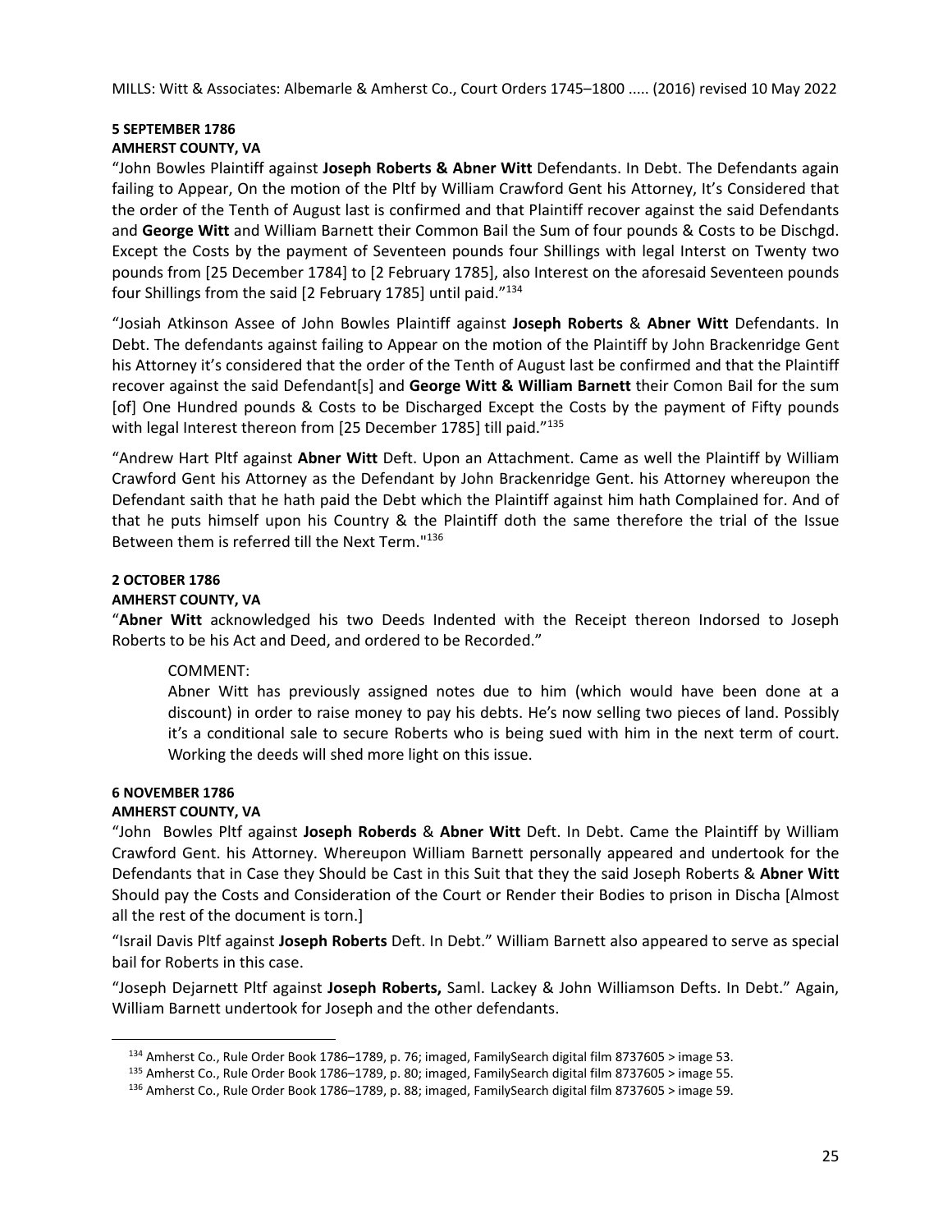**5 SEPTEMBER 1786**

**AMHERST COUNTY, VA**

"John Bowles Plaintiff against **Joseph Roberts & Abner Witt** Defendants. In Debt. The Defendants again failing to Appear, On the motion of the Pltf by William Crawford Gent his Attorney, It's Considered that the order of the Tenth of August last is confirmed and that Plaintiff recover against the said Defendants and **George Witt** and William Barnett their Common Bail the Sum of four pounds & Costs to be Dischgd. Except the Costs by the payment of Seventeen pounds four Shillings with legal Interst on Twenty two pounds from [25 December 1784] to [2 February 1785], also Interest on the aforesaid Seventeen pounds four Shillings from the said [2 February 1785] until paid."[134]

"Josiah Atkinson Assee of John Bowles Plaintiff against **Joseph Roberts** & **Abner Witt** Defendants. In Debt. The defendants against failing to Appear on the motion of the Plaintiff by John Brackenridge Gent his Attorney it's considered that the order of the Tenth of August last be confirmed and that the Plaintiff recover against the said Defendant[s] and **George Witt & William Barnett** their Comon Bail for the sum [of] One Hundred pounds & Costs to be Discharged Except the Costs by the payment of Fifty pounds with legal Interest thereon from [25 December 1785] till paid."[135]

"Andrew Hart Pltf against **Abner Witt** Deft. Upon an Attachment. Came as well the Plaintiff by William Crawford Gent his Attorney as the Defendant by John Brackenridge Gent. his Attorney whereupon the Defendant saith that he hath paid the Debt which the Plaintiff against him hath Complained for. And of that he puts himself upon his Country & the Plaintiff doth the same therefore the trial of the Issue Between them is referred till the Next Term."[136]

**2 OCTOBER 1786**

**AMHERST COUNTY, VA**

"**Abner Witt** acknowledged his two Deeds Indented with the Receipt thereon Indorsed to Joseph Roberts to be his Act and Deed, and ordered to be Recorded."

> COMMENT:
>
> Abner Witt has previously assigned notes due to him (which would have been done at a discount) in order to raise money to pay his debts. He's now selling two pieces of land. Possibly it's a conditional sale to secure Roberts who is being sued with him in the next term of court. Working the deeds will shed more light on this issue.

**6 NOVEMBER 1786**

**AMHERST COUNTY, VA**

"John Bowles Pltf against **Joseph Roberds** & **Abner Witt** Deft. In Debt. Came the Plaintiff by William Crawford Gent. his Attorney. Whereupon William Barnett personally appeared and undertook for the Defendants that in Case they Should be Cast in this Suit that they the said Joseph Roberts & **Abner Witt** Should pay the Costs and Consideration of the Court or Render their Bodies to prison in Discha [Almost all the rest of the document is torn.]

"Israil Davis Pltf against **Joseph Roberts** Deft. In Debt." William Barnett also appeared to serve as special bail for Roberts in this case.

"Joseph Dejarnett Pltf against **Joseph Roberts,** Saml. Lackey & John Williamson Defts. In Debt." Again, William Barnett undertook for Joseph and the other defendants.

---

[134] Amherst Co., Rule Order Book 1786–1789, p. 76; imaged, FamilySearch digital film 8737605 > image 53.

[135] Amherst Co., Rule Order Book 1786–1789, p. 80; imaged, FamilySearch digital film 8737605 > image 55.

[136] Amherst Co., Rule Order Book 1786–1789, p. 88; imaged, FamilySearch digital film 8737605 > image 59.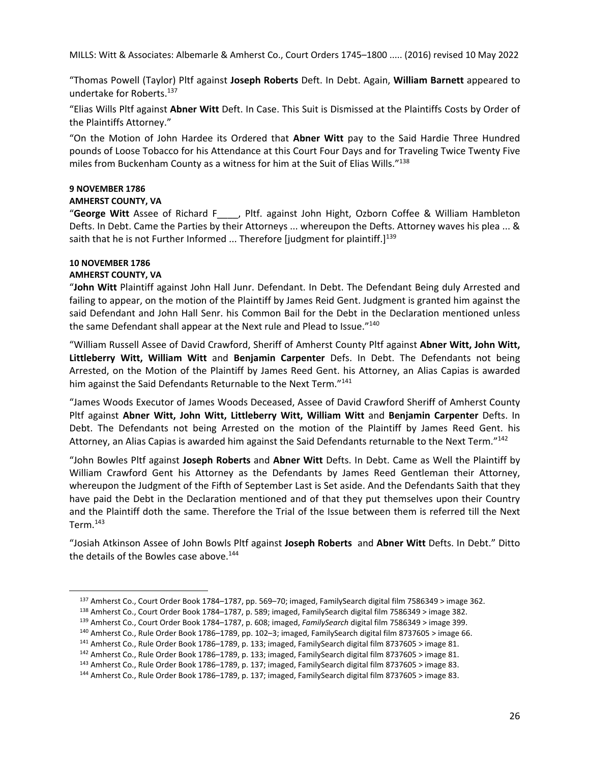"Thomas Powell (Taylor) Pltf against **Joseph Roberts** Deft. In Debt. Again, **William Barnett** appeared to undertake for Roberts.[137]

"Elias Wills Pltf against **Abner Witt** Deft. In Case. This Suit is Dismissed at the Plaintiffs Costs by Order of the Plaintiffs Attorney."

"On the Motion of John Hardee its Ordered that **Abner Witt** pay to the Said Hardie Three Hundred pounds of Loose Tobacco for his Attendance at this Court Four Days and for Traveling Twice Twenty Five miles from Buckenham County as a witness for him at the Suit of Elias Wills."[138]

**9 NOVEMBER 1786**

**AMHERST COUNTY, VA**

"**George Witt** Assee of Richard F____, Pltf. against John Hight, Ozborn Coffee & William Hambleton Defts. In Debt. Came the Parties by their Attorneys ... whereupon the Defts. Attorney waves his plea ... & saith that he is not Further Informed ... Therefore [judgment for plaintiff.][139]

**10 NOVEMBER 1786**

**AMHERST COUNTY, VA**

"**John Witt** Plaintiff against John Hall Junr. Defendant. In Debt. The Defendant Being duly Arrested and failing to appear, on the motion of the Plaintiff by James Reid Gent. Judgment is granted him against the said Defendant and John Hall Senr. his Common Bail for the Debt in the Declaration mentioned unless the same Defendant shall appear at the Next rule and Plead to Issue."[140]

"William Russell Assee of David Crawford, Sheriff of Amherst County Pltf against **Abner Witt, John Witt, Littleberry Witt, William Witt** and **Benjamin Carpenter** Defs. In Debt. The Defendants not being Arrested, on the Motion of the Plaintiff by James Reed Gent. his Attorney, an Alias Capias is awarded him against the Said Defendants Returnable to the Next Term."[141]

"James Woods Executor of James Woods Deceased, Assee of David Crawford Sheriff of Amherst County Pltf against **Abner Witt, John Witt, Littleberry Witt, William Witt** and **Benjamin Carpenter** Defts. In Debt. The Defendants not being Arrested on the motion of the Plaintiff by James Reed Gent. his Attorney, an Alias Capias is awarded him against the Said Defendants returnable to the Next Term."[142]

"John Bowles Pltf against **Joseph Roberts** and **Abner Witt** Defts. In Debt. Came as Well the Plaintiff by William Crawford Gent his Attorney as the Defendants by James Reed Gentleman their Attorney, whereupon the Judgment of the Fifth of September Last is Set aside. And the Defendants Saith that they have paid the Debt in the Declaration mentioned and of that they put themselves upon their Country and the Plaintiff doth the same. Therefore the Trial of the Issue between them is referred till the Next Term.[143]

"Josiah Atkinson Assee of John Bowls Pltf against **Joseph Roberts** and **Abner Witt** Defts. In Debt." Ditto the details of the Bowles case above.[144]

---

[137] Amherst Co., Court Order Book 1784–1787, pp. 569–70; imaged, FamilySearch digital film 7586349 > image 362.

[138] Amherst Co., Court Order Book 1784–1787, p. 589; imaged, FamilySearch digital film 7586349 > image 382.

[139] Amherst Co., Court Order Book 1784–1787, p. 608; imaged, *FamilySearch* digital film 7586349 > image 399.

[140] Amherst Co., Rule Order Book 1786–1789, pp. 102–3; imaged, FamilySearch digital film 8737605 > image 66.

[141] Amherst Co., Rule Order Book 1786–1789, p. 133; imaged, FamilySearch digital film 8737605 > image 81.

[142] Amherst Co., Rule Order Book 1786–1789, p. 133; imaged, FamilySearch digital film 8737605 > image 81.

[143] Amherst Co., Rule Order Book 1786–1789, p. 137; imaged, FamilySearch digital film 8737605 > image 83.

[144] Amherst Co., Rule Order Book 1786–1789, p. 137; imaged, FamilySearch digital film 8737605 > image 83.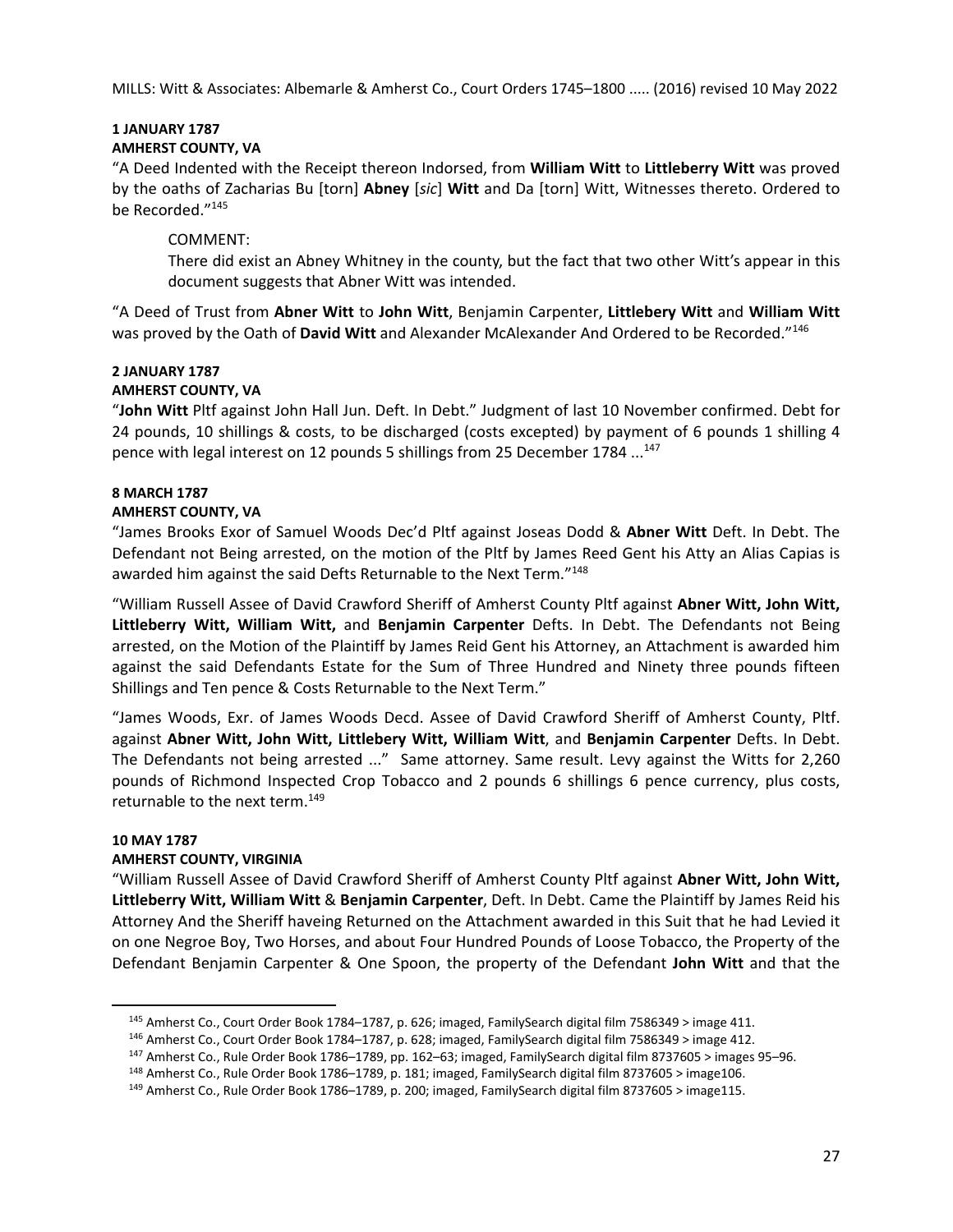**1 JANUARY 1787**
**AMHERST COUNTY, VA**

"A Deed Indented with the Receipt thereon Indorsed, from **William Witt** to **Littleberry Witt** was proved by the oaths of Zacharias Bu [torn] **Abney** [*sic*] **Witt** and Da [torn] Witt, Witnesses thereto. Ordered to be Recorded."[145]

> COMMENT:
> There did exist an Abney Whitney in the county, but the fact that two other Witt's appear in this document suggests that Abner Witt was intended.

"A Deed of Trust from **Abner Witt** to **John Witt**, Benjamin Carpenter, **Littlebery Witt** and **William Witt** was proved by the Oath of **David Witt** and Alexander McAlexander And Ordered to be Recorded."[146]

**2 JANUARY 1787**
**AMHERST COUNTY, VA**

"**John Witt** Pltf against John Hall Jun. Deft. In Debt." Judgment of last 10 November confirmed. Debt for 24 pounds, 10 shillings & costs, to be discharged (costs excepted) by payment of 6 pounds 1 shilling 4 pence with legal interest on 12 pounds 5 shillings from 25 December 1784 ...[147]

**8 MARCH 1787**
**AMHERST COUNTY, VA**

"James Brooks Exor of Samuel Woods Dec'd Pltf against Joseas Dodd & **Abner Witt** Deft. In Debt. The Defendant not Being arrested, on the motion of the Pltf by James Reed Gent his Atty an Alias Capias is awarded him against the said Defts Returnable to the Next Term."[148]

"William Russell Assee of David Crawford Sheriff of Amherst County Pltf against **Abner Witt, John Witt, Littleberry Witt, William Witt,** and **Benjamin Carpenter** Defts. In Debt. The Defendants not Being arrested, on the Motion of the Plaintiff by James Reid Gent his Attorney, an Attachment is awarded him against the said Defendants Estate for the Sum of Three Hundred and Ninety three pounds fifteen Shillings and Ten pence & Costs Returnable to the Next Term."

"James Woods, Exr. of James Woods Decd. Assee of David Crawford Sheriff of Amherst County, Pltf. against **Abner Witt, John Witt, Littlebery Witt, William Witt**, and **Benjamin Carpenter** Defts. In Debt. The Defendants not being arrested ..." Same attorney. Same result. Levy against the Witts for 2,260 pounds of Richmond Inspected Crop Tobacco and 2 pounds 6 shillings 6 pence currency, plus costs, returnable to the next term.[149]

**10 MAY 1787**
**AMHERST COUNTY, VIRGINIA**

"William Russell Assee of David Crawford Sheriff of Amherst County Pltf against **Abner Witt, John Witt, Littleberry Witt, William Witt** & **Benjamin Carpenter**, Deft. In Debt. Came the Plaintiff by James Reid his Attorney And the Sheriff haveing Returned on the Attachment awarded in this Suit that he had Levied it on one Negroe Boy, Two Horses, and about Four Hundred Pounds of Loose Tobacco, the Property of the Defendant Benjamin Carpenter & One Spoon, the property of the Defendant **John Witt** and that the

---

145 Amherst Co., Court Order Book 1784–1787, p. 626; imaged, FamilySearch digital film 7586349 > image 411.

146 Amherst Co., Court Order Book 1784–1787, p. 628; imaged, FamilySearch digital film 7586349 > image 412.

147 Amherst Co., Rule Order Book 1786–1789, pp. 162–63; imaged, FamilySearch digital film 8737605 > images 95–96.

148 Amherst Co., Rule Order Book 1786–1789, p. 181; imaged, FamilySearch digital film 8737605 > image106.

149 Amherst Co., Rule Order Book 1786–1789, p. 200; imaged, FamilySearch digital film 8737605 > image115.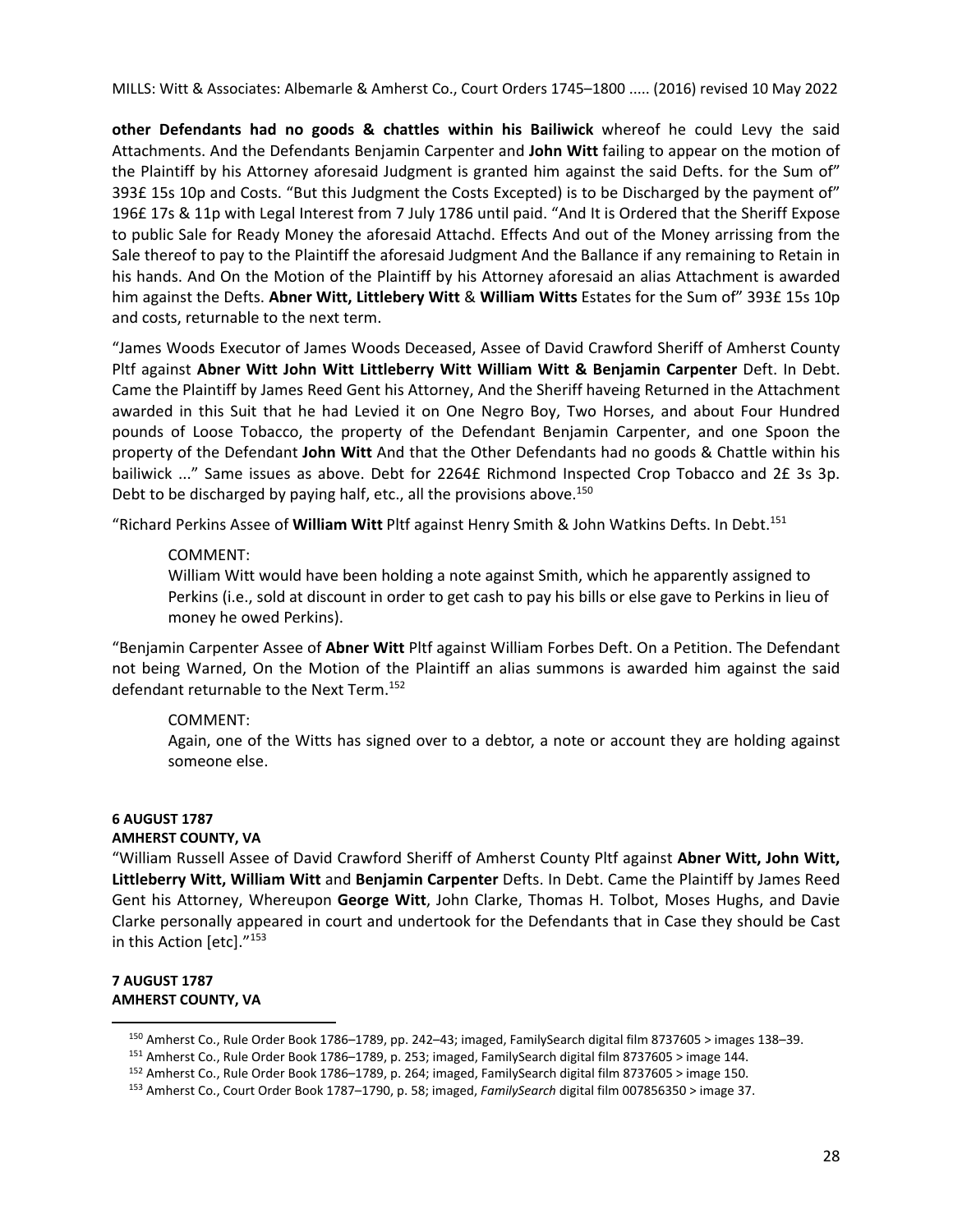**other Defendants had no goods & chattles within his Bailiwick** whereof he could Levy the said Attachments. And the Defendants Benjamin Carpenter and **John Witt** failing to appear on the motion of the Plaintiff by his Attorney aforesaid Judgment is granted him against the said Defts. for the Sum of" 393£ 15s 10p and Costs. "But this Judgment the Costs Excepted) is to be Discharged by the payment of" 196£ 17s & 11p with Legal Interest from 7 July 1786 until paid. "And It is Ordered that the Sheriff Expose to public Sale for Ready Money the aforesaid Attachd. Effects And out of the Money arrissing from the Sale thereof to pay to the Plaintiff the aforesaid Judgment And the Ballance if any remaining to Retain in his hands. And On the Motion of the Plaintiff by his Attorney aforesaid an alias Attachment is awarded him against the Defts. **Abner Witt, Littlebery Witt** & **William Witts** Estates for the Sum of" 393£ 15s 10p and costs, returnable to the next term.

"James Woods Executor of James Woods Deceased, Assee of David Crawford Sheriff of Amherst County Pltf against **Abner Witt John Witt Littleberry Witt William Witt & Benjamin Carpenter** Deft. In Debt. Came the Plaintiff by James Reed Gent his Attorney, And the Sheriff haveing Returned in the Attachment awarded in this Suit that he had Levied it on One Negro Boy, Two Horses, and about Four Hundred pounds of Loose Tobacco, the property of the Defendant Benjamin Carpenter, and one Spoon the property of the Defendant **John Witt** And that the Other Defendants had no goods & Chattle within his bailiwick ..." Same issues as above. Debt for 2264£ Richmond Inspected Crop Tobacco and 2£ 3s 3p. Debt to be discharged by paying half, etc., all the provisions above.[150]

"Richard Perkins Assee of **William Witt** Pltf against Henry Smith & John Watkins Defts. In Debt.[151]

> COMMENT:
> William Witt would have been holding a note against Smith, which he apparently assigned to Perkins (i.e., sold at discount in order to get cash to pay his bills or else gave to Perkins in lieu of money he owed Perkins).

"Benjamin Carpenter Assee of **Abner Witt** Pltf against William Forbes Deft. On a Petition. The Defendant not being Warned, On the Motion of the Plaintiff an alias summons is awarded him against the said defendant returnable to the Next Term.[152]

> COMMENT:
> Again, one of the Witts has signed over to a debtor, a note or account they are holding against someone else.

**6 AUGUST 1787**
**AMHERST COUNTY, VA**

"William Russell Assee of David Crawford Sheriff of Amherst County Pltf against **Abner Witt, John Witt, Littleberry Witt, William Witt** and **Benjamin Carpenter** Defts. In Debt. Came the Plaintiff by James Reed Gent his Attorney, Whereupon **George Witt**, John Clarke, Thomas H. Tolbot, Moses Hughs, and Davie Clarke personally appeared in court and undertook for the Defendants that in Case they should be Cast in this Action [etc]."[153]

**7 AUGUST 1787**
**AMHERST COUNTY, VA**

---

[150] Amherst Co., Rule Order Book 1786–1789, pp. 242–43; imaged, FamilySearch digital film 8737605 > images 138–39.

[151] Amherst Co., Rule Order Book 1786–1789, p. 253; imaged, FamilySearch digital film 8737605 > image 144.

[152] Amherst Co., Rule Order Book 1786–1789, p. 264; imaged, FamilySearch digital film 8737605 > image 150.

[153] Amherst Co., Court Order Book 1787–1790, p. 58; imaged, *FamilySearch* digital film 007856350 > image 37.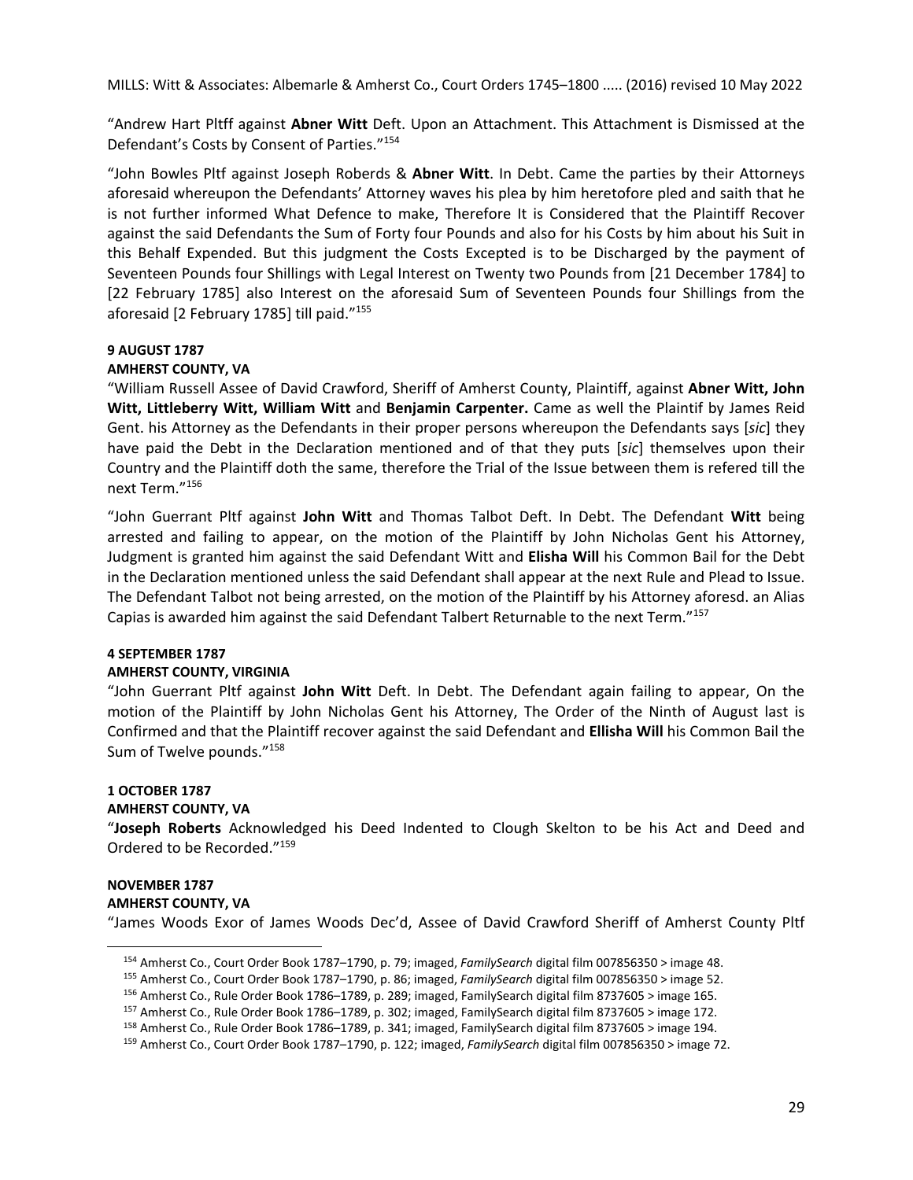"Andrew Hart Pltff against **Abner Witt** Deft. Upon an Attachment. This Attachment is Dismissed at the Defendant's Costs by Consent of Parties."[154]

"John Bowles Pltf against Joseph Roberds & **Abner Witt**. In Debt. Came the parties by their Attorneys aforesaid whereupon the Defendants' Attorney waves his plea by him heretofore pled and saith that he is not further informed What Defence to make, Therefore It is Considered that the Plaintiff Recover against the said Defendants the Sum of Forty four Pounds and also for his Costs by him about his Suit in this Behalf Expended. But this judgment the Costs Excepted is to be Discharged by the payment of Seventeen Pounds four Shillings with Legal Interest on Twenty two Pounds from [21 December 1784] to [22 February 1785] also Interest on the aforesaid Sum of Seventeen Pounds four Shillings from the aforesaid [2 February 1785] till paid."[155]

**9 AUGUST 1787**
**AMHERST COUNTY, VA**

"William Russell Assee of David Crawford, Sheriff of Amherst County, Plaintiff, against **Abner Witt, John Witt, Littleberry Witt, William Witt** and **Benjamin Carpenter.** Came as well the Plaintif by James Reid Gent. his Attorney as the Defendants in their proper persons whereupon the Defendants says [*sic*] they have paid the Debt in the Declaration mentioned and of that they puts [*sic*] themselves upon their Country and the Plaintiff doth the same, therefore the Trial of the Issue between them is refered till the next Term."[156]

"John Guerrant Pltf against **John Witt** and Thomas Talbot Deft. In Debt. The Defendant **Witt** being arrested and failing to appear, on the motion of the Plaintiff by John Nicholas Gent his Attorney, Judgment is granted him against the said Defendant Witt and **Elisha Will** his Common Bail for the Debt in the Declaration mentioned unless the said Defendant shall appear at the next Rule and Plead to Issue. The Defendant Talbot not being arrested, on the motion of the Plaintiff by his Attorney aforesd. an Alias Capias is awarded him against the said Defendant Talbert Returnable to the next Term."[157]

**4 SEPTEMBER 1787**
**AMHERST COUNTY, VIRGINIA**

"John Guerrant Pltf against **John Witt** Deft. In Debt. The Defendant again failing to appear, On the motion of the Plaintiff by John Nicholas Gent his Attorney, The Order of the Ninth of August last is Confirmed and that the Plaintiff recover against the said Defendant and **Ellisha Will** his Common Bail the Sum of Twelve pounds."[158]

**1 OCTOBER 1787**
**AMHERST COUNTY, VA**

"**Joseph Roberts** Acknowledged his Deed Indented to Clough Skelton to be his Act and Deed and Ordered to be Recorded."[159]

**NOVEMBER 1787**
**AMHERST COUNTY, VA**

"James Woods Exor of James Woods Dec'd, Assee of David Crawford Sheriff of Amherst County Pltf

---

[154] Amherst Co., Court Order Book 1787–1790, p. 79; imaged, *FamilySearch* digital film 007856350 > image 48.
[155] Amherst Co., Court Order Book 1787–1790, p. 86; imaged, *FamilySearch* digital film 007856350 > image 52.
[156] Amherst Co., Rule Order Book 1786–1789, p. 289; imaged, FamilySearch digital film 8737605 > image 165.
[157] Amherst Co., Rule Order Book 1786–1789, p. 302; imaged, FamilySearch digital film 8737605 > image 172.
[158] Amherst Co., Rule Order Book 1786–1789, p. 341; imaged, FamilySearch digital film 8737605 > image 194.
[159] Amherst Co., Court Order Book 1787–1790, p. 122; imaged, *FamilySearch* digital film 007856350 > image 72.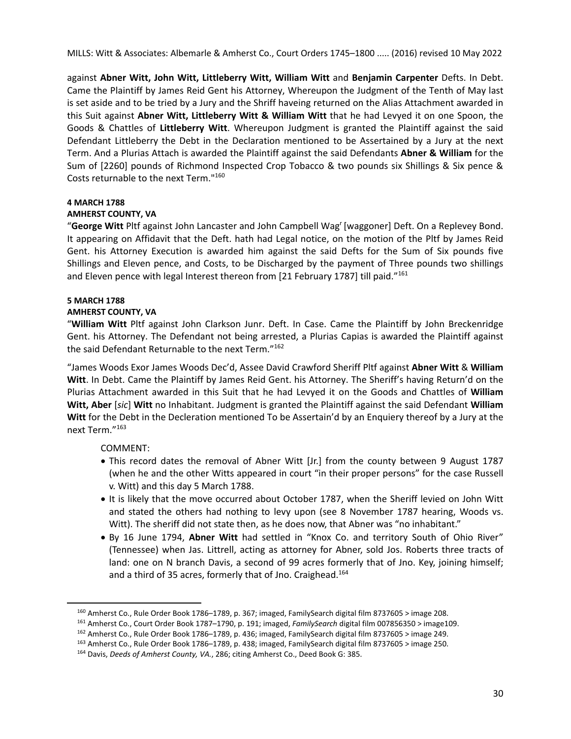against **Abner Witt, John Witt, Littleberry Witt, William Witt** and **Benjamin Carpenter** Defts. In Debt. Came the Plaintiff by James Reid Gent his Attorney, Whereupon the Judgment of the Tenth of May last is set aside and to be tried by a Jury and the Shriff haveing returned on the Alias Attachment awarded in this Suit against **Abner Witt, Littleberry Witt & William Witt** that he had Levyed it on one Spoon, the Goods & Chattles of **Littleberry Witt**. Whereupon Judgment is granted the Plaintiff against the said Defendant Littleberry the Debt in the Declaration mentioned to be Assertained by a Jury at the next Term. And a Plurias Attach is awarded the Plaintiff against the said Defendants **Abner & William** for the Sum of [2260] pounds of Richmond Inspected Crop Tobacco & two pounds six Shillings & Six pence & Costs returnable to the next Term."[160]

**4 MARCH 1788**

**AMHERST COUNTY, VA**

"**George Witt** Pltf against John Lancaster and John Campbell Wag[r] [waggoner] Deft. On a Replevey Bond. It appearing on Affidavit that the Deft. hath had Legal notice, on the motion of the Pltf by James Reid Gent. his Attorney Execution is awarded him against the said Defts for the Sum of Six pounds five Shillings and Eleven pence, and Costs, to be Discharged by the payment of Three pounds two shillings and Eleven pence with legal Interest thereon from [21 February 1787] till paid."[161]

**5 MARCH 1788**

**AMHERST COUNTY, VA**

"**William Witt** Pltf against John Clarkson Junr. Deft. In Case. Came the Plaintiff by John Breckenridge Gent. his Attorney. The Defendant not being arrested, a Plurias Capias is awarded the Plaintiff against the said Defendant Returnable to the next Term."[162]

"James Woods Exor James Woods Dec'd, Assee David Crawford Sheriff Pltf against **Abner Witt** & **William Witt**. In Debt. Came the Plaintiff by James Reid Gent. his Attorney. The Sheriff's having Return'd on the Plurias Attachment awarded in this Suit that he had Levyed it on the Goods and Chattles of **William Witt, Aber** [*sic*] **Witt** no Inhabitant. Judgment is granted the Plaintiff against the said Defendant **William Witt** for the Debt in the Decleration mentioned To be Assertain'd by an Enquiery thereof by a Jury at the next Term."[163]

COMMENT:

- This record dates the removal of Abner Witt [Jr.] from the county between 9 August 1787 (when he and the other Witts appeared in court "in their proper persons" for the case Russell v. Witt) and this day 5 March 1788.
- It is likely that the move occurred about October 1787, when the Sheriff levied on John Witt and stated the others had nothing to levy upon (see 8 November 1787 hearing, Woods vs. Witt). The sheriff did not state then, as he does now, that Abner was "no inhabitant."
- By 16 June 1794, **Abner Witt** had settled in "Knox Co. and territory South of Ohio River" (Tennessee) when Jas. Littrell, acting as attorney for Abner, sold Jos. Roberts three tracts of land: one on N branch Davis, a second of 99 acres formerly that of Jno. Key, joining himself; and a third of 35 acres, formerly that of Jno. Craighead.[164]

---

[160] Amherst Co., Rule Order Book 1786–1789, p. 367; imaged, FamilySearch digital film 8737605 > image 208.

[161] Amherst Co., Court Order Book 1787–1790, p. 191; imaged, *FamilySearch* digital film 007856350 > image109.

[162] Amherst Co., Rule Order Book 1786–1789, p. 436; imaged, FamilySearch digital film 8737605 > image 249.

[163] Amherst Co., Rule Order Book 1786–1789, p. 438; imaged, FamilySearch digital film 8737605 > image 250.

[164] Davis, *Deeds of Amherst County, VA.*, 286; citing Amherst Co., Deed Book G: 385.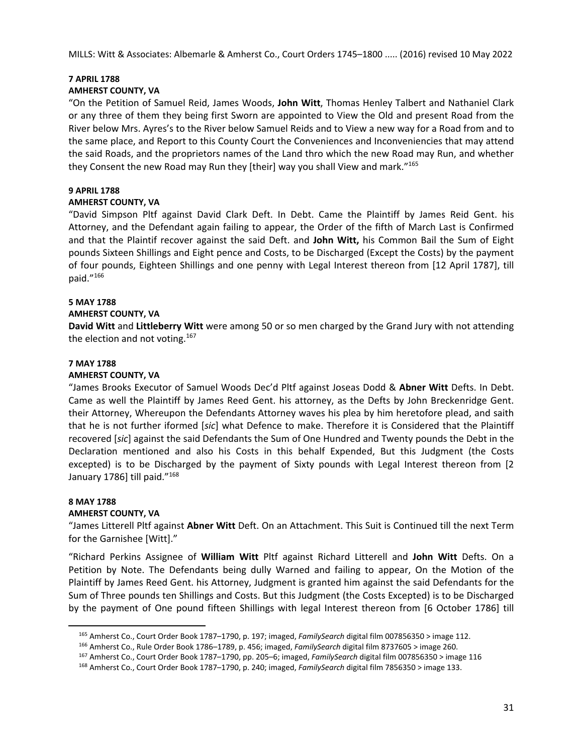**7 APRIL 1788**

**AMHERST COUNTY, VA**

"On the Petition of Samuel Reid, James Woods, **John Witt**, Thomas Henley Talbert and Nathaniel Clark or any three of them they being first Sworn are appointed to View the Old and present Road from the River below Mrs. Ayres's to the River below Samuel Reids and to View a new way for a Road from and to the same place, and Report to this County Court the Conveniences and Inconveniencies that may attend the said Roads, and the proprietors names of the Land thro which the new Road may Run, and whether they Consent the new Road may Run they [their] way you shall View and mark."[165]

**9 APRIL 1788**

**AMHERST COUNTY, VA**

"David Simpson Pltf against David Clark Deft. In Debt. Came the Plaintiff by James Reid Gent. his Attorney, and the Defendant again failing to appear, the Order of the fifth of March Last is Confirmed and that the Plaintif recover against the said Deft. and **John Witt,** his Common Bail the Sum of Eight pounds Sixteen Shillings and Eight pence and Costs, to be Discharged (Except the Costs) by the payment of four pounds, Eighteen Shillings and one penny with Legal Interest thereon from [12 April 1787], till paid."[166]

**5 MAY 1788**

**AMHERST COUNTY, VA**

**David Witt** and **Littleberry Witt** were among 50 or so men charged by the Grand Jury with not attending the election and not voting.[167]

**7 MAY 1788**

**AMHERST COUNTY, VA**

"James Brooks Executor of Samuel Woods Dec'd Pltf against Joseas Dodd & **Abner Witt** Defts. In Debt. Came as well the Plaintiff by James Reed Gent. his attorney, as the Defts by John Breckenridge Gent. their Attorney, Whereupon the Defendants Attorney waves his plea by him heretofore plead, and saith that he is not further iformed [*sic*] what Defence to make. Therefore it is Considered that the Plaintiff recovered [*sic*] against the said Defendants the Sum of One Hundred and Twenty pounds the Debt in the Declaration mentioned and also his Costs in this behalf Expended, But this Judgment (the Costs excepted) is to be Discharged by the payment of Sixty pounds with Legal Interest thereon from [2 January 1786] till paid."[168]

**8 MAY 1788**

**AMHERST COUNTY, VA**

"James Litterell Pltf against **Abner Witt** Deft. On an Attachment. This Suit is Continued till the next Term for the Garnishee [Witt]."

"Richard Perkins Assignee of **William Witt** Pltf against Richard Litterell and **John Witt** Defts. On a Petition by Note. The Defendants being dully Warned and failing to appear, On the Motion of the Plaintiff by James Reed Gent. his Attorney, Judgment is granted him against the said Defendants for the Sum of Three pounds ten Shillings and Costs. But this Judgment (the Costs Excepted) is to be Discharged by the payment of One pound fifteen Shillings with legal Interest thereon from [6 October 1786] till

---

[165] Amherst Co., Court Order Book 1787–1790, p. 197; imaged, *FamilySearch* digital film 007856350 > image 112.

[166] Amherst Co., Rule Order Book 1786–1789, p. 456; imaged, *FamilySearch* digital film 8737605 > image 260.

[167] Amherst Co., Court Order Book 1787–1790, pp. 205–6; imaged, *FamilySearch* digital film 007856350 > image 116

[168] Amherst Co., Court Order Book 1787–1790, p. 240; imaged, *FamilySearch* digital film 7856350 > image 133.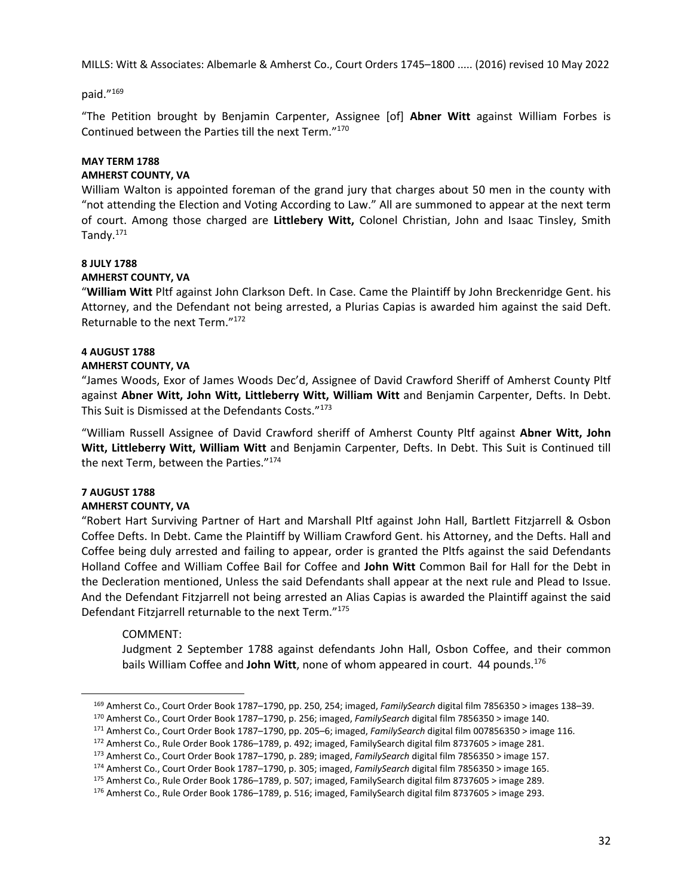paid."[169]

"The Petition brought by Benjamin Carpenter, Assignee [of] **Abner Witt** against William Forbes is Continued between the Parties till the next Term."[170]

**MAY TERM 1788**
**AMHERST COUNTY, VA**

William Walton is appointed foreman of the grand jury that charges about 50 men in the county with "not attending the Election and Voting According to Law." All are summoned to appear at the next term of court. Among those charged are **Littlebery Witt,** Colonel Christian, John and Isaac Tinsley, Smith Tandy.[171]

**8 JULY 1788**
**AMHERST COUNTY, VA**

"**William Witt** Pltf against John Clarkson Deft. In Case. Came the Plaintiff by John Breckenridge Gent. his Attorney, and the Defendant not being arrested, a Plurias Capias is awarded him against the said Deft. Returnable to the next Term."[172]

**4 AUGUST 1788**
**AMHERST COUNTY, VA**

"James Woods, Exor of James Woods Dec'd, Assignee of David Crawford Sheriff of Amherst County Pltf against **Abner Witt, John Witt, Littleberry Witt, William Witt** and Benjamin Carpenter, Defts. In Debt. This Suit is Dismissed at the Defendants Costs."[173]

"William Russell Assignee of David Crawford sheriff of Amherst County Pltf against **Abner Witt, John Witt, Littleberry Witt, William Witt** and Benjamin Carpenter, Defts. In Debt. This Suit is Continued till the next Term, between the Parties."[174]

**7 AUGUST 1788**
**AMHERST COUNTY, VA**

"Robert Hart Surviving Partner of Hart and Marshall Pltf against John Hall, Bartlett Fitzjarrell & Osbon Coffee Defts. In Debt. Came the Plaintiff by William Crawford Gent. his Attorney, and the Defts. Hall and Coffee being duly arrested and failing to appear, order is granted the Pltfs against the said Defendants Holland Coffee and William Coffee Bail for Coffee and **John Witt** Common Bail for Hall for the Debt in the Decleration mentioned, Unless the said Defendants shall appear at the next rule and Plead to Issue. And the Defendant Fitzjarrell not being arrested an Alias Capias is awarded the Plaintiff against the said Defendant Fitzjarrell returnable to the next Term."[175]

> COMMENT:
> Judgment 2 September 1788 against defendants John Hall, Osbon Coffee, and their common bails William Coffee and **John Witt**, none of whom appeared in court. 44 pounds.[176]

---

[169] Amherst Co., Court Order Book 1787–1790, pp. 250, 254; imaged, *FamilySearch* digital film 7856350 > images 138–39.

[170] Amherst Co., Court Order Book 1787–1790, p. 256; imaged, *FamilySearch* digital film 7856350 > image 140.

[171] Amherst Co., Court Order Book 1787–1790, pp. 205–6; imaged, *FamilySearch* digital film 007856350 > image 116.

[172] Amherst Co., Rule Order Book 1786–1789, p. 492; imaged, FamilySearch digital film 8737605 > image 281.

[173] Amherst Co., Court Order Book 1787–1790, p. 289; imaged, *FamilySearch* digital film 7856350 > image 157.

[174] Amherst Co., Court Order Book 1787–1790, p. 305; imaged, *FamilySearch* digital film 7856350 > image 165.

[175] Amherst Co., Rule Order Book 1786–1789, p. 507; imaged, FamilySearch digital film 8737605 > image 289.

[176] Amherst Co., Rule Order Book 1786–1789, p. 516; imaged, FamilySearch digital film 8737605 > image 293.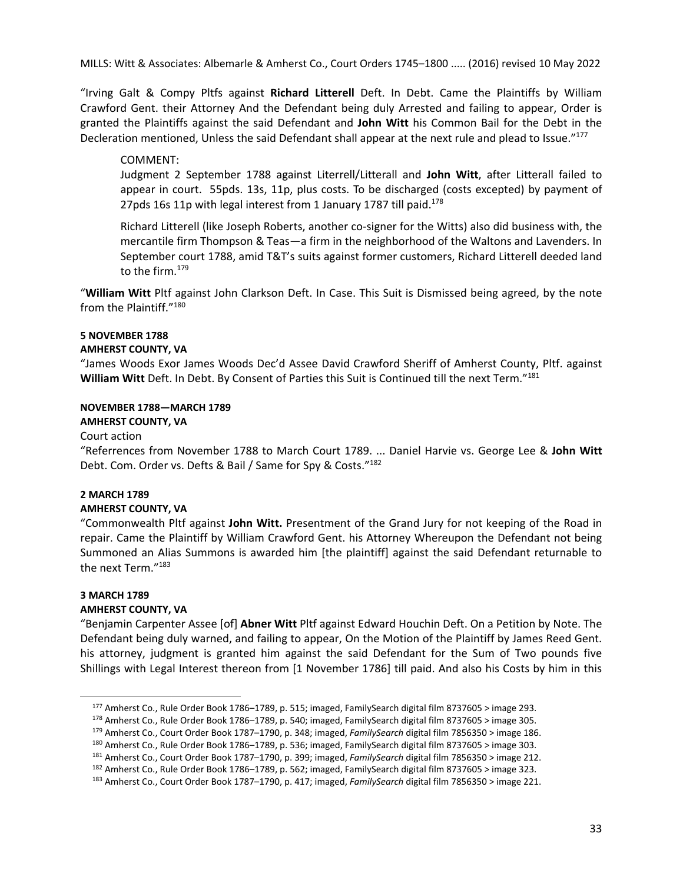"Irving Galt & Compy Pltfs against **Richard Litterell** Deft. In Debt. Came the Plaintiffs by William Crawford Gent. their Attorney And the Defendant being duly Arrested and failing to appear, Order is granted the Plaintiffs against the said Defendant and **John Witt** his Common Bail for the Debt in the Decleration mentioned, Unless the said Defendant shall appear at the next rule and plead to Issue."[177]

> COMMENT:
>
> Judgment 2 September 1788 against Literrell/Litterall and **John Witt**, after Litterall failed to appear in court. 55pds. 13s, 11p, plus costs. To be discharged (costs excepted) by payment of 27pds 16s 11p with legal interest from 1 January 1787 till paid.[178]
>
> Richard Litterell (like Joseph Roberts, another co-signer for the Witts) also did business with, the mercantile firm Thompson & Teas—a firm in the neighborhood of the Waltons and Lavenders. In September court 1788, amid T&T's suits against former customers, Richard Litterell deeded land to the firm.[179]

"**William Witt** Pltf against John Clarkson Deft. In Case. This Suit is Dismissed being agreed, by the note from the Plaintiff."[180]

**5 NOVEMBER 1788**
**AMHERST COUNTY, VA**

"James Woods Exor James Woods Dec'd Assee David Crawford Sheriff of Amherst County, Pltf. against **William Witt** Deft. In Debt. By Consent of Parties this Suit is Continued till the next Term."[181]

**NOVEMBER 1788—MARCH 1789**
**AMHERST COUNTY, VA**

Court action

"Referrences from November 1788 to March Court 1789. ... Daniel Harvie vs. George Lee & **John Witt** Debt. Com. Order vs. Defts & Bail / Same for Spy & Costs."[182]

**2 MARCH 1789**
**AMHERST COUNTY, VA**

"Commonwealth Pltf against **John Witt.** Presentment of the Grand Jury for not keeping of the Road in repair. Came the Plaintiff by William Crawford Gent. his Attorney Whereupon the Defendant not being Summoned an Alias Summons is awarded him [the plaintiff] against the said Defendant returnable to the next Term."[183]

**3 MARCH 1789**
**AMHERST COUNTY, VA**

"Benjamin Carpenter Assee [of] **Abner Witt** Pltf against Edward Houchin Deft. On a Petition by Note. The Defendant being duly warned, and failing to appear, On the Motion of the Plaintiff by James Reed Gent. his attorney, judgment is granted him against the said Defendant for the Sum of Two pounds five Shillings with Legal Interest thereon from [1 November 1786] till paid. And also his Costs by him in this

---

[177] Amherst Co., Rule Order Book 1786–1789, p. 515; imaged, FamilySearch digital film 8737605 > image 293.

[178] Amherst Co., Rule Order Book 1786–1789, p. 540; imaged, FamilySearch digital film 8737605 > image 305.

[179] Amherst Co., Court Order Book 1787–1790, p. 348; imaged, *FamilySearch* digital film 7856350 > image 186.

[180] Amherst Co., Rule Order Book 1786–1789, p. 536; imaged, FamilySearch digital film 8737605 > image 303.

[181] Amherst Co., Court Order Book 1787–1790, p. 399; imaged, *FamilySearch* digital film 7856350 > image 212.

[182] Amherst Co., Rule Order Book 1786–1789, p. 562; imaged, FamilySearch digital film 8737605 > image 323.

[183] Amherst Co., Court Order Book 1787–1790, p. 417; imaged, *FamilySearch* digital film 7856350 > image 221.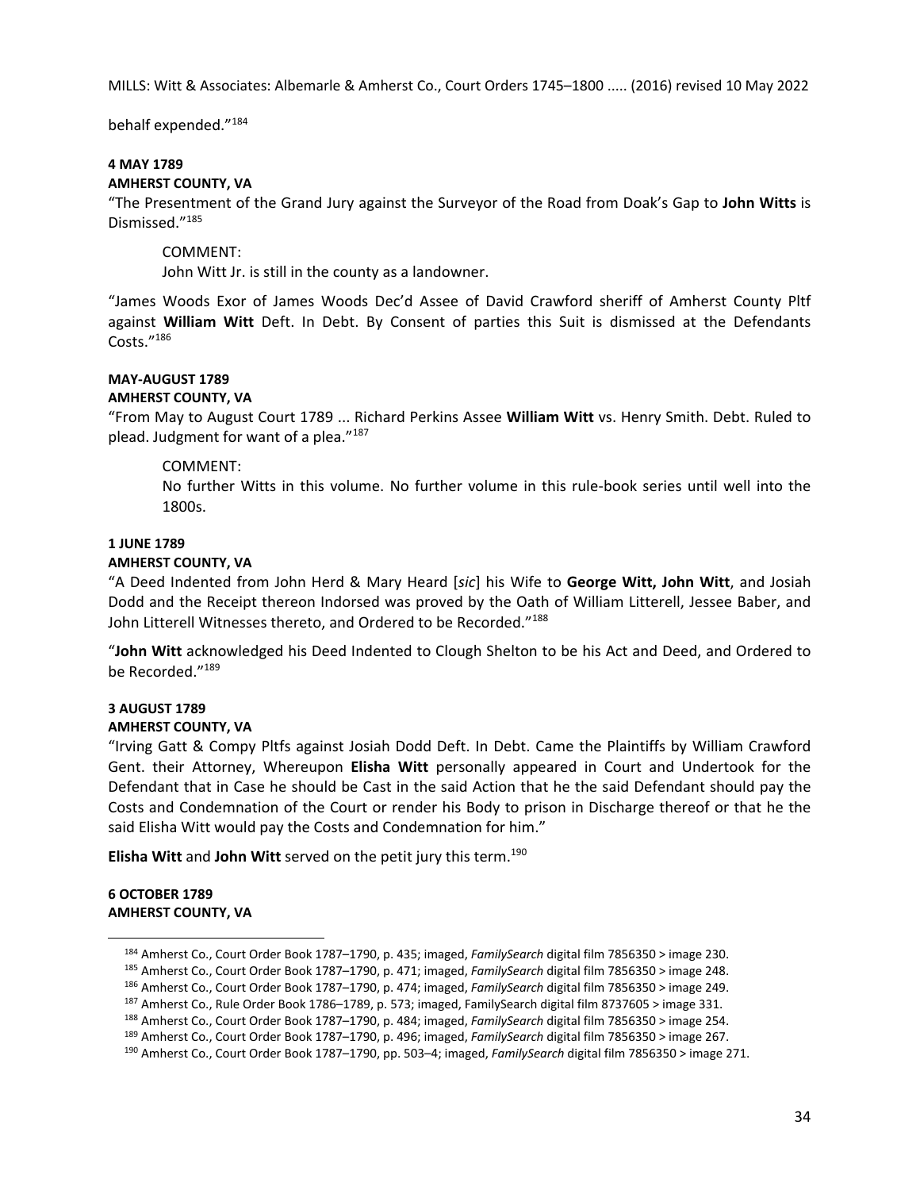behalf expended."[184]

**4 MAY 1789**
**AMHERST COUNTY, VA**

"The Presentment of the Grand Jury against the Surveyor of the Road from Doak's Gap to **John Witts** is Dismissed."[185]

> COMMENT:
> John Witt Jr. is still in the county as a landowner.

"James Woods Exor of James Woods Dec'd Assee of David Crawford sheriff of Amherst County Pltf against **William Witt** Deft. In Debt. By Consent of parties this Suit is dismissed at the Defendants Costs."[186]

**MAY-AUGUST 1789**
**AMHERST COUNTY, VA**

"From May to August Court 1789 ... Richard Perkins Assee **William Witt** vs. Henry Smith. Debt. Ruled to plead. Judgment for want of a plea."[187]

> COMMENT:
> No further Witts in this volume. No further volume in this rule-book series until well into the 1800s.

**1 JUNE 1789**
**AMHERST COUNTY, VA**

"A Deed Indented from John Herd & Mary Heard [*sic*] his Wife to **George Witt, John Witt**, and Josiah Dodd and the Receipt thereon Indorsed was proved by the Oath of William Litterell, Jessee Baber, and John Litterell Witnesses thereto, and Ordered to be Recorded."[188]

"**John Witt** acknowledged his Deed Indented to Clough Shelton to be his Act and Deed, and Ordered to be Recorded."[189]

**3 AUGUST 1789**
**AMHERST COUNTY, VA**

"Irving Gatt & Compy Pltfs against Josiah Dodd Deft. In Debt. Came the Plaintiffs by William Crawford Gent. their Attorney, Whereupon **Elisha Witt** personally appeared in Court and Undertook for the Defendant that in Case he should be Cast in the said Action that he the said Defendant should pay the Costs and Condemnation of the Court or render his Body to prison in Discharge thereof or that he the said Elisha Witt would pay the Costs and Condemnation for him."

**Elisha Witt** and **John Witt** served on the petit jury this term.[190]

**6 OCTOBER 1789**
**AMHERST COUNTY, VA**

---

[184] Amherst Co., Court Order Book 1787–1790, p. 435; imaged, *FamilySearch* digital film 7856350 > image 230.

[185] Amherst Co., Court Order Book 1787–1790, p. 471; imaged, *FamilySearch* digital film 7856350 > image 248.

[186] Amherst Co., Court Order Book 1787–1790, p. 474; imaged, *FamilySearch* digital film 7856350 > image 249.

[187] Amherst Co., Rule Order Book 1786–1789, p. 573; imaged, FamilySearch digital film 8737605 > image 331.

[188] Amherst Co., Court Order Book 1787–1790, p. 484; imaged, *FamilySearch* digital film 7856350 > image 254.

[189] Amherst Co., Court Order Book 1787–1790, p. 496; imaged, *FamilySearch* digital film 7856350 > image 267.

[190] Amherst Co., Court Order Book 1787–1790, pp. 503–4; imaged, *FamilySearch* digital film 7856350 > image 271.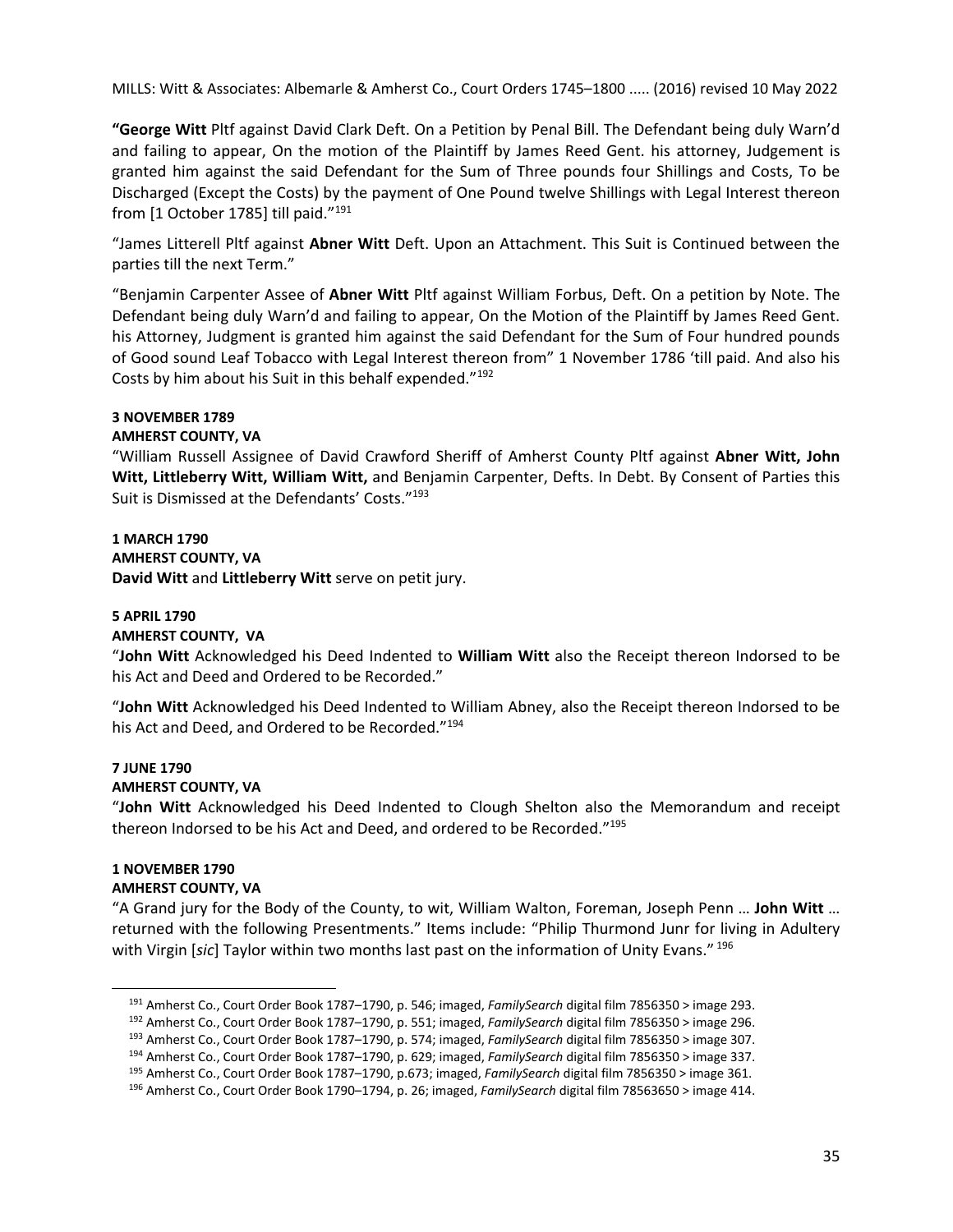"**George Witt** Pltf against David Clark Deft. On a Petition by Penal Bill. The Defendant being duly Warn'd and failing to appear, On the motion of the Plaintiff by James Reed Gent. his attorney, Judgement is granted him against the said Defendant for the Sum of Three pounds four Shillings and Costs, To be Discharged (Except the Costs) by the payment of One Pound twelve Shillings with Legal Interest thereon from [1 October 1785] till paid."[191]

"James Litterell Pltf against **Abner Witt** Deft. Upon an Attachment. This Suit is Continued between the parties till the next Term."

"Benjamin Carpenter Assee of **Abner Witt** Pltf against William Forbus, Deft. On a petition by Note. The Defendant being duly Warn'd and failing to appear, On the Motion of the Plaintiff by James Reed Gent. his Attorney, Judgment is granted him against the said Defendant for the Sum of Four hundred pounds of Good sound Leaf Tobacco with Legal Interest thereon from" 1 November 1786 'till paid. And also his Costs by him about his Suit in this behalf expended."[192]

**3 NOVEMBER 1789**
**AMHERST COUNTY, VA**
"William Russell Assignee of David Crawford Sheriff of Amherst County Pltf against **Abner Witt, John Witt, Littleberry Witt, William Witt,** and Benjamin Carpenter, Defts. In Debt. By Consent of Parties this Suit is Dismissed at the Defendants' Costs."[193]

**1 MARCH 1790**
**AMHERST COUNTY, VA**
**David Witt** and **Littleberry Witt** serve on petit jury.

**5 APRIL 1790**
**AMHERST COUNTY, VA**
"**John Witt** Acknowledged his Deed Indented to **William Witt** also the Receipt thereon Indorsed to be his Act and Deed and Ordered to be Recorded."

"**John Witt** Acknowledged his Deed Indented to William Abney, also the Receipt thereon Indorsed to be his Act and Deed, and Ordered to be Recorded."[194]

**7 JUNE 1790**
**AMHERST COUNTY, VA**
"**John Witt** Acknowledged his Deed Indented to Clough Shelton also the Memorandum and receipt thereon Indorsed to be his Act and Deed, and ordered to be Recorded."[195]

**1 NOVEMBER 1790**
**AMHERST COUNTY, VA**
"A Grand jury for the Body of the County, to wit, William Walton, Foreman, Joseph Penn … **John Witt** … returned with the following Presentments." Items include: "Philip Thurmond Junr for living in Adultery with Virgin [*sic*] Taylor within two months last past on the information of Unity Evans." [196]

---

[191] Amherst Co., Court Order Book 1787–1790, p. 546; imaged, *FamilySearch* digital film 7856350 > image 293.

[192] Amherst Co., Court Order Book 1787–1790, p. 551; imaged, *FamilySearch* digital film 7856350 > image 296.

[193] Amherst Co., Court Order Book 1787–1790, p. 574; imaged, *FamilySearch* digital film 7856350 > image 307.

[194] Amherst Co., Court Order Book 1787–1790, p. 629; imaged, *FamilySearch* digital film 7856350 > image 337.

[195] Amherst Co., Court Order Book 1787–1790, p.673; imaged, *FamilySearch* digital film 7856350 > image 361.

[196] Amherst Co., Court Order Book 1790–1794, p. 26; imaged, *FamilySearch* digital film 78563650 > image 414.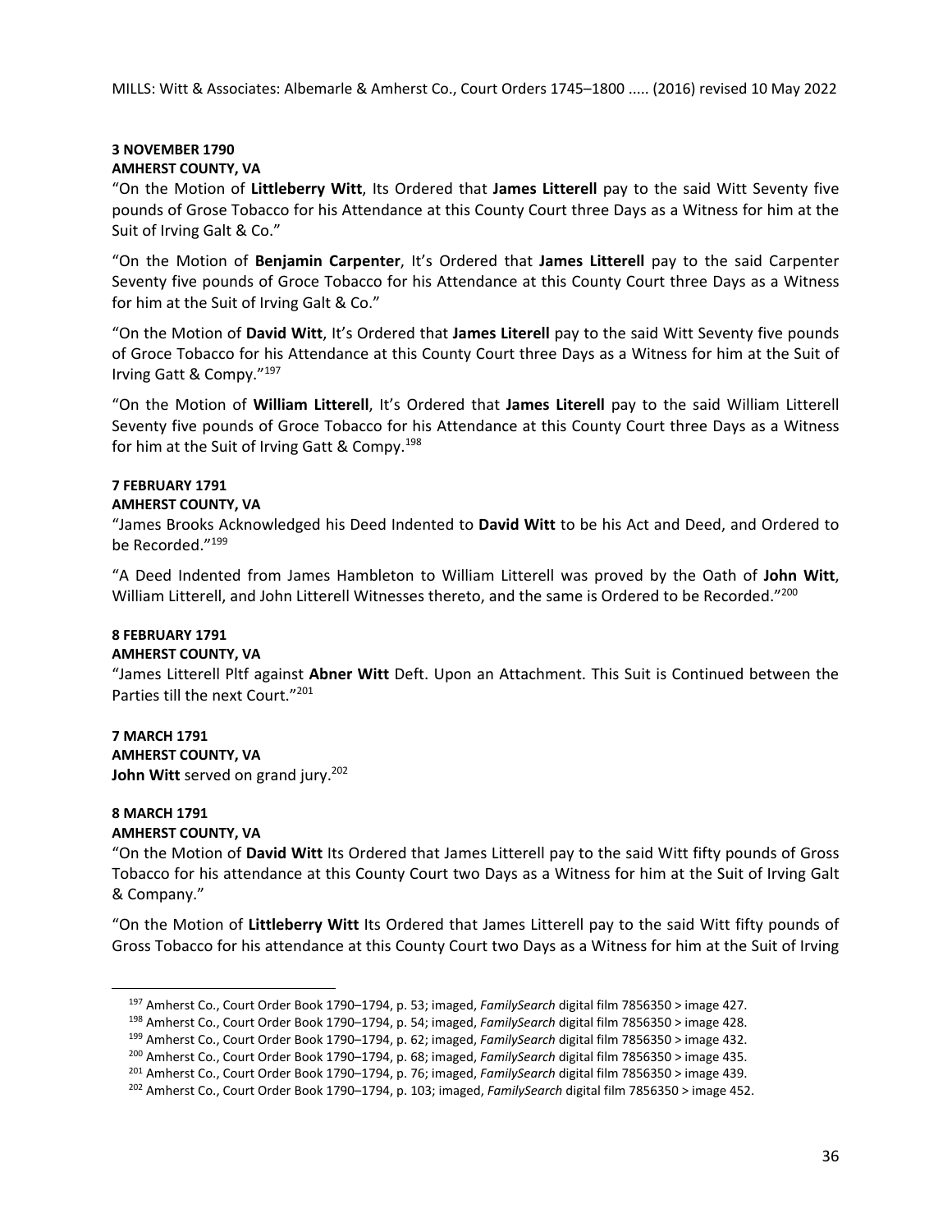**3 NOVEMBER 1790**
**AMHERST COUNTY, VA**
"On the Motion of **Littleberry Witt**, Its Ordered that **James Litterell** pay to the said Witt Seventy five pounds of Grose Tobacco for his Attendance at this County Court three Days as a Witness for him at the Suit of Irving Galt & Co."

"On the Motion of **Benjamin Carpenter**, It's Ordered that **James Litterell** pay to the said Carpenter Seventy five pounds of Groce Tobacco for his Attendance at this County Court three Days as a Witness for him at the Suit of Irving Galt & Co."

"On the Motion of **David Witt**, It's Ordered that **James Literell** pay to the said Witt Seventy five pounds of Groce Tobacco for his Attendance at this County Court three Days as a Witness for him at the Suit of Irving Gatt & Compy."[197]

"On the Motion of **William Litterell**, It's Ordered that **James Literell** pay to the said William Litterell Seventy five pounds of Groce Tobacco for his Attendance at this County Court three Days as a Witness for him at the Suit of Irving Gatt & Compy.[198]

**7 FEBRUARY 1791**
**AMHERST COUNTY, VA**
"James Brooks Acknowledged his Deed Indented to **David Witt** to be his Act and Deed, and Ordered to be Recorded."[199]

"A Deed Indented from James Hambleton to William Litterell was proved by the Oath of **John Witt**, William Litterell, and John Litterell Witnesses thereto, and the same is Ordered to be Recorded."[200]

**8 FEBRUARY 1791**
**AMHERST COUNTY, VA**
"James Litterell Pltf against **Abner Witt** Deft. Upon an Attachment. This Suit is Continued between the Parties till the next Court."[201]

**7 MARCH 1791**
**AMHERST COUNTY, VA**
**John Witt** served on grand jury.[202]

**8 MARCH 1791**
**AMHERST COUNTY, VA**
"On the Motion of **David Witt** Its Ordered that James Litterell pay to the said Witt fifty pounds of Gross Tobacco for his attendance at this County Court two Days as a Witness for him at the Suit of Irving Galt & Company."

"On the Motion of **Littleberry Witt** Its Ordered that James Litterell pay to the said Witt fifty pounds of Gross Tobacco for his attendance at this County Court two Days as a Witness for him at the Suit of Irving

---

[197] Amherst Co., Court Order Book 1790–1794, p. 53; imaged, *FamilySearch* digital film 7856350 > image 427.

[198] Amherst Co., Court Order Book 1790–1794, p. 54; imaged, *FamilySearch* digital film 7856350 > image 428.

[199] Amherst Co., Court Order Book 1790–1794, p. 62; imaged, *FamilySearch* digital film 7856350 > image 432.

[200] Amherst Co., Court Order Book 1790–1794, p. 68; imaged, *FamilySearch* digital film 7856350 > image 435.

[201] Amherst Co., Court Order Book 1790–1794, p. 76; imaged, *FamilySearch* digital film 7856350 > image 439.

[202] Amherst Co., Court Order Book 1790–1794, p. 103; imaged, *FamilySearch* digital film 7856350 > image 452.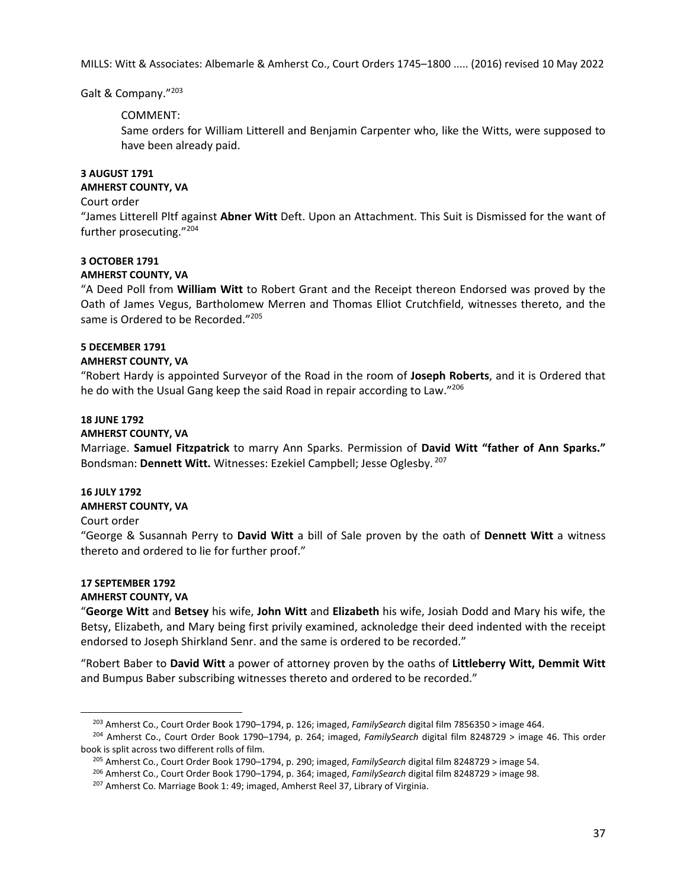Galt & Company."[203]

> COMMENT:
> Same orders for William Litterell and Benjamin Carpenter who, like the Witts, were supposed to have been already paid.

**3 AUGUST 1791**
**AMHERST COUNTY, VA**
Court order
"James Litterell Pltf against **Abner Witt** Deft. Upon an Attachment. This Suit is Dismissed for the want of further prosecuting."[204]

**3 OCTOBER 1791**
**AMHERST COUNTY, VA**
"A Deed Poll from **William Witt** to Robert Grant and the Receipt thereon Endorsed was proved by the Oath of James Vegus, Bartholomew Merren and Thomas Elliot Crutchfield, witnesses thereto, and the same is Ordered to be Recorded."[205]

**5 DECEMBER 1791**
**AMHERST COUNTY, VA**
"Robert Hardy is appointed Surveyor of the Road in the room of **Joseph Roberts**, and it is Ordered that he do with the Usual Gang keep the said Road in repair according to Law."[206]

**18 JUNE 1792**
**AMHERST COUNTY, VA**
Marriage. **Samuel Fitzpatrick** to marry Ann Sparks. Permission of **David Witt "father of Ann Sparks."** Bondsman: **Dennett Witt.** Witnesses: Ezekiel Campbell; Jesse Oglesby.[207]

**16 JULY 1792**
**AMHERST COUNTY, VA**
Court order
"George & Susannah Perry to **David Witt** a bill of Sale proven by the oath of **Dennett Witt** a witness thereto and ordered to lie for further proof."

**17 SEPTEMBER 1792**
**AMHERST COUNTY, VA**
"**George Witt** and **Betsey** his wife, **John Witt** and **Elizabeth** his wife, Josiah Dodd and Mary his wife, the Betsy, Elizabeth, and Mary being first privily examined, acknoledge their deed indented with the receipt endorsed to Joseph Shirkland Senr. and the same is ordered to be recorded."

"Robert Baber to **David Witt** a power of attorney proven by the oaths of **Littleberry Witt, Demmit Witt** and Bumpus Baber subscribing witnesses thereto and ordered to be recorded."

---

[203] Amherst Co., Court Order Book 1790–1794, p. 126; imaged, *FamilySearch* digital film 7856350 > image 464.

[204] Amherst Co., Court Order Book 1790–1794, p. 264; imaged, *FamilySearch* digital film 8248729 > image 46. This order book is split across two different rolls of film.

[205] Amherst Co., Court Order Book 1790–1794, p. 290; imaged, *FamilySearch* digital film 8248729 > image 54.

[206] Amherst Co., Court Order Book 1790–1794, p. 364; imaged, *FamilySearch* digital film 8248729 > image 98.

[207] Amherst Co. Marriage Book 1: 49; imaged, Amherst Reel 37, Library of Virginia.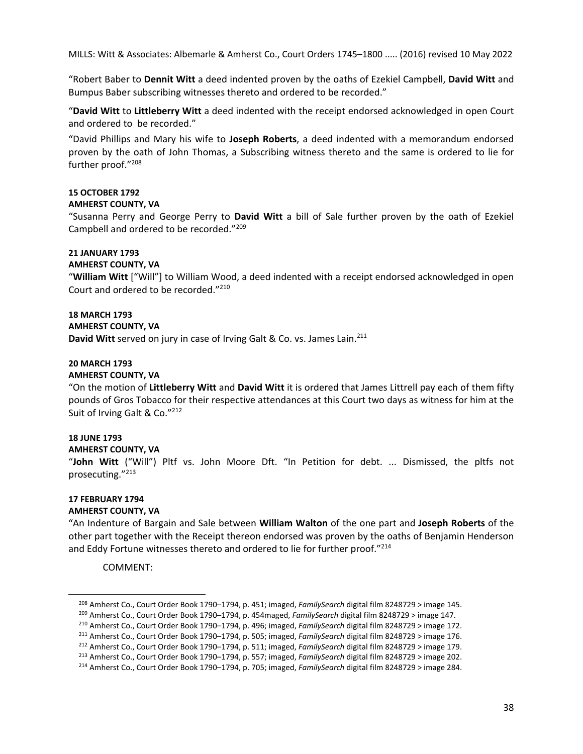"Robert Baber to **Dennit Witt** a deed indented proven by the oaths of Ezekiel Campbell, **David Witt** and Bumpus Baber subscribing witnesses thereto and ordered to be recorded."

"**David Witt** to **Littleberry Witt** a deed indented with the receipt endorsed acknowledged in open Court and ordered to be recorded."

"David Phillips and Mary his wife to **Joseph Roberts**, a deed indented with a memorandum endorsed proven by the oath of John Thomas, a Subscribing witness thereto and the same is ordered to lie for further proof."[208]

**15 OCTOBER 1792**
**AMHERST COUNTY, VA**

"Susanna Perry and George Perry to **David Witt** a bill of Sale further proven by the oath of Ezekiel Campbell and ordered to be recorded."[209]

**21 JANUARY 1793**
**AMHERST COUNTY, VA**

"**William Witt** ["Will"] to William Wood, a deed indented with a receipt endorsed acknowledged in open Court and ordered to be recorded."[210]

**18 MARCH 1793**
**AMHERST COUNTY, VA**

**David Witt** served on jury in case of Irving Galt & Co. vs. James Lain.[211]

**20 MARCH 1793**
**AMHERST COUNTY, VA**

"On the motion of **Littleberry Witt** and **David Witt** it is ordered that James Littrell pay each of them fifty pounds of Gros Tobacco for their respective attendances at this Court two days as witness for him at the Suit of Irving Galt & Co."[212]

**18 JUNE 1793**
**AMHERST COUNTY, VA**

"**John Witt** ("Will") Pltf vs. John Moore Dft. "In Petition for debt. ... Dismissed, the pltfs not prosecuting."[213]

**17 FEBRUARY 1794**
**AMHERST COUNTY, VA**

"An Indenture of Bargain and Sale between **William Walton** of the one part and **Joseph Roberts** of the other part together with the Receipt thereon endorsed was proven by the oaths of Benjamin Henderson and Eddy Fortune witnesses thereto and ordered to lie for further proof."[214]

COMMENT:

---

[208] Amherst Co., Court Order Book 1790–1794, p. 451; imaged, *FamilySearch* digital film 8248729 > image 145.

[209] Amherst Co., Court Order Book 1790–1794, p. 454maged, *FamilySearch* digital film 8248729 > image 147.

[210] Amherst Co., Court Order Book 1790–1794, p. 496; imaged, *FamilySearch* digital film 8248729 > image 172.

[211] Amherst Co., Court Order Book 1790–1794, p. 505; imaged, *FamilySearch* digital film 8248729 > image 176.

[212] Amherst Co., Court Order Book 1790–1794, p. 511; imaged, *FamilySearch* digital film 8248729 > image 179.

[213] Amherst Co., Court Order Book 1790–1794, p. 557; imaged, *FamilySearch* digital film 8248729 > image 202.

[214] Amherst Co., Court Order Book 1790–1794, p. 705; imaged, *FamilySearch* digital film 8248729 > image 284.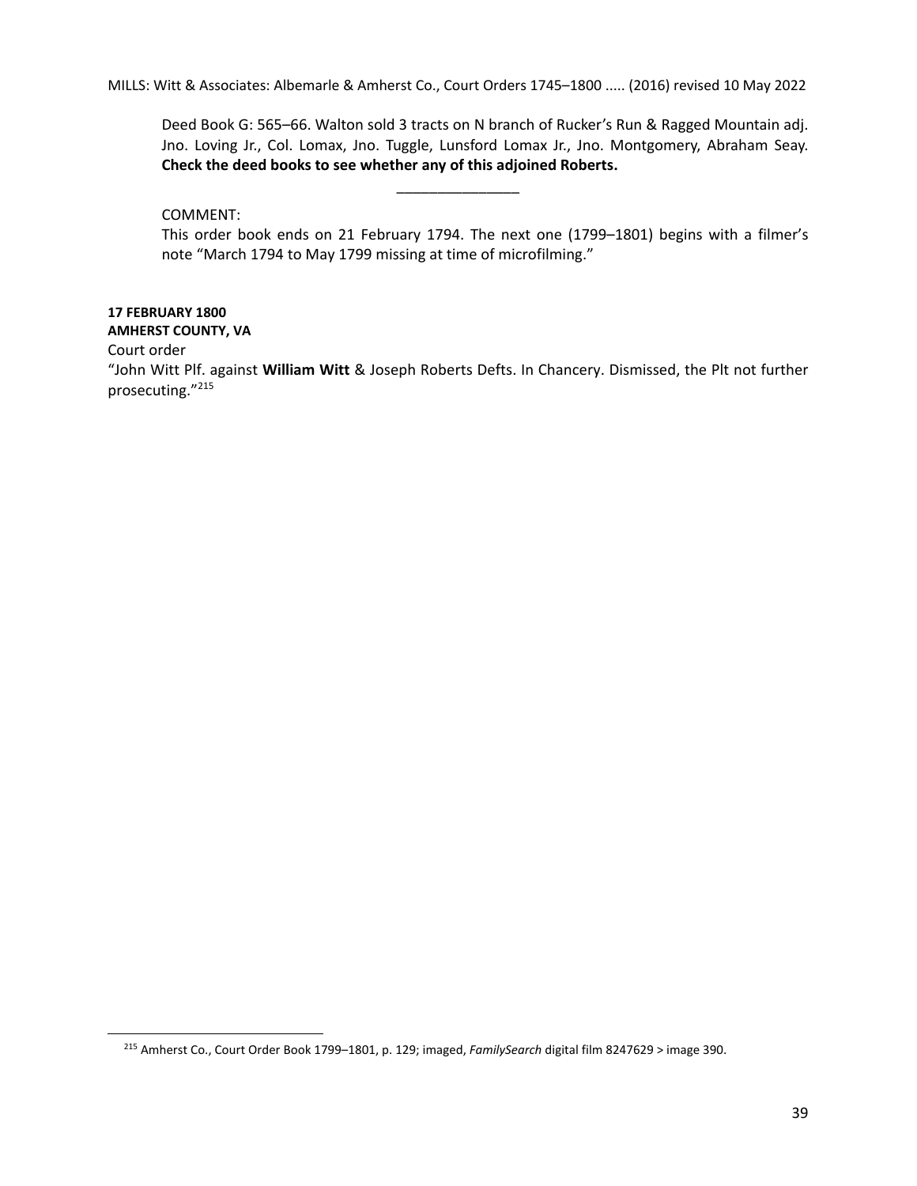Deed Book G: 565–66. Walton sold 3 tracts on N branch of Rucker's Run & Ragged Mountain adj. Jno. Loving Jr., Col. Lomax, Jno. Tuggle, Lunsford Lomax Jr., Jno. Montgomery, Abraham Seay. **Check the deed books to see whether any of this adjoined Roberts.**

_______________

COMMENT:
This order book ends on 21 February 1794. The next one (1799–1801) begins with a filmer's note "March 1794 to May 1799 missing at time of microfilming."

**17 FEBRUARY 1800**
**AMHERST COUNTY, VA**
Court order
"John Witt Plf. against **William Witt** & Joseph Roberts Defts. In Chancery. Dismissed, the Plt not further prosecuting."[215]

[215] Amherst Co., Court Order Book 1799–1801, p. 129; imaged, *FamilySearch* digital film 8247629 > image 390.